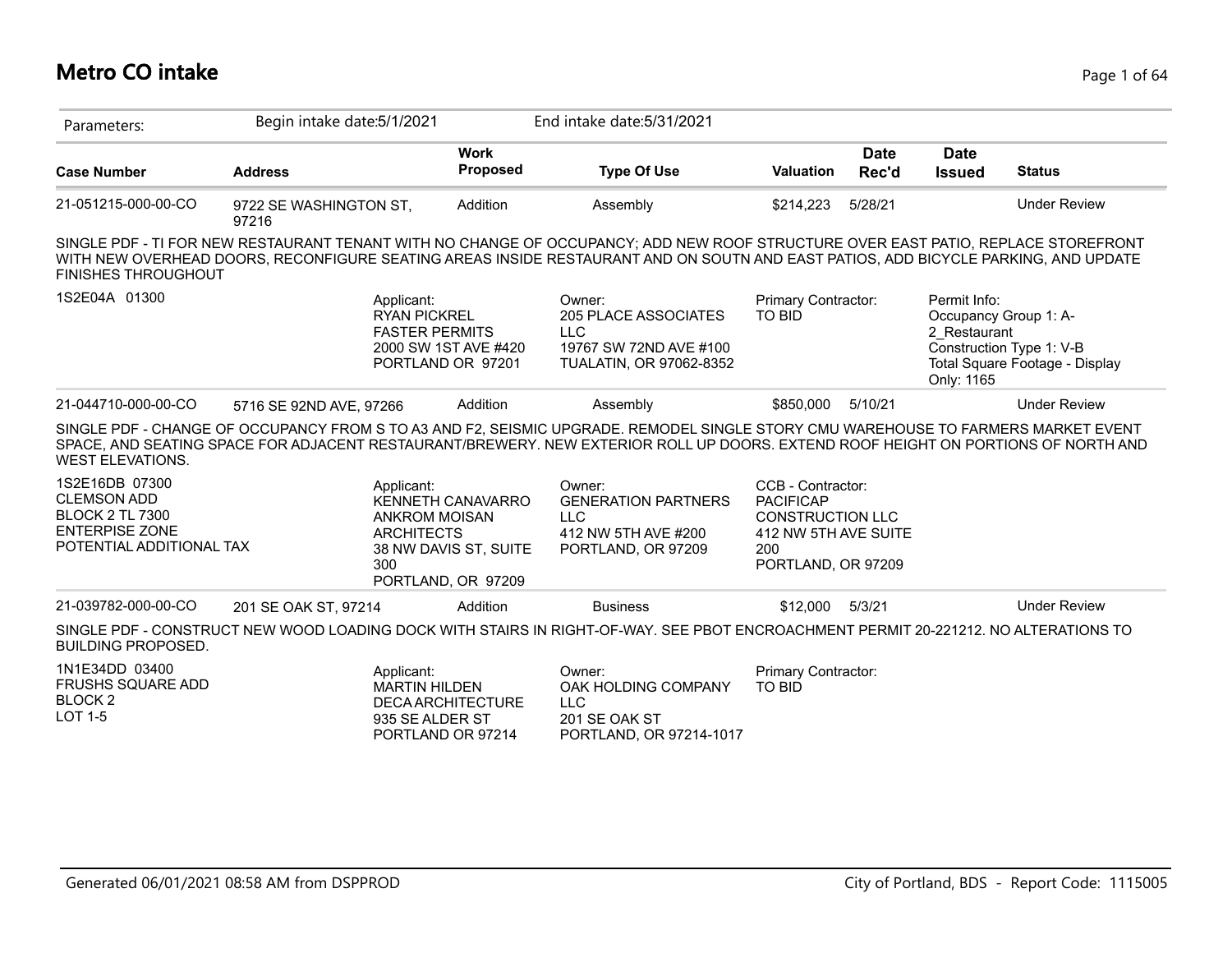# Metro CO intake

Parameters: Begin intake date:5/1/2021 End intake date:5/31/2021

| Case Number | Address | Work Proposed | Type Of Use | Valuation | Date Rec'd | Date Issued | Status |
|---|---|---|---|---|---|---|---|
| 21-051215-000-00-CO | 9722 SE WASHINGTON ST, 97216 | Addition | Assembly | $214,223 | 5/28/21 | | Under Review |

SINGLE PDF - TI FOR NEW RESTAURANT TENANT WITH NO CHANGE OF OCCUPANCY; ADD NEW ROOF STRUCTURE OVER EAST PATIO, REPLACE STOREFRONT WITH NEW OVERHEAD DOORS, RECONFIGURE SEATING AREAS INSIDE RESTAURANT AND ON SOUTN AND EAST PATIOS, ADD BICYCLE PARKING, AND UPDATE FINISHES THROUGHOUT

1S2E04A 01300

Applicant:
RYAN PICKREL
FASTER PERMITS
2000 SW 1ST AVE #420
PORTLAND OR 97201

Owner:
205 PLACE ASSOCIATES LLC
19767 SW 72ND AVE #100
TUALATIN, OR 97062-8352

Primary Contractor:
TO BID

Permit Info:
Occupancy Group 1: A-2_Restaurant
Construction Type 1: V-B
Total Square Footage - Display Only: 1165

| Case Number | Address | Work Proposed | Type Of Use | Valuation | Date Rec'd | Date Issued | Status |
|---|---|---|---|---|---|---|---|
| 21-044710-000-00-CO | 5716 SE 92ND AVE, 97266 | Addition | Assembly | $850,000 | 5/10/21 | | Under Review |

SINGLE PDF - CHANGE OF OCCUPANCY FROM S TO A3 AND F2, SEISMIC UPGRADE. REMODEL SINGLE STORY CMU WAREHOUSE TO FARMERS MARKET EVENT SPACE, AND SEATING SPACE FOR ADJACENT RESTAURANT/BREWERY. NEW EXTERIOR ROLL UP DOORS. EXTEND ROOF HEIGHT ON PORTIONS OF NORTH AND WEST ELEVATIONS.

1S2E16DB 07300
CLEMSON ADD
BLOCK 2 TL 7300
ENTERPISE ZONE
POTENTIAL ADDITIONAL TAX

Applicant:
KENNETH CANAVARRO
ANKROM MOISAN ARCHITECTS
38 NW DAVIS ST, SUITE 300
PORTLAND, OR 97209

Owner:
GENERATION PARTNERS LLC
412 NW 5TH AVE #200
PORTLAND, OR 97209

CCB - Contractor:
PACIFICAP CONSTRUCTION LLC
412 NW 5TH AVE SUITE 200
PORTLAND, OR 97209

| Case Number | Address | Work Proposed | Type Of Use | Valuation | Date Rec'd | Date Issued | Status |
|---|---|---|---|---|---|---|---|
| 21-039782-000-00-CO | 201 SE OAK ST, 97214 | Addition | Business | $12,000 | 5/3/21 | | Under Review |

SINGLE PDF - CONSTRUCT NEW WOOD LOADING DOCK WITH STAIRS IN RIGHT-OF-WAY. SEE PBOT ENCROACHMENT PERMIT 20-221212. NO ALTERATIONS TO BUILDING PROPOSED.

1N1E34DD 03400
FRUSHS SQUARE ADD
BLOCK 2
LOT 1-5

Applicant:
MARTIN HILDEN
DECA ARCHITECTURE
935 SE ALDER ST
PORTLAND OR 97214

Owner:
OAK HOLDING COMPANY LLC
201 SE OAK ST
PORTLAND, OR 97214-1017

Primary Contractor:
TO BID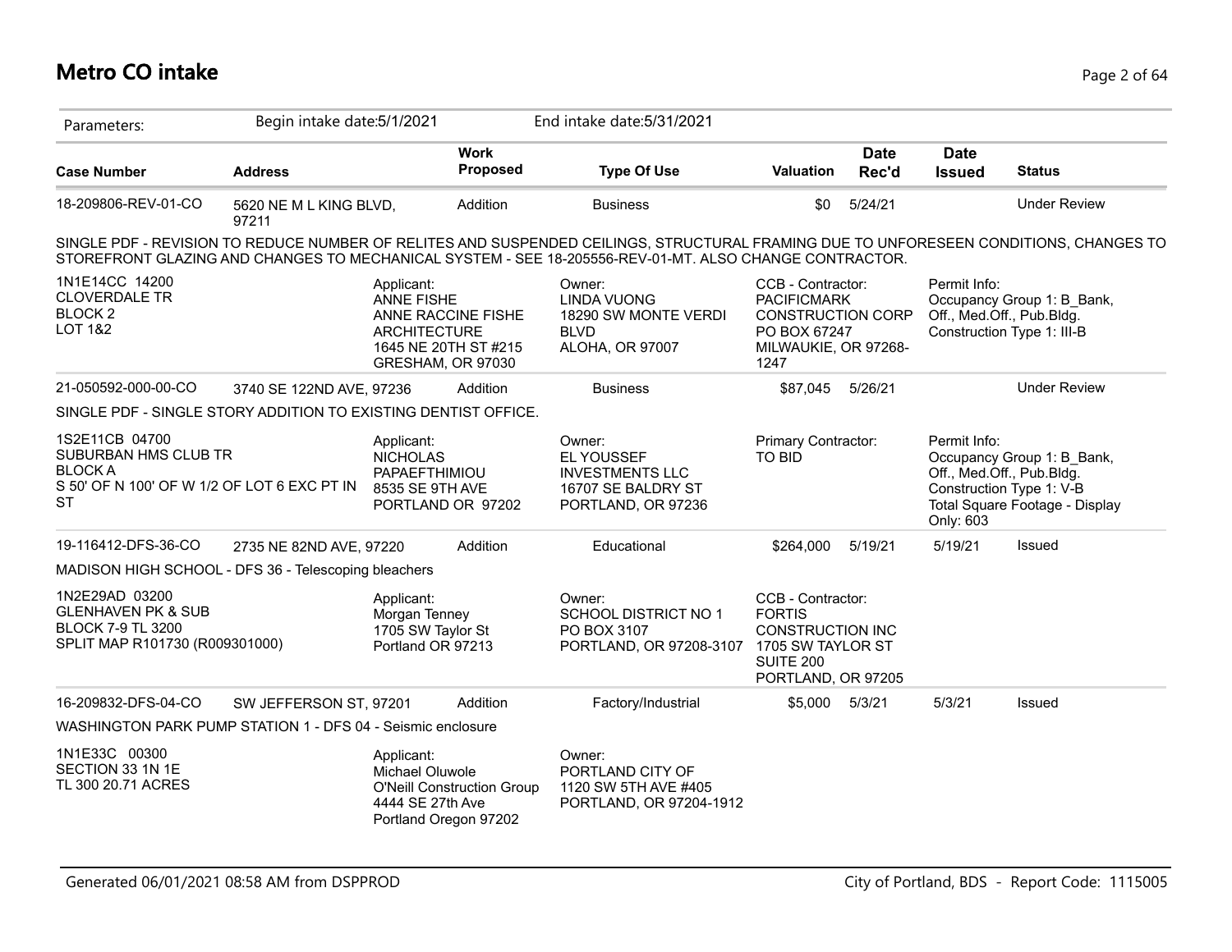# Metro CO intake

Parameters: Begin intake date:5/1/2021 End intake date:5/31/2021

| Case Number | Address | Work Proposed | Type Of Use | Valuation | Date Rec'd | Date Issued | Status |
|---|---|---|---|---|---|---|---|
| 18-209806-REV-01-CO | 5620 NE M L KING BLVD, 97211 | Addition | Business | $0 | 5/24/21 | | Under Review |

SINGLE PDF - REVISION TO REDUCE NUMBER OF RELITES AND SUSPENDED CEILINGS, STRUCTURAL FRAMING DUE TO UNFORESEEN CONDITIONS, CHANGES TO STOREFRONT GLAZING AND CHANGES TO MECHANICAL SYSTEM - SEE 18-205556-REV-01-MT. ALSO CHANGE CONTRACTOR.

1N1E14CC 14200
CLOVERDALE TR
BLOCK 2
LOT 1&2

Applicant:
ANNE FISHE
ANNE RACCINE FISHE ARCHITECTURE
1645 NE 20TH ST #215
GRESHAM, OR 97030

Owner:
LINDA VUONG
18290 SW MONTE VERDI BLVD
ALOHA, OR 97007

CCB - Contractor:
PACIFICMARK CONSTRUCTION CORP
PO BOX 67247
MILWAUKIE, OR 97268-1247

Permit Info:
Occupancy Group 1: B_Bank, Off., Med.Off., Pub.Bldg.
Construction Type 1: III-B

| Case Number | Address | Work Proposed | Type Of Use | Valuation | Date Rec'd | Date Issued | Status |
|---|---|---|---|---|---|---|---|
| 21-050592-000-00-CO | 3740 SE 122ND AVE, 97236 | Addition | Business | $87,045 | 5/26/21 | | Under Review |

SINGLE PDF - SINGLE STORY ADDITION TO EXISTING DENTIST OFFICE.

1S2E11CB 04700
SUBURBAN HMS CLUB TR
BLOCK A
S 50' OF N 100' OF W 1/2 OF LOT 6 EXC PT IN ST

Applicant:
NICHOLAS PAPAEFTHIMIOU
8535 SE 9TH AVE
PORTLAND OR 97202

Owner:
EL YOUSSEF INVESTMENTS LLC
16707 SE BALDRY ST
PORTLAND, OR 97236

Primary Contractor:
TO BID

Permit Info:
Occupancy Group 1: B_Bank, Off., Med.Off., Pub.Bldg.
Construction Type 1: V-B
Total Square Footage - Display Only: 603

| Case Number | Address | Work Proposed | Type Of Use | Valuation | Date Rec'd | Date Issued | Status |
|---|---|---|---|---|---|---|---|
| 19-116412-DFS-36-CO | 2735 NE 82ND AVE, 97220 | Addition | Educational | $264,000 | 5/19/21 | 5/19/21 | Issued |

MADISON HIGH SCHOOL - DFS 36 - Telescoping bleachers

1N2E29AD 03200
GLENHAVEN PK & SUB
BLOCK 7-9 TL 3200
SPLIT MAP R101730 (R009301000)

Applicant:
Morgan Tenney
1705 SW Taylor St
Portland OR 97213

Owner:
SCHOOL DISTRICT NO 1
PO BOX 3107
PORTLAND, OR 97208-3107

CCB - Contractor:
FORTIS CONSTRUCTION INC
1705 SW TAYLOR ST
SUITE 200
PORTLAND, OR 97205

| Case Number | Address | Work Proposed | Type Of Use | Valuation | Date Rec'd | Date Issued | Status |
|---|---|---|---|---|---|---|---|
| 16-209832-DFS-04-CO | SW JEFFERSON ST, 97201 | Addition | Factory/Industrial | $5,000 | 5/3/21 | 5/3/21 | Issued |

WASHINGTON PARK PUMP STATION 1 - DFS 04 - Seismic enclosure

1N1E33C 00300
SECTION 33 1N 1E
TL 300 20.71 ACRES

Applicant:
Michael Oluwole
O'Neill Construction Group
4444 SE 27th Ave
Portland Oregon 97202

Owner:
PORTLAND CITY OF
1120 SW 5TH AVE #405
PORTLAND, OR 97204-1912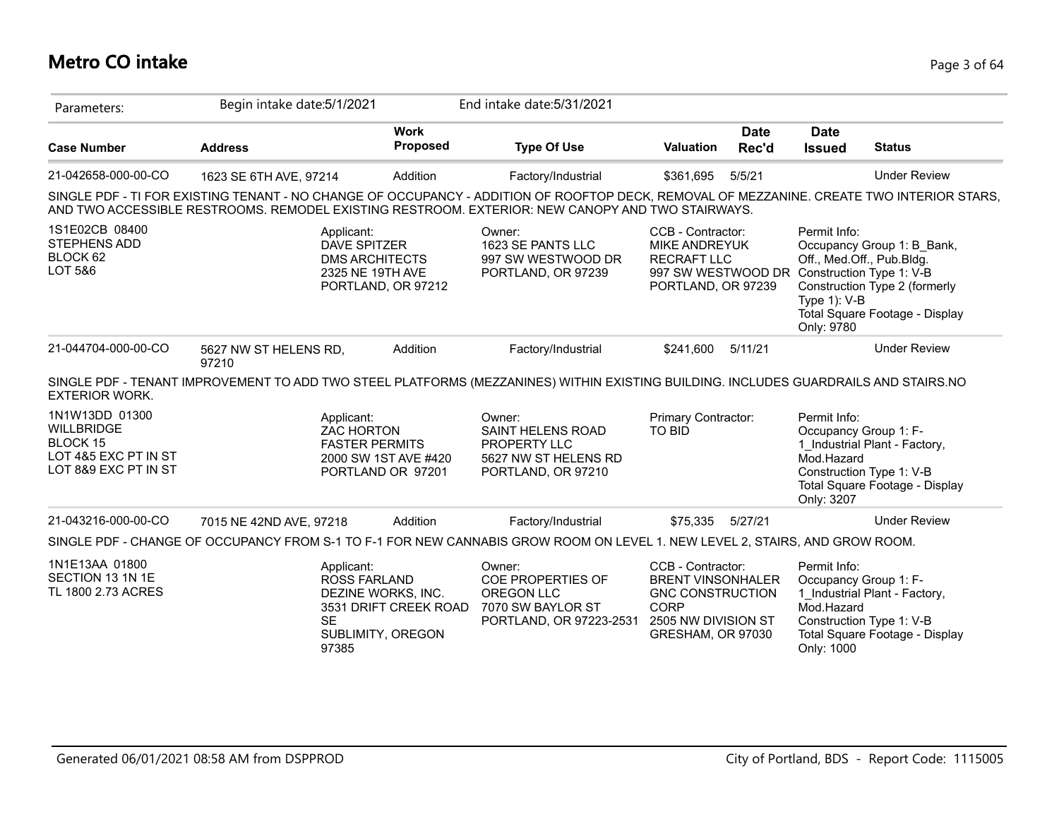# Metro CO intake

Parameters: Begin intake date:5/1/2021 End intake date:5/31/2021

| Case Number | Address | Work Proposed | Type Of Use | Valuation | Date Rec'd | Date Issued | Status |
|---|---|---|---|---|---|---|---|
| 21-042658-000-00-CO | 1623 SE 6TH AVE, 97214 | Addition | Factory/Industrial | $361,695 | 5/5/21 | | Under Review |

SINGLE PDF - TI FOR EXISTING TENANT - NO CHANGE OF OCCUPANCY - ADDITION OF ROOFTOP DECK, REMOVAL OF MEZZANINE. CREATE TWO INTERIOR STARS, AND TWO ACCESSIBLE RESTROOMS. REMODEL EXISTING RESTROOM. EXTERIOR: NEW CANOPY AND TWO STAIRWAYS.

1S1E02CB 08400
STEPHENS ADD
BLOCK 62
LOT 5&6

Applicant:
DAVE SPITZER
DMS ARCHITECTS
2325 NE 19TH AVE
PORTLAND, OR 97212

Owner:
1623 SE PANTS LLC
997 SW WESTWOOD DR
PORTLAND, OR 97239

CCB - Contractor:
MIKE ANDREYUK
RECRAFT LLC
997 SW WESTWOOD DR
PORTLAND, OR 97239

Permit Info:
Occupancy Group 1: B_Bank, Off., Med.Off., Pub.Bldg.
Construction Type 1: V-B
Construction Type 2 (formerly Type 1): V-B
Total Square Footage - Display Only: 9780

| Case Number | Address | Work Proposed | Type Of Use | Valuation | Date Rec'd | Date Issued | Status |
|---|---|---|---|---|---|---|---|
| 21-044704-000-00-CO | 5627 NW ST HELENS RD, 97210 | Addition | Factory/Industrial | $241,600 | 5/11/21 | | Under Review |

SINGLE PDF - TENANT IMPROVEMENT TO ADD TWO STEEL PLATFORMS (MEZZANINES) WITHIN EXISTING BUILDING. INCLUDES GUARDRAILS AND STAIRS.NO EXTERIOR WORK.

1N1W13DD 01300
WILLBRIDGE
BLOCK 15
LOT 4&5 EXC PT IN ST
LOT 8&9 EXC PT IN ST

Applicant:
ZAC HORTON
FASTER PERMITS
2000 SW 1ST AVE #420
PORTLAND OR 97201

Owner:
SAINT HELENS ROAD PROPERTY LLC
5627 NW ST HELENS RD
PORTLAND, OR 97210

Primary Contractor:
TO BID

Permit Info:
Occupancy Group 1: F-1_Industrial Plant - Factory, Mod.Hazard
Construction Type 1: V-B
Total Square Footage - Display Only: 3207

| Case Number | Address | Work Proposed | Type Of Use | Valuation | Date Rec'd | Date Issued | Status |
|---|---|---|---|---|---|---|---|
| 21-043216-000-00-CO | 7015 NE 42ND AVE, 97218 | Addition | Factory/Industrial | $75,335 | 5/27/21 | | Under Review |

SINGLE PDF - CHANGE OF OCCUPANCY FROM S-1 TO F-1 FOR NEW CANNABIS GROW ROOM ON LEVEL 1. NEW LEVEL 2, STAIRS, AND GROW ROOM.

1N1E13AA 01800
SECTION 13 1N 1E
TL 1800 2.73 ACRES

Applicant:
ROSS FARLAND
DEZINE WORKS, INC.
3531 DRIFT CREEK ROAD SE
SUBLIMITY, OREGON 97385

Owner:
COE PROPERTIES OF OREGON LLC
7070 SW BAYLOR ST
PORTLAND, OR 97223-2531

CCB - Contractor:
BRENT VINSONHALER
GNC CONSTRUCTION CORP
2505 NW DIVISION ST
GRESHAM, OR 97030

Permit Info:
Occupancy Group 1: F-1_Industrial Plant - Factory, Mod.Hazard
Construction Type 1: V-B
Total Square Footage - Display Only: 1000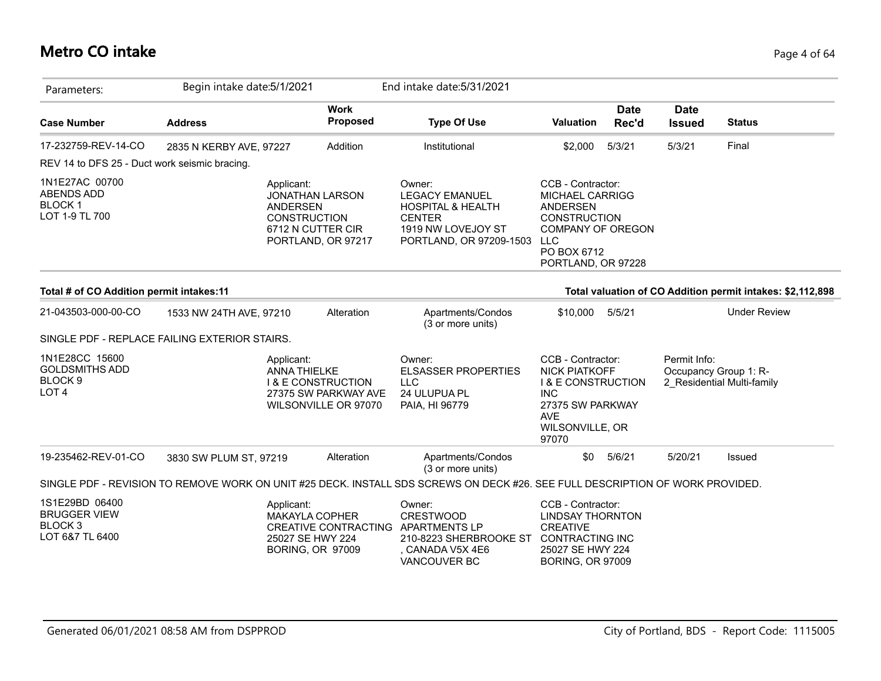# Metro CO intake

Parameters: Begin intake date:5/1/2021 End intake date:5/31/2021

| Case Number | Address | Work Proposed | Type Of Use | Valuation | Date Rec'd | Date Issued | Status |
|---|---|---|---|---|---|---|---|
| 17-232759-REV-14-CO | 2835 N KERBY AVE, 97227 | Addition | Institutional | $2,000 | 5/3/21 | 5/3/21 | Final |

REV 14 to DFS 25 - Duct work seismic bracing.

1N1E27AC 00700
ABENDS ADD
BLOCK 1
LOT 1-9 TL 700

Applicant:
JONATHAN LARSON
ANDERSEN CONSTRUCTION
6712 N CUTTER CIR
PORTLAND, OR 97217

Owner:
LEGACY EMANUEL HOSPITAL & HEALTH CENTER
1919 NW LOVEJOY ST
PORTLAND, OR 97209-1503

CCB - Contractor:
MICHAEL CARRIGG
ANDERSEN CONSTRUCTION COMPANY OF OREGON LLC
PO BOX 6712
PORTLAND, OR 97228

**Total # of CO Addition permit intakes:11**

**Total valuation of CO Addition permit intakes: $2,112,898**

| Case Number | Address | Work Proposed | Type Of Use | Valuation | Date Rec'd | Date Issued | Status |
|---|---|---|---|---|---|---|---|
| 21-043503-000-00-CO | 1533 NW 24TH AVE, 97210 | Alteration | Apartments/Condos (3 or more units) | $10,000 | 5/5/21 | | Under Review |

SINGLE PDF - REPLACE FAILING EXTERIOR STAIRS.

1N1E28CC 15600
GOLDSMITHS ADD
BLOCK 9
LOT 4

Applicant:
ANNA THIELKE
I & E CONSTRUCTION
27375 SW PARKWAY AVE
WILSONVILLE OR 97070

Owner:
ELSASSER PROPERTIES LLC
24 ULUPUA PL
PAIA, HI 96779

CCB - Contractor:
NICK PIATKOFF
I & E CONSTRUCTION INC
27375 SW PARKWAY AVE
WILSONVILLE, OR 97070

Permit Info:
Occupancy Group 1: R-2_Residential Multi-family

| Case Number | Address | Work Proposed | Type Of Use | Valuation | Date Rec'd | Date Issued | Status |
|---|---|---|---|---|---|---|---|
| 19-235462-REV-01-CO | 3830 SW PLUM ST, 97219 | Alteration | Apartments/Condos (3 or more units) | $0 | 5/6/21 | 5/20/21 | Issued |

SINGLE PDF - REVISION TO REMOVE WORK ON UNIT #25 DECK. INSTALL SDS SCREWS ON DECK #26. SEE FULL DESCRIPTION OF WORK PROVIDED.

1S1E29BD 06400
BRUGGER VIEW
BLOCK 3
LOT 6&7 TL 6400

Applicant:
MAKAYLA COPHER
CREATIVE CONTRACTING
25027 SE HWY 224
BORING, OR 97009

Owner:
CRESTWOOD APARTMENTS LP
210-8223 SHERBROOKE ST
, CANADA V5X 4E6
VANCOUVER BC

CCB - Contractor:
LINDSAY THORNTON
CREATIVE CONTRACTING INC
25027 SE HWY 224
BORING, OR 97009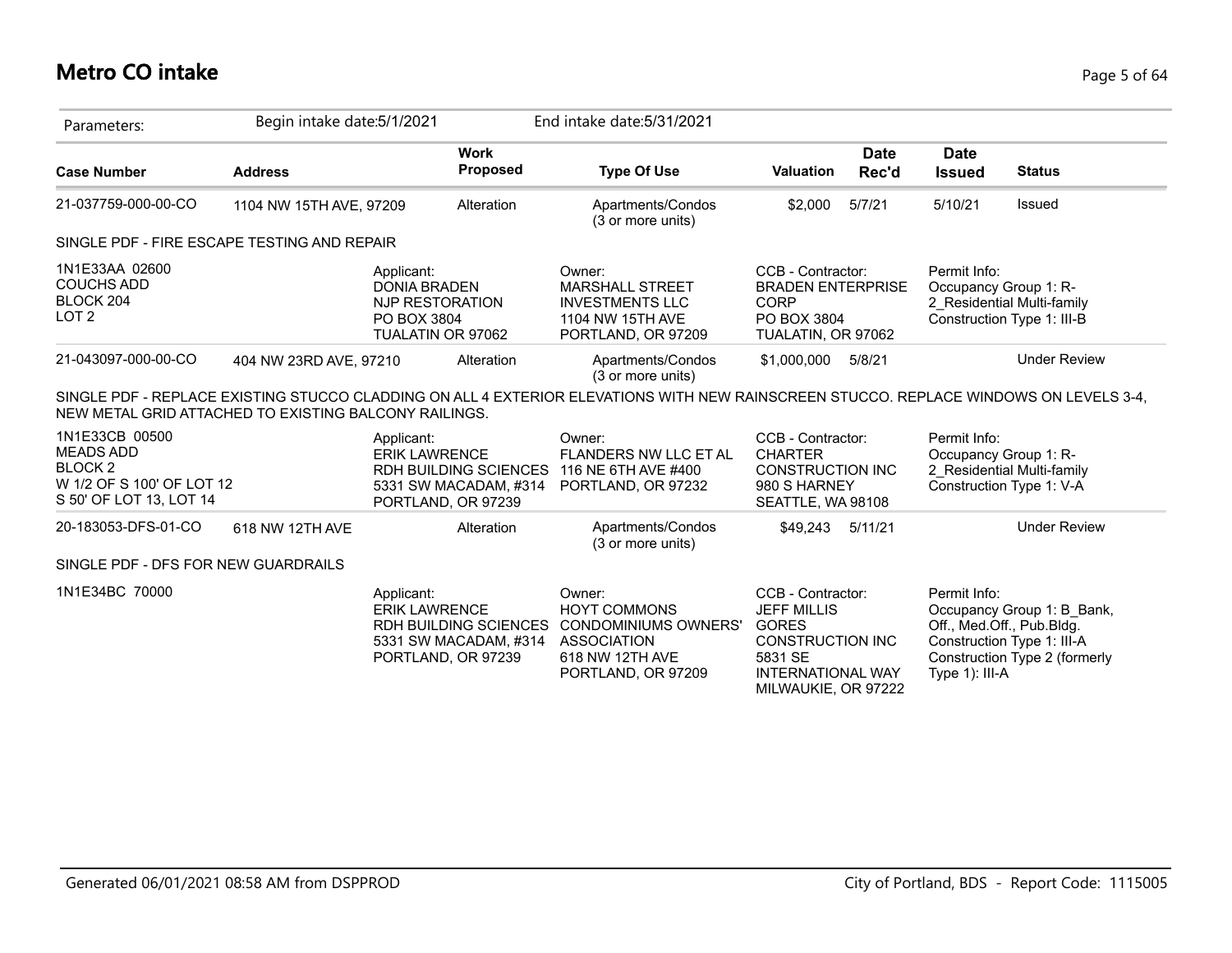# Metro CO intake

Parameters: Begin intake date:5/1/2021 End intake date:5/31/2021

| Case Number | Address | Work Proposed | Type Of Use | Valuation | Date Rec'd | Date Issued | Status |
|---|---|---|---|---|---|---|---|
| 21-037759-000-00-CO | 1104 NW 15TH AVE, 97209 | Alteration | Apartments/Condos (3 or more units) | $2,000 | 5/7/21 | 5/10/21 | Issued |

SINGLE PDF - FIRE ESCAPE TESTING AND REPAIR

| Property | Applicant | Owner | CCB - Contractor | Permit Info |
|---|---|---|---|---|
| 1N1E33AA 02600 COUCHS ADD BLOCK 204 LOT 2 | DONIA BRADEN NJP RESTORATION PO BOX 3804 TUALATIN OR 97062 | MARSHALL STREET INVESTMENTS LLC 1104 NW 15TH AVE PORTLAND, OR 97209 | BRADEN ENTERPRISE CORP PO BOX 3804 TUALATIN, OR 97062 | Occupancy Group 1: R-2_Residential Multi-family Construction Type 1: III-B |

| Case Number | Address | Work Proposed | Type Of Use | Valuation | Date Rec'd | Date Issued | Status |
|---|---|---|---|---|---|---|---|
| 21-043097-000-00-CO | 404 NW 23RD AVE, 97210 | Alteration | Apartments/Condos (3 or more units) | $1,000,000 | 5/8/21 | | Under Review |

SINGLE PDF - REPLACE EXISTING STUCCO CLADDING ON ALL 4 EXTERIOR ELEVATIONS WITH NEW RAINSCREEN STUCCO. REPLACE WINDOWS ON LEVELS 3-4, NEW METAL GRID ATTACHED TO EXISTING BALCONY RAILINGS.

| Property | Applicant | Owner | CCB - Contractor | Permit Info |
|---|---|---|---|---|
| 1N1E33CB 00500 MEADS ADD BLOCK 2 W 1/2 OF S 100' OF LOT 12 S 50' OF LOT 13, LOT 14 | ERIK LAWRENCE RDH BUILDING SCIENCES 5331 SW MACADAM, #314 PORTLAND, OR 97239 | FLANDERS NW LLC ET AL 116 NE 6TH AVE #400 PORTLAND, OR 97232 | CHARTER CONSTRUCTION INC 980 S HARNEY SEATTLE, WA 98108 | Occupancy Group 1: R-2_Residential Multi-family Construction Type 1: V-A |

| Case Number | Address | Work Proposed | Type Of Use | Valuation | Date Rec'd | Date Issued | Status |
|---|---|---|---|---|---|---|---|
| 20-183053-DFS-01-CO | 618 NW 12TH AVE | Alteration | Apartments/Condos (3 or more units) | $49,243 | 5/11/21 | | Under Review |

SINGLE PDF - DFS FOR NEW GUARDRAILS

| Property | Applicant | Owner | CCB - Contractor | Permit Info |
|---|---|---|---|---|
| 1N1E34BC 70000 | ERIK LAWRENCE RDH BUILDING SCIENCES 5331 SW MACADAM, #314 PORTLAND, OR 97239 | HOYT COMMONS CONDOMINIUMS OWNERS' ASSOCIATION 618 NW 12TH AVE PORTLAND, OR 97209 | JEFF MILLIS GORES CONSTRUCTION INC 5831 SE INTERNATIONAL WAY MILWAUKIE, OR 97222 | Occupancy Group 1: B_Bank, Off., Med.Off., Pub.Bldg. Construction Type 1: III-A Construction Type 2 (formerly Type 1): III-A |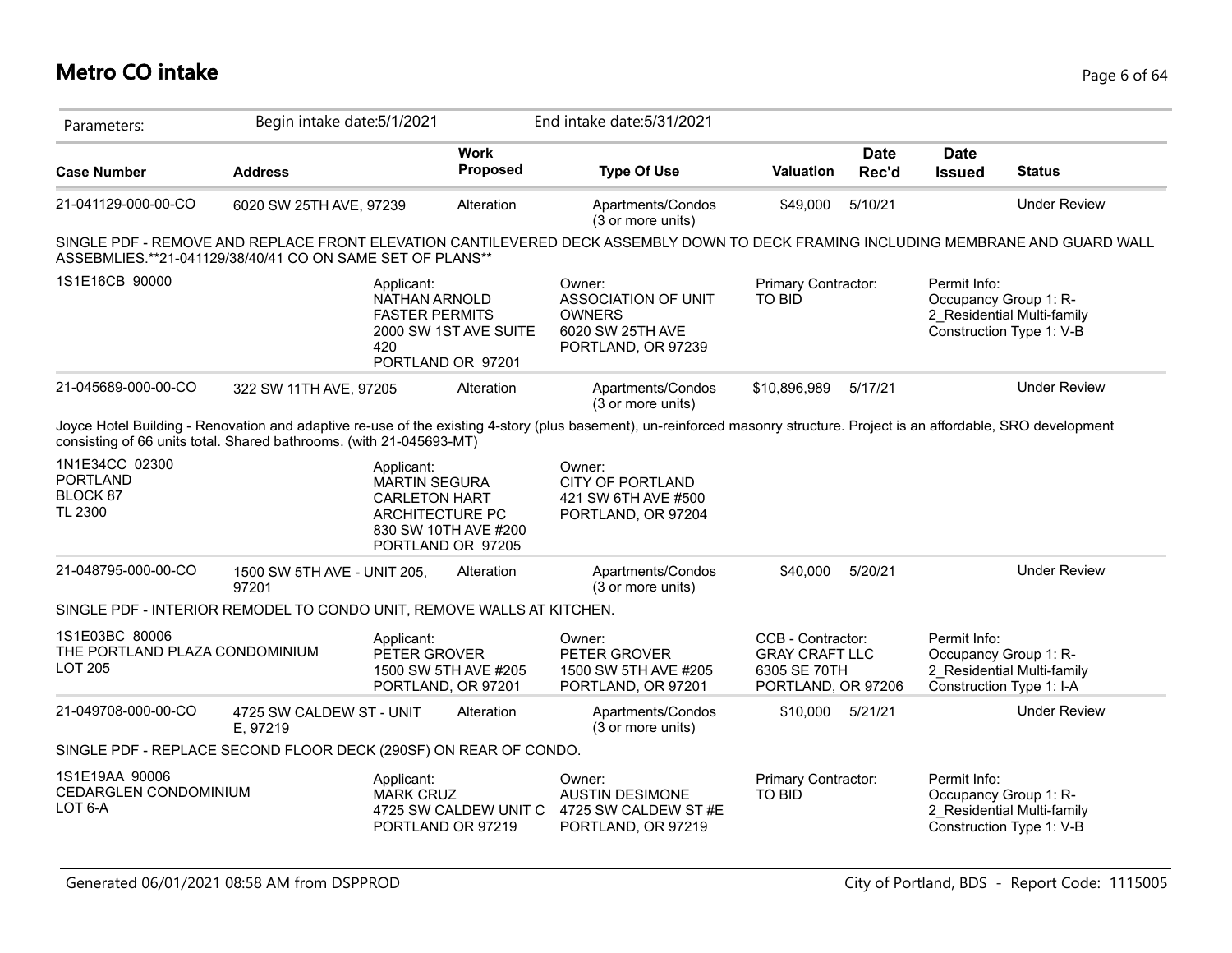# Metro CO intake

| Parameters: | Begin intake date:5/1/2021 | | End intake date:5/31/2021 | | | | |
|---|---|---|---|---|---|---|---|
| **Case Number** | **Address** | **Work Proposed** | **Type Of Use** | **Valuation** | **Date Rec'd** | **Date Issued** | **Status** |
| 21-041129-000-00-CO | 6020 SW 25TH AVE, 97239 | Alteration | Apartments/Condos (3 or more units) | $49,000 | 5/10/21 | | Under Review |

SINGLE PDF - REMOVE AND REPLACE FRONT ELEVATION CANTILEVERED DECK ASSEMBLY DOWN TO DECK FRAMING INCLUDING MEMBRANE AND GUARD WALL ASSEBMLIES.**21-041129/38/40/41 CO ON SAME SET OF PLANS**

| | | | | |
|---|---|---|---|---|
| 1S1E16CB 90000 | Applicant:<br>NATHAN ARNOLD<br>FASTER PERMITS<br>2000 SW 1ST AVE SUITE 420<br>PORTLAND OR 97201 | Owner:<br>ASSOCIATION OF UNIT OWNERS<br>6020 SW 25TH AVE<br>PORTLAND, OR 97239 | Primary Contractor:<br>TO BID | Permit Info:<br>Occupancy Group 1: R-2_Residential Multi-family<br>Construction Type 1: V-B |

| Case Number | Address | Work Proposed | Type Of Use | Valuation | Date Rec'd | Date Issued | Status |
|---|---|---|---|---|---|---|---|
| 21-045689-000-00-CO | 322 SW 11TH AVE, 97205 | Alteration | Apartments/Condos (3 or more units) | $10,896,989 | 5/17/21 | | Under Review |

Joyce Hotel Building - Renovation and adaptive re-use of the existing 4-story (plus basement), un-reinforced masonry structure. Project is an affordable, SRO development consisting of 66 units total. Shared bathrooms. (with 21-045693-MT)

| | | | | |
|---|---|---|---|---|
| 1N1E34CC 02300<br>PORTLAND<br>BLOCK 87<br>TL 2300 | Applicant:<br>MARTIN SEGURA<br>CARLETON HART ARCHITECTURE PC<br>830 SW 10TH AVE #200<br>PORTLAND OR 97205 | Owner:<br>CITY OF PORTLAND<br>421 SW 6TH AVE #500<br>PORTLAND, OR 97204 | | |

| Case Number | Address | Work Proposed | Type Of Use | Valuation | Date Rec'd | Date Issued | Status |
|---|---|---|---|---|---|---|---|
| 21-048795-000-00-CO | 1500 SW 5TH AVE - UNIT 205, 97201 | Alteration | Apartments/Condos (3 or more units) | $40,000 | 5/20/21 | | Under Review |

SINGLE PDF - INTERIOR REMODEL TO CONDO UNIT, REMOVE WALLS AT KITCHEN.

| | | | | |
|---|---|---|---|---|
| 1S1E03BC 80006<br>THE PORTLAND PLAZA CONDOMINIUM<br>LOT 205 | Applicant:<br>PETER GROVER<br>1500 SW 5TH AVE #205<br>PORTLAND, OR 97201 | Owner:<br>PETER GROVER<br>1500 SW 5TH AVE #205<br>PORTLAND, OR 97201 | CCB - Contractor:<br>GRAY CRAFT LLC<br>6305 SE 70TH<br>PORTLAND, OR 97206 | Permit Info:<br>Occupancy Group 1: R-2_Residential Multi-family<br>Construction Type 1: I-A |

| Case Number | Address | Work Proposed | Type Of Use | Valuation | Date Rec'd | Date Issued | Status |
|---|---|---|---|---|---|---|---|
| 21-049708-000-00-CO | 4725 SW CALDEW ST - UNIT E, 97219 | Alteration | Apartments/Condos (3 or more units) | $10,000 | 5/21/21 | | Under Review |

SINGLE PDF - REPLACE SECOND FLOOR DECK (290SF) ON REAR OF CONDO.

| | | | | |
|---|---|---|---|---|
| 1S1E19AA 90006<br>CEDARGLEN CONDOMINIUM<br>LOT 6-A | Applicant:<br>MARK CRUZ<br>4725 SW CALDEW UNIT C<br>PORTLAND OR 97219 | Owner:<br>AUSTIN DESIMONE<br>4725 SW CALDEW ST #E<br>PORTLAND, OR 97219 | Primary Contractor:<br>TO BID | Permit Info:<br>Occupancy Group 1: R-2_Residential Multi-family<br>Construction Type 1: V-B |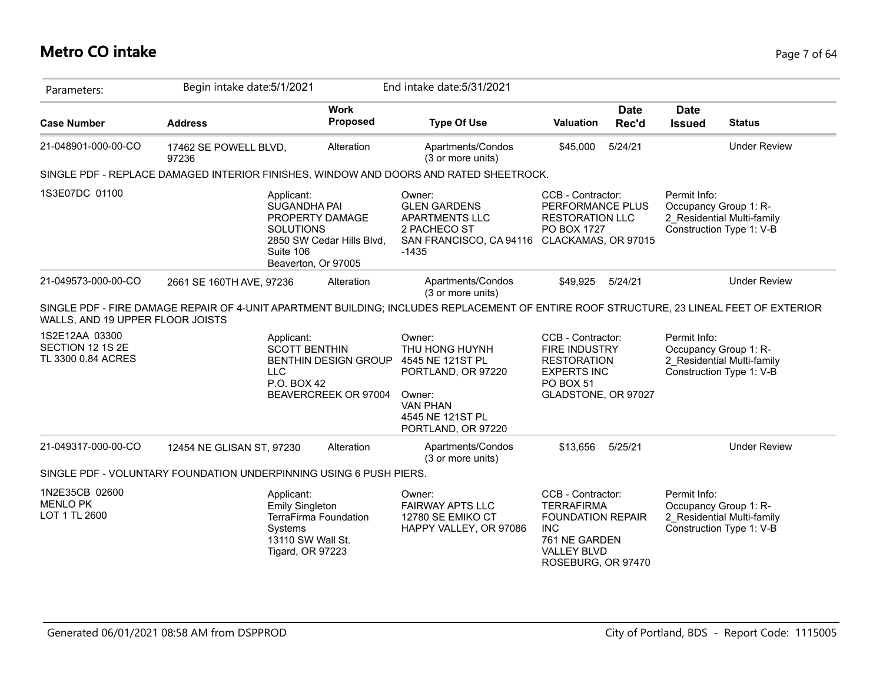# Metro CO intake

| Parameters: | Begin intake date:5/1/2021 | | End intake date:5/31/2021 | | | | |
|---|---|---|---|---|---|---|---|
| **Case Number** | **Address** | **Work Proposed** | **Type Of Use** | **Valuation** | **Date Rec'd** | **Date Issued** | **Status** |
| 21-048901-000-00-CO | 17462 SE POWELL BLVD, 97236 | Alteration | Apartments/Condos (3 or more units) | $45,000 | 5/24/21 | | Under Review |

SINGLE PDF - REPLACE DAMAGED INTERIOR FINISHES, WINDOW AND DOORS AND RATED SHEETROCK.

| | | | | |
|---|---|---|---|---|
| 1S3E07DC 01100 | Applicant: SUGANDHA PAI PROPERTY DAMAGE SOLUTIONS 2850 SW Cedar Hills Blvd, Suite 106 Beaverton, Or 97005 | Owner: GLEN GARDENS APARTMENTS LLC 2 PACHECO ST SAN FRANCISCO, CA 94116 -1435 | CCB - Contractor: PERFORMANCE PLUS RESTORATION LLC PO BOX 1727 CLACKAMAS, OR 97015 | Permit Info: Occupancy Group 1: R-2_Residential Multi-family Construction Type 1: V-B |

| Case Number | Address | Work Proposed | Type Of Use | Valuation | Date Rec'd | Date Issued | Status |
|---|---|---|---|---|---|---|---|
| 21-049573-000-00-CO | 2661 SE 160TH AVE, 97236 | Alteration | Apartments/Condos (3 or more units) | $49,925 | 5/24/21 | | Under Review |

SINGLE PDF - FIRE DAMAGE REPAIR OF 4-UNIT APARTMENT BUILDING; INCLUDES REPLACEMENT OF ENTIRE ROOF STRUCTURE, 23 LINEAL FEET OF EXTERIOR WALLS, AND 19 UPPER FLOOR JOISTS

| | | | | |
|---|---|---|---|---|
| 1S2E12AA 03300 SECTION 12 1S 2E TL 3300 0.84 ACRES | Applicant: SCOTT BENTHIN BENTHIN DESIGN GROUP LLC P.O. BOX 42 BEAVERCREEK OR 97004 | Owner: THU HONG HUYNH 4545 NE 121ST PL PORTLAND, OR 97220<br>Owner: VAN PHAN 4545 NE 121ST PL PORTLAND, OR 97220 | CCB - Contractor: FIRE INDUSTRY RESTORATION EXPERTS INC PO BOX 51 GLADSTONE, OR 97027 | Permit Info: Occupancy Group 1: R-2_Residential Multi-family Construction Type 1: V-B |

| Case Number | Address | Work Proposed | Type Of Use | Valuation | Date Rec'd | Date Issued | Status |
|---|---|---|---|---|---|---|---|
| 21-049317-000-00-CO | 12454 NE GLISAN ST, 97230 | Alteration | Apartments/Condos (3 or more units) | $13,656 | 5/25/21 | | Under Review |

SINGLE PDF - VOLUNTARY FOUNDATION UNDERPINNING USING 6 PUSH PIERS.

| | | | | |
|---|---|---|---|---|
| 1N2E35CB 02600 MENLO PK LOT 1 TL 2600 | Applicant: Emily Singleton TerraFirma Foundation Systems 13110 SW Wall St. Tigard, OR 97223 | Owner: FAIRWAY APTS LLC 12780 SE EMIKO CT HAPPY VALLEY, OR 97086 | CCB - Contractor: TERRAFIRMA FOUNDATION REPAIR INC 761 NE GARDEN VALLEY BLVD ROSEBURG, OR 97470 | Permit Info: Occupancy Group 1: R-2_Residential Multi-family Construction Type 1: V-B |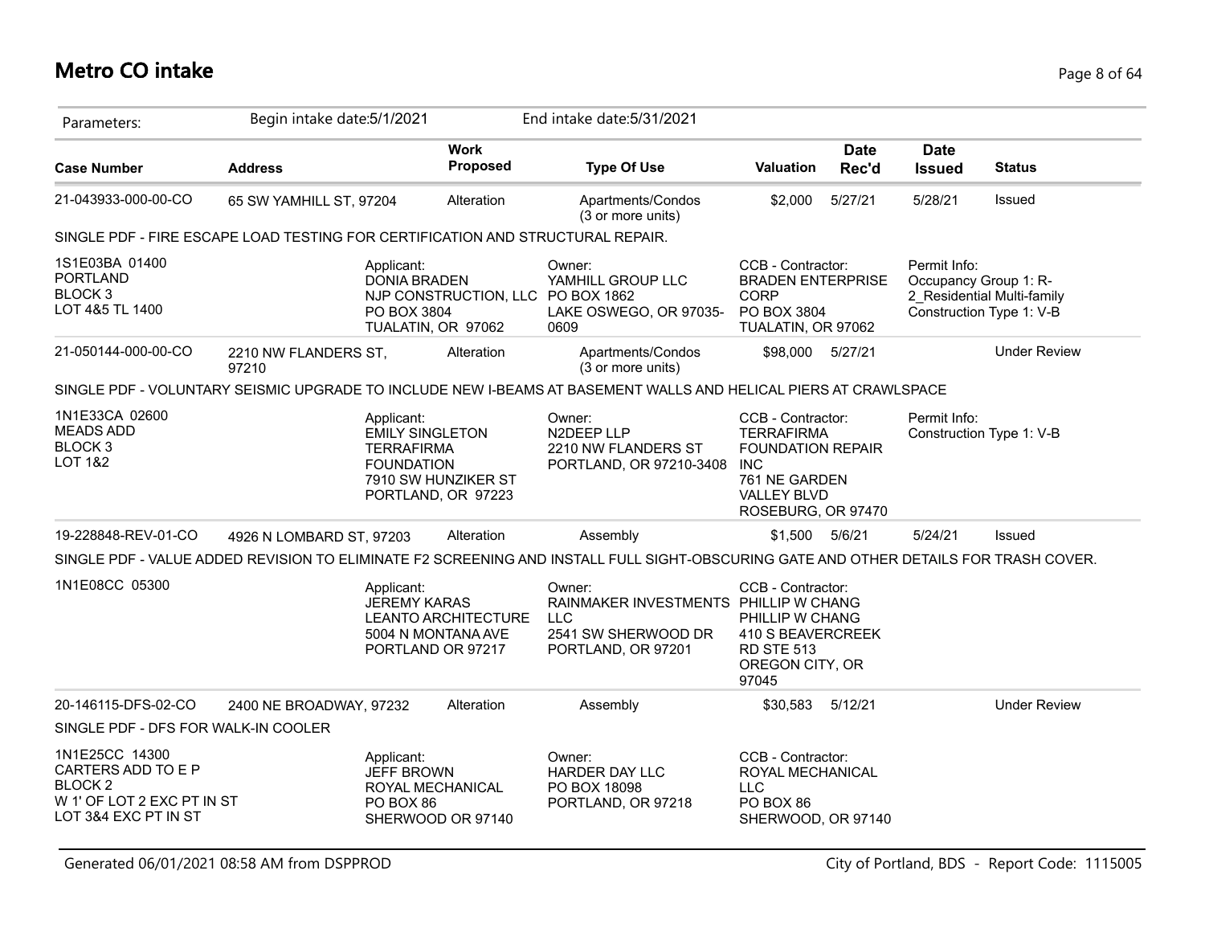# Metro CO intake

Parameters: Begin intake date:5/1/2021 End intake date:5/31/2021

| Case Number | Address | Work Proposed | Type Of Use | Valuation | Date Rec'd | Date Issued | Status |
|---|---|---|---|---|---|---|---|
| 21-043933-000-00-CO | 65 SW YAMHILL ST, 97204 | Alteration | Apartments/Condos (3 or more units) | $2,000 | 5/27/21 | 5/28/21 | Issued |

SINGLE PDF - FIRE ESCAPE LOAD TESTING FOR CERTIFICATION AND STRUCTURAL REPAIR.

1S1E03BA 01400
PORTLAND
BLOCK 3
LOT 4&5 TL 1400

Applicant:
DONIA BRADEN
NJP CONSTRUCTION, LLC
PO BOX 3804
TUALATIN, OR 97062

Owner:
YAMHILL GROUP LLC
PO BOX 1862
LAKE OSWEGO, OR 97035-0609

CCB - Contractor:
BRADEN ENTERPRISE CORP
PO BOX 3804
TUALATIN, OR 97062

Permit Info:
Occupancy Group 1: R-2_Residential Multi-family
Construction Type 1: V-B

| Case Number | Address | Work Proposed | Type Of Use | Valuation | Date Rec'd | Date Issued | Status |
|---|---|---|---|---|---|---|---|
| 21-050144-000-00-CO | 2210 NW FLANDERS ST, 97210 | Alteration | Apartments/Condos (3 or more units) | $98,000 | 5/27/21 | | Under Review |

SINGLE PDF - VOLUNTARY SEISMIC UPGRADE TO INCLUDE NEW I-BEAMS AT BASEMENT WALLS AND HELICAL PIERS AT CRAWLSPACE

1N1E33CA 02600
MEADS ADD
BLOCK 3
LOT 1&2

Applicant:
EMILY SINGLETON
TERRAFIRMA FOUNDATION
7910 SW HUNZIKER ST
PORTLAND, OR 97223

Owner:
N2DEEP LLP
2210 NW FLANDERS ST
PORTLAND, OR 97210-3408

CCB - Contractor:
TERRAFIRMA FOUNDATION REPAIR INC
761 NE GARDEN VALLEY BLVD
ROSEBURG, OR 97470

Permit Info:
Construction Type 1: V-B

| Case Number | Address | Work Proposed | Type Of Use | Valuation | Date Rec'd | Date Issued | Status |
|---|---|---|---|---|---|---|---|
| 19-228848-REV-01-CO | 4926 N LOMBARD ST, 97203 | Alteration | Assembly | $1,500 | 5/6/21 | 5/24/21 | Issued |

SINGLE PDF - VALUE ADDED REVISION TO ELIMINATE F2 SCREENING AND INSTALL FULL SIGHT-OBSCURING GATE AND OTHER DETAILS FOR TRASH COVER.

1N1E08CC 05300

Applicant:
JEREMY KARAS
LEANTO ARCHITECTURE
5004 N MONTANA AVE
PORTLAND OR 97217

Owner:
RAINMAKER INVESTMENTS LLC
2541 SW SHERWOOD DR
PORTLAND, OR 97201

CCB - Contractor:
PHILLIP W CHANG
PHILLIP W CHANG
410 S BEAVERCREEK RD STE 513
OREGON CITY, OR 97045

| Case Number | Address | Work Proposed | Type Of Use | Valuation | Date Rec'd | Date Issued | Status |
|---|---|---|---|---|---|---|---|
| 20-146115-DFS-02-CO | 2400 NE BROADWAY, 97232 | Alteration | Assembly | $30,583 | 5/12/21 | | Under Review |

SINGLE PDF - DFS FOR WALK-IN COOLER

1N1E25CC 14300
CARTERS ADD TO E P
BLOCK 2
W 1' OF LOT 2 EXC PT IN ST
LOT 3&4 EXC PT IN ST

Applicant:
JEFF BROWN
ROYAL MECHANICAL
PO BOX 86
SHERWOOD OR 97140

Owner:
HARDER DAY LLC
PO BOX 18098
PORTLAND, OR 97218

CCB - Contractor:
ROYAL MECHANICAL LLC
PO BOX 86
SHERWOOD, OR 97140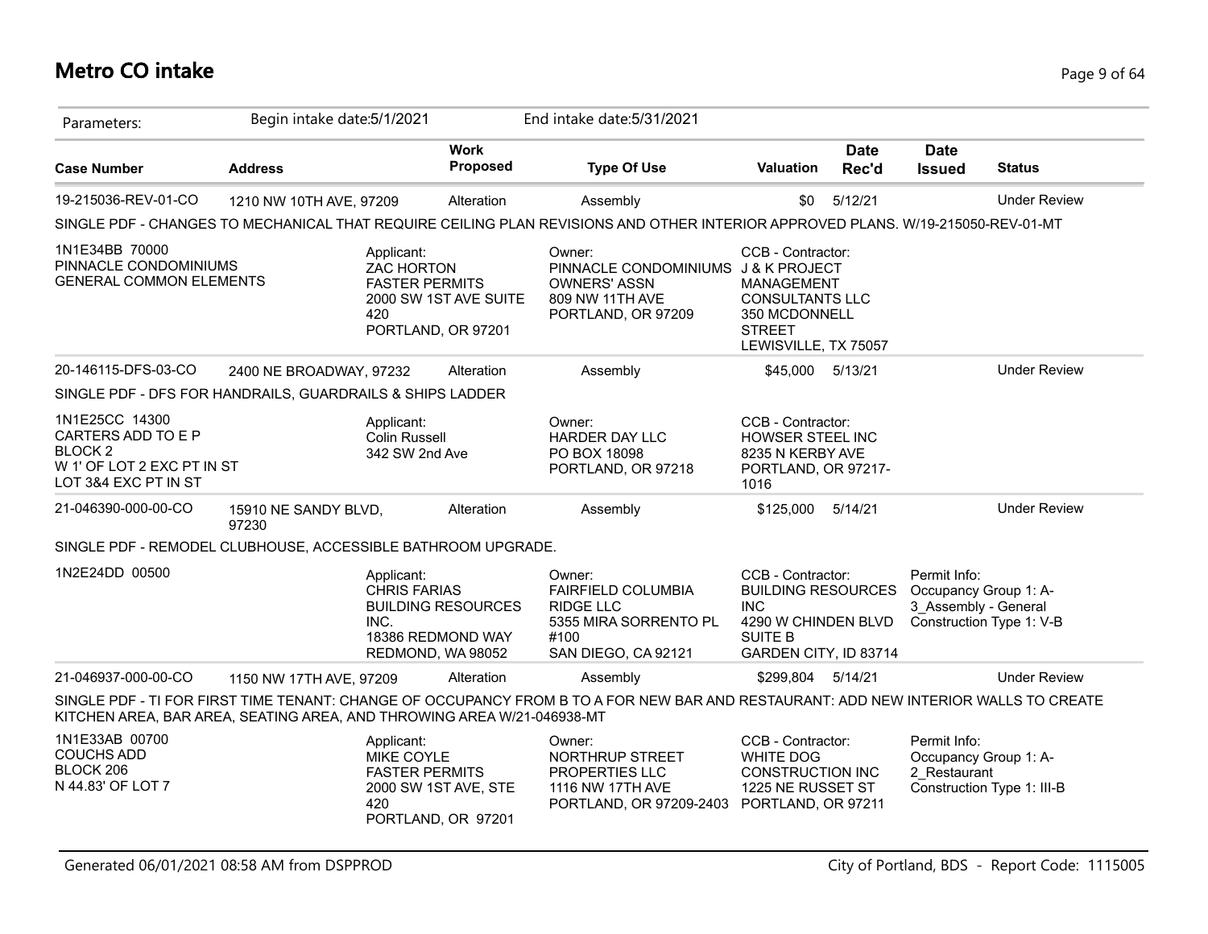# Metro CO intake

| Parameters: | Begin intake date:5/1/2021 | | End intake date:5/31/2021 | | | | |
|---|---|---|---|---|---|---|---|
| **Case Number** | **Address** | **Work Proposed** | **Type Of Use** | **Valuation** | **Date Rec'd** | **Date Issued** | **Status** |
| 19-215036-REV-01-CO | 1210 NW 10TH AVE, 97209 | Alteration | Assembly | $0 | 5/12/21 | | Under Review |

SINGLE PDF - CHANGES TO MECHANICAL THAT REQUIRE CEILING PLAN REVISIONS AND OTHER INTERIOR APPROVED PLANS. W/19-215050-REV-01-MT

1N1E34BB 70000
PINNACLE CONDOMINIUMS
GENERAL COMMON ELEMENTS

Applicant:
ZAC HORTON
FASTER PERMITS
2000 SW 1ST AVE SUITE 420
PORTLAND, OR 97201

Owner:
PINNACLE CONDOMINIUMS OWNERS' ASSN
809 NW 11TH AVE
PORTLAND, OR 97209

CCB - Contractor:
J & K PROJECT MANAGEMENT CONSULTANTS LLC
350 MCDONNELL STREET
LEWISVILLE, TX 75057

| Case Number | Address | Work Proposed | Type Of Use | Valuation | Date Rec'd | Date Issued | Status |
|---|---|---|---|---|---|---|---|
| 20-146115-DFS-03-CO | 2400 NE BROADWAY, 97232 | Alteration | Assembly | $45,000 | 5/13/21 | | Under Review |

SINGLE PDF - DFS FOR HANDRAILS, GUARDRAILS & SHIPS LADDER

1N1E25CC 14300
CARTERS ADD TO E P
BLOCK 2
W 1' OF LOT 2 EXC PT IN ST
LOT 3&4 EXC PT IN ST

Applicant:
Colin Russell
342 SW 2nd Ave

Owner:
HARDER DAY LLC
PO BOX 18098
PORTLAND, OR 97218

CCB - Contractor:
HOWSER STEEL INC
8235 N KERBY AVE
PORTLAND, OR 97217-1016

| Case Number | Address | Work Proposed | Type Of Use | Valuation | Date Rec'd | Date Issued | Status |
|---|---|---|---|---|---|---|---|
| 21-046390-000-00-CO | 15910 NE SANDY BLVD, 97230 | Alteration | Assembly | $125,000 | 5/14/21 | | Under Review |

SINGLE PDF - REMODEL CLUBHOUSE, ACCESSIBLE BATHROOM UPGRADE.

1N2E24DD 00500

Applicant:
CHRIS FARIAS
BUILDING RESOURCES INC.
18386 REDMOND WAY
REDMOND, WA 98052

Owner:
FAIRFIELD COLUMBIA RIDGE LLC
5355 MIRA SORRENTO PL #100
SAN DIEGO, CA 92121

CCB - Contractor:
BUILDING RESOURCES INC
4290 W CHINDEN BLVD SUITE B
GARDEN CITY, ID 83714

Permit Info:
Occupancy Group 1: A-3_Assembly - General
Construction Type 1: V-B

| Case Number | Address | Work Proposed | Type Of Use | Valuation | Date Rec'd | Date Issued | Status |
|---|---|---|---|---|---|---|---|
| 21-046937-000-00-CO | 1150 NW 17TH AVE, 97209 | Alteration | Assembly | $299,804 | 5/14/21 | | Under Review |

SINGLE PDF - TI FOR FIRST TIME TENANT: CHANGE OF OCCUPANCY FROM B TO A FOR NEW BAR AND RESTAURANT: ADD NEW INTERIOR WALLS TO CREATE KITCHEN AREA, BAR AREA, SEATING AREA, AND THROWING AREA W/21-046938-MT

1N1E33AB 00700
COUCHS ADD
BLOCK 206
N 44.83' OF LOT 7

Applicant:
MIKE COYLE
FASTER PERMITS
2000 SW 1ST AVE, STE 420
PORTLAND, OR 97201

Owner:
NORTHRUP STREET PROPERTIES LLC
1116 NW 17TH AVE
PORTLAND, OR 97209-2403

CCB - Contractor:
WHITE DOG CONSTRUCTION INC
1225 NE RUSSET ST
PORTLAND, OR 97211

Permit Info:
Occupancy Group 1: A-2_Restaurant
Construction Type 1: III-B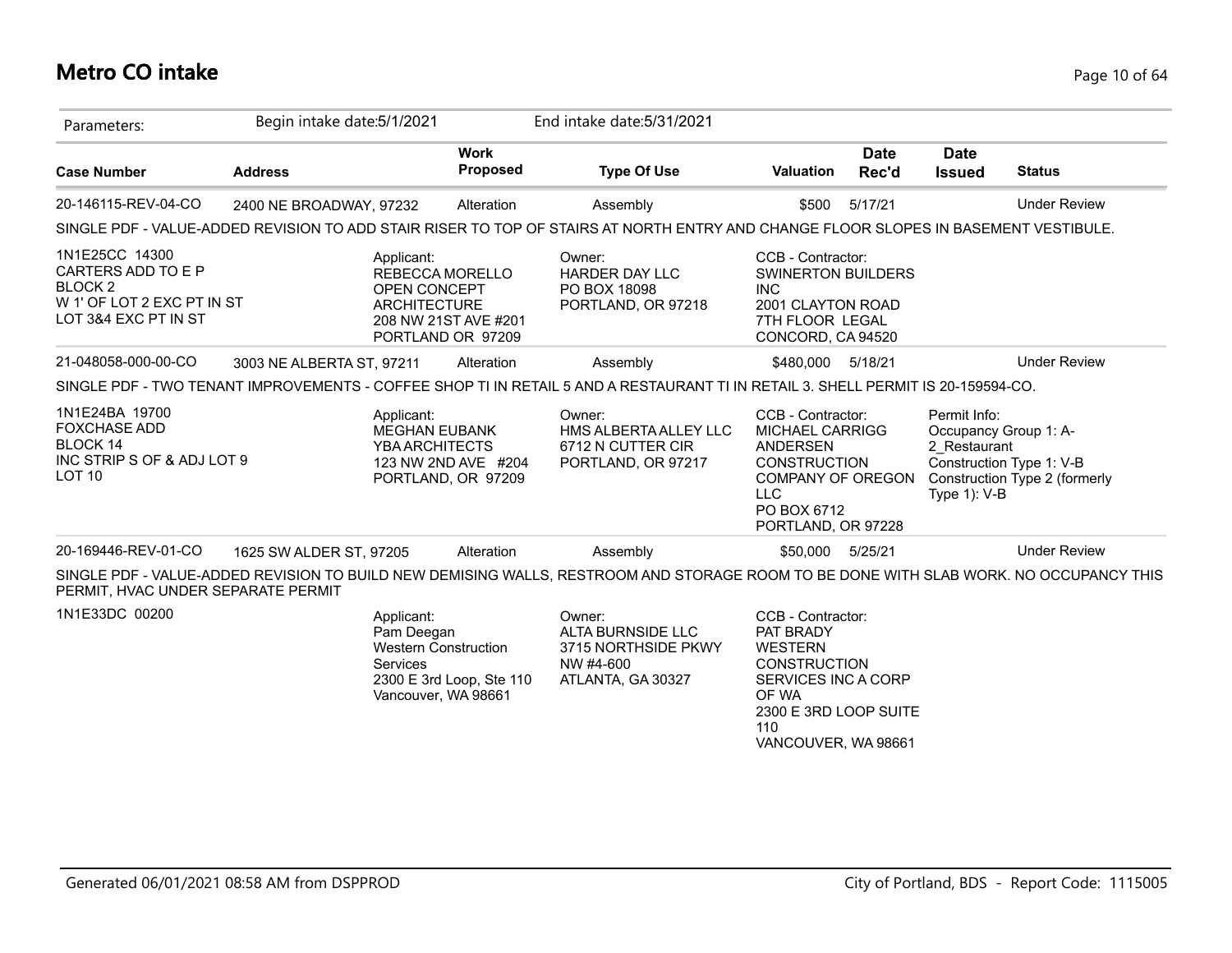# Metro CO intake

Parameters: Begin intake date:5/1/2021 End intake date:5/31/2021

| Case Number | Address | Work Proposed | Type Of Use | Valuation | Date Rec'd | Date Issued | Status |
|---|---|---|---|---|---|---|---|
| 20-146115-REV-04-CO | 2400 NE BROADWAY, 97232 | Alteration | Assembly | $500 | 5/17/21 | | Under Review |

SINGLE PDF - VALUE-ADDED REVISION TO ADD STAIR RISER TO TOP OF STAIRS AT NORTH ENTRY AND CHANGE FLOOR SLOPES IN BASEMENT VESTIBULE.

1N1E25CC 14300
CARTERS ADD TO E P
BLOCK 2
W 1' OF LOT 2 EXC PT IN ST
LOT 3&4 EXC PT IN ST

Applicant:
REBECCA MORELLO
OPEN CONCEPT
ARCHITECTURE
208 NW 21ST AVE #201
PORTLAND OR 97209

Owner:
HARDER DAY LLC
PO BOX 18098
PORTLAND, OR 97218

CCB - Contractor:
SWINERTON BUILDERS
INC
2001 CLAYTON ROAD
7TH FLOOR LEGAL
CONCORD, CA 94520

| Case Number | Address | Work Proposed | Type Of Use | Valuation | Date Rec'd | Date Issued | Status |
|---|---|---|---|---|---|---|---|
| 21-048058-000-00-CO | 3003 NE ALBERTA ST, 97211 | Alteration | Assembly | $480,000 | 5/18/21 | | Under Review |

SINGLE PDF - TWO TENANT IMPROVEMENTS - COFFEE SHOP TI IN RETAIL 5 AND A RESTAURANT TI IN RETAIL 3. SHELL PERMIT IS 20-159594-CO.

1N1E24BA 19700
FOXCHASE ADD
BLOCK 14
INC STRIP S OF & ADJ LOT 9
LOT 10

Applicant:
MEGHAN EUBANK
YBA ARCHITECTS
123 NW 2ND AVE #204
PORTLAND, OR 97209

Owner:
HMS ALBERTA ALLEY LLC
6712 N CUTTER CIR
PORTLAND, OR 97217

CCB - Contractor:
MICHAEL CARRIGG
ANDERSEN
CONSTRUCTION
COMPANY OF OREGON
LLC
PO BOX 6712
PORTLAND, OR 97228

Permit Info:
Occupancy Group 1: A-2_Restaurant
Construction Type 1: V-B
Construction Type 2 (formerly Type 1): V-B

| Case Number | Address | Work Proposed | Type Of Use | Valuation | Date Rec'd | Date Issued | Status |
|---|---|---|---|---|---|---|---|
| 20-169446-REV-01-CO | 1625 SW ALDER ST, 97205 | Alteration | Assembly | $50,000 | 5/25/21 | | Under Review |

SINGLE PDF - VALUE-ADDED REVISION TO BUILD NEW DEMISING WALLS, RESTROOM AND STORAGE ROOM TO BE DONE WITH SLAB WORK. NO OCCUPANCY THIS PERMIT, HVAC UNDER SEPARATE PERMIT

1N1E33DC 00200

Applicant:
Pam Deegan
Western Construction
Services
2300 E 3rd Loop, Ste 110
Vancouver, WA 98661

Owner:
ALTA BURNSIDE LLC
3715 NORTHSIDE PKWY
NW #4-600
ATLANTA, GA 30327

CCB - Contractor:
PAT BRADY
WESTERN
CONSTRUCTION
SERVICES INC A CORP
OF WA
2300 E 3RD LOOP SUITE
110
VANCOUVER, WA 98661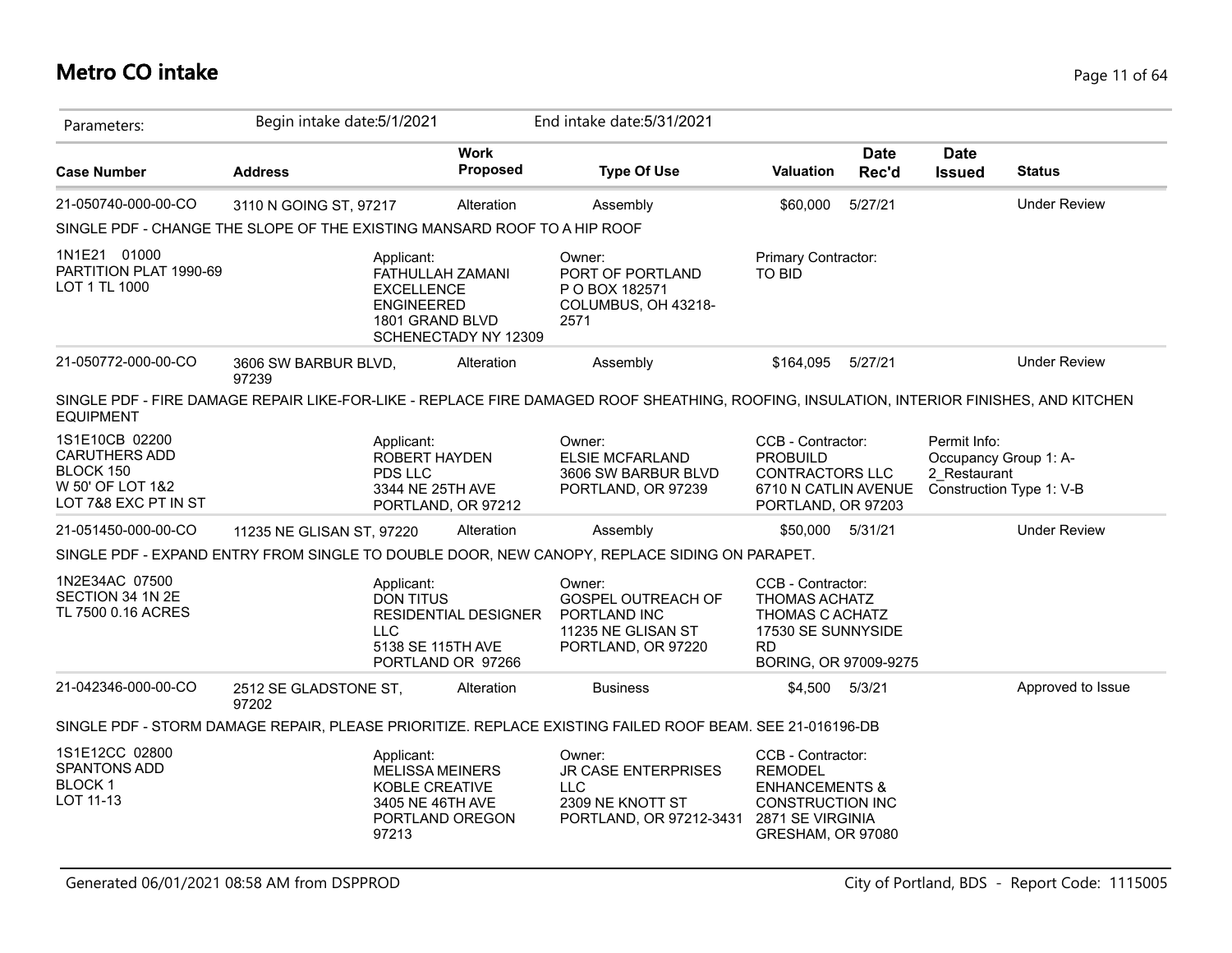# Metro CO intake

Parameters: Begin intake date:5/1/2021 End intake date:5/31/2021

| Case Number | Address | Work Proposed | Type Of Use | Valuation | Date Rec'd | Date Issued | Status |
|---|---|---|---|---|---|---|---|
| 21-050740-000-00-CO | 3110 N GOING ST, 97217 | Alteration | Assembly | $60,000 | 5/27/21 | | Under Review |

SINGLE PDF - CHANGE THE SLOPE OF THE EXISTING MANSARD ROOF TO A HIP ROOF

1N1E21 01000
PARTITION PLAT 1990-69
LOT 1 TL 1000

Applicant:
FATHULLAH ZAMANI
EXCELLENCE ENGINEERED
1801 GRAND BLVD
SCHENECTADY NY 12309

Owner:
PORT OF PORTLAND
P O BOX 182571
COLUMBUS, OH 43218-2571

Primary Contractor:
TO BID

| Case Number | Address | Work Proposed | Type Of Use | Valuation | Date Rec'd | Date Issued | Status |
|---|---|---|---|---|---|---|---|
| 21-050772-000-00-CO | 3606 SW BARBUR BLVD, 97239 | Alteration | Assembly | $164,095 | 5/27/21 | | Under Review |

SINGLE PDF - FIRE DAMAGE REPAIR LIKE-FOR-LIKE - REPLACE FIRE DAMAGED ROOF SHEATHING, ROOFING, INSULATION, INTERIOR FINISHES, AND KITCHEN EQUIPMENT

1S1E10CB 02200
CARUTHERS ADD
BLOCK 150
W 50' OF LOT 1&2
LOT 7&8 EXC PT IN ST

Applicant:
ROBERT HAYDEN
PDS LLC
3344 NE 25TH AVE
PORTLAND, OR 97212

Owner:
ELSIE MCFARLAND
3606 SW BARBUR BLVD
PORTLAND, OR 97239

CCB - Contractor:
PROBUILD CONTRACTORS LLC
6710 N CATLIN AVENUE
PORTLAND, OR 97203

Permit Info:
Occupancy Group 1: A-2_Restaurant
Construction Type 1: V-B

| Case Number | Address | Work Proposed | Type Of Use | Valuation | Date Rec'd | Date Issued | Status |
|---|---|---|---|---|---|---|---|
| 21-051450-000-00-CO | 11235 NE GLISAN ST, 97220 | Alteration | Assembly | $50,000 | 5/31/21 | | Under Review |

SINGLE PDF - EXPAND ENTRY FROM SINGLE TO DOUBLE DOOR, NEW CANOPY, REPLACE SIDING ON PARAPET.

1N2E34AC 07500
SECTION 34 1N 2E
TL 7500 0.16 ACRES

Applicant:
DON TITUS
RESIDENTIAL DESIGNER LLC
5138 SE 115TH AVE
PORTLAND OR 97266

Owner:
GOSPEL OUTREACH OF PORTLAND INC
11235 NE GLISAN ST
PORTLAND, OR 97220

CCB - Contractor:
THOMAS ACHATZ
THOMAS C ACHATZ
17530 SE SUNNYSIDE RD
BORING, OR 97009-9275

| Case Number | Address | Work Proposed | Type Of Use | Valuation | Date Rec'd | Date Issued | Status |
|---|---|---|---|---|---|---|---|
| 21-042346-000-00-CO | 2512 SE GLADSTONE ST, 97202 | Alteration | Business | $4,500 | 5/3/21 | | Approved to Issue |

SINGLE PDF - STORM DAMAGE REPAIR, PLEASE PRIORITIZE. REPLACE EXISTING FAILED ROOF BEAM. SEE 21-016196-DB

1S1E12CC 02800
SPANTONS ADD
BLOCK 1
LOT 11-13

Applicant:
MELISSA MEINERS
KOBLE CREATIVE
3405 NE 46TH AVE
PORTLAND OREGON 97213

Owner:
JR CASE ENTERPRISES LLC
2309 NE KNOTT ST
PORTLAND, OR 97212-3431

CCB - Contractor:
REMODEL ENHANCEMENTS & CONSTRUCTION INC
2871 SE VIRGINIA
GRESHAM, OR 97080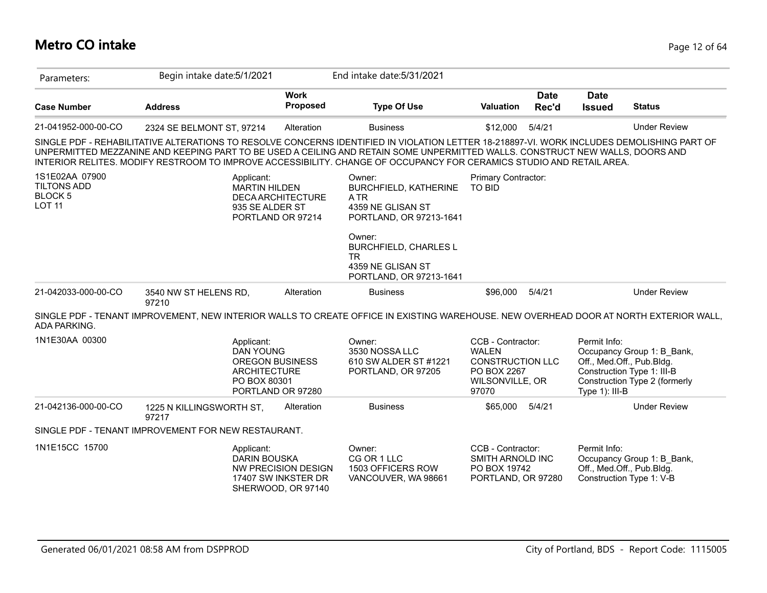# Metro CO intake

Parameters: Begin intake date:5/1/2021 End intake date:5/31/2021

| Case Number | Address | Work Proposed | Type Of Use | Valuation | Date Rec'd | Date Issued | Status |
|---|---|---|---|---|---|---|---|
| 21-041952-000-00-CO | 2324 SE BELMONT ST, 97214 | Alteration | Business | $12,000 | 5/4/21 | | Under Review |

SINGLE PDF - REHABILITATIVE ALTERATIONS TO RESOLVE CONCERNS IDENTIFIED IN VIOLATION LETTER 18-218897-VI. WORK INCLUDES DEMOLISHING PART OF UNPERMITTED MEZZANINE AND KEEPING PART TO BE USED A CEILING AND RETAIN SOME UNPERMITTED WALLS. CONSTRUCT NEW WALLS, DOORS AND INTERIOR RELITES. MODIFY RESTROOM TO IMPROVE ACCESSIBILITY. CHANGE OF OCCUPANCY FOR CERAMICS STUDIO AND RETAIL AREA.

1S1E02AA 07900
TILTONS ADD
BLOCK 5
LOT 11

Applicant:
MARTIN HILDEN
DECA ARCHITECTURE
935 SE ALDER ST
PORTLAND OR 97214

Owner:
BURCHFIELD, KATHERINE A TR
4359 NE GLISAN ST
PORTLAND, OR 97213-1641

Owner:
BURCHFIELD, CHARLES L TR
4359 NE GLISAN ST
PORTLAND, OR 97213-1641

Primary Contractor:
TO BID

| Case Number | Address | Work Proposed | Type Of Use | Valuation | Date Rec'd | Date Issued | Status |
|---|---|---|---|---|---|---|---|
| 21-042033-000-00-CO | 3540 NW ST HELENS RD, 97210 | Alteration | Business | $96,000 | 5/4/21 | | Under Review |

SINGLE PDF - TENANT IMPROVEMENT, NEW INTERIOR WALLS TO CREATE OFFICE IN EXISTING WAREHOUSE. NEW OVERHEAD DOOR AT NORTH EXTERIOR WALL, ADA PARKING.

1N1E30AA 00300

Applicant:
DAN YOUNG
OREGON BUSINESS ARCHITECTURE
PO BOX 80301
PORTLAND OR 97280

Owner:
3530 NOSSA LLC
610 SW ALDER ST #1221
PORTLAND, OR 97205

CCB - Contractor:
WALEN CONSTRUCTION LLC
PO BOX 2267
WILSONVILLE, OR 97070

Permit Info:
Occupancy Group 1: B_Bank, Off., Med.Off., Pub.Bldg.
Construction Type 1: III-B
Construction Type 2 (formerly Type 1): III-B

| Case Number | Address | Work Proposed | Type Of Use | Valuation | Date Rec'd | Date Issued | Status |
|---|---|---|---|---|---|---|---|
| 21-042136-000-00-CO | 1225 N KILLINGSWORTH ST, 97217 | Alteration | Business | $65,000 | 5/4/21 | | Under Review |

SINGLE PDF - TENANT IMPROVEMENT FOR NEW RESTAURANT.

1N1E15CC 15700

Applicant:
DARIN BOUSKA
NW PRECISION DESIGN
17407 SW INKSTER DR
SHERWOOD, OR 97140

Owner:
CG OR 1 LLC
1503 OFFICERS ROW
VANCOUVER, WA 98661

CCB - Contractor:
SMITH ARNOLD INC
PO BOX 19742
PORTLAND, OR 97280

Permit Info:
Occupancy Group 1: B_Bank, Off., Med.Off., Pub.Bldg.
Construction Type 1: V-B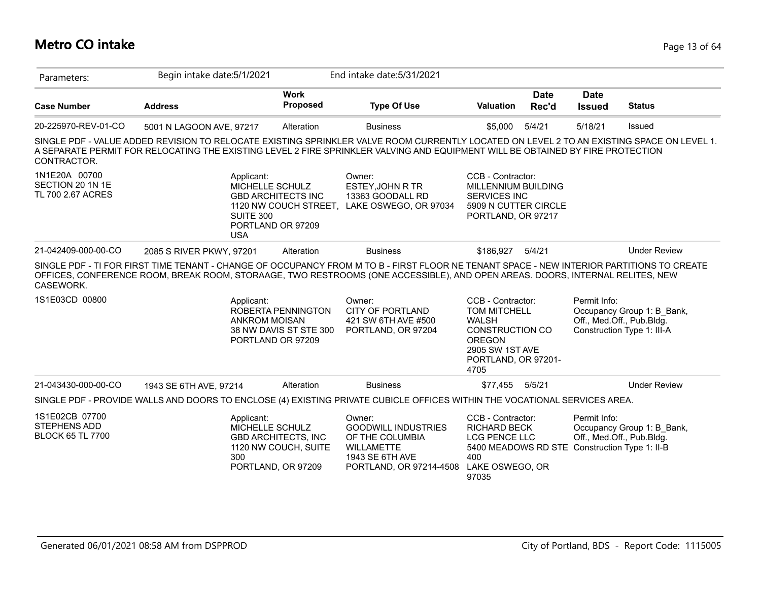# Metro CO intake

Parameters: Begin intake date:5/1/2021 End intake date:5/31/2021

| Case Number | Address | Work Proposed | Type Of Use | Valuation | Date Rec'd | Date Issued | Status |
|---|---|---|---|---|---|---|---|
| 20-225970-REV-01-CO | 5001 N LAGOON AVE, 97217 | Alteration | Business | $5,000 | 5/4/21 | 5/18/21 | Issued |

SINGLE PDF - VALUE ADDED REVISION TO RELOCATE EXISTING SPRINKLER VALVE ROOM CURRENTLY LOCATED ON LEVEL 2 TO AN EXISTING SPACE ON LEVEL 1. A SEPARATE PERMIT FOR RELOCATING THE EXISTING LEVEL 2 FIRE SPRINKLER VALVING AND EQUIPMENT WILL BE OBTAINED BY FIRE PROTECTION CONTRACTOR.

1N1E20A 00700
SECTION 20 1N 1E
TL 700 2.67 ACRES

Applicant:
MICHELLE SCHULZ
GBD ARCHITECTS INC
1120 NW COUCH STREET, SUITE 300
PORTLAND OR 97209
USA

Owner:
ESTEY,JOHN R TR
13363 GOODALL RD
LAKE OSWEGO, OR 97034

CCB - Contractor:
MILLENNIUM BUILDING SERVICES INC
5909 N CUTTER CIRCLE
PORTLAND, OR 97217

| Case Number | Address | Work Proposed | Type Of Use | Valuation | Date Rec'd | Date Issued | Status |
|---|---|---|---|---|---|---|---|
| 21-042409-000-00-CO | 2085 S RIVER PKWY, 97201 | Alteration | Business | $186,927 | 5/4/21 | | Under Review |

SINGLE PDF - TI FOR FIRST TIME TENANT - CHANGE OF OCCUPANCY FROM M TO B - FIRST FLOOR NE TENANT SPACE - NEW INTERIOR PARTITIONS TO CREATE OFFICES, CONFERENCE ROOM, BREAK ROOM, STORAAGE, TWO RESTROOMS (ONE ACCESSIBLE), AND OPEN AREAS. DOORS, INTERNAL RELITES, NEW CASEWORK.

1S1E03CD 00800

Applicant:
ROBERTA PENNINGTON
ANKROM MOISAN
38 NW DAVIS ST STE 300
PORTLAND OR 97209

Owner:
CITY OF PORTLAND
421 SW 6TH AVE #500
PORTLAND, OR 97204

CCB - Contractor:
TOM MITCHELL
WALSH CONSTRUCTION CO OREGON
2905 SW 1ST AVE
PORTLAND, OR 97201-4705

Permit Info:
Occupancy Group 1: B_Bank, Off., Med.Off., Pub.Bldg.
Construction Type 1: III-A

| Case Number | Address | Work Proposed | Type Of Use | Valuation | Date Rec'd | Date Issued | Status |
|---|---|---|---|---|---|---|---|
| 21-043430-000-00-CO | 1943 SE 6TH AVE, 97214 | Alteration | Business | $77,455 | 5/5/21 | | Under Review |

SINGLE PDF - PROVIDE WALLS AND DOORS TO ENCLOSE (4) EXISTING PRIVATE CUBICLE OFFICES WITHIN THE VOCATIONAL SERVICES AREA.

1S1E02CB 07700
STEPHENS ADD
BLOCK 65 TL 7700

Applicant:
MICHELLE SCHULZ
GBD ARCHITECTS, INC
1120 NW COUCH, SUITE 300
PORTLAND, OR 97209

Owner:
GOODWILL INDUSTRIES OF THE COLUMBIA WILLAMETTE
1943 SE 6TH AVE
PORTLAND, OR 97214-4508

CCB - Contractor:
RICHARD BECK
LCG PENCE LLC
5400 MEADOWS RD STE 400
LAKE OSWEGO, OR 97035

Permit Info:
Occupancy Group 1: B_Bank, Off., Med.Off., Pub.Bldg.
Construction Type 1: II-B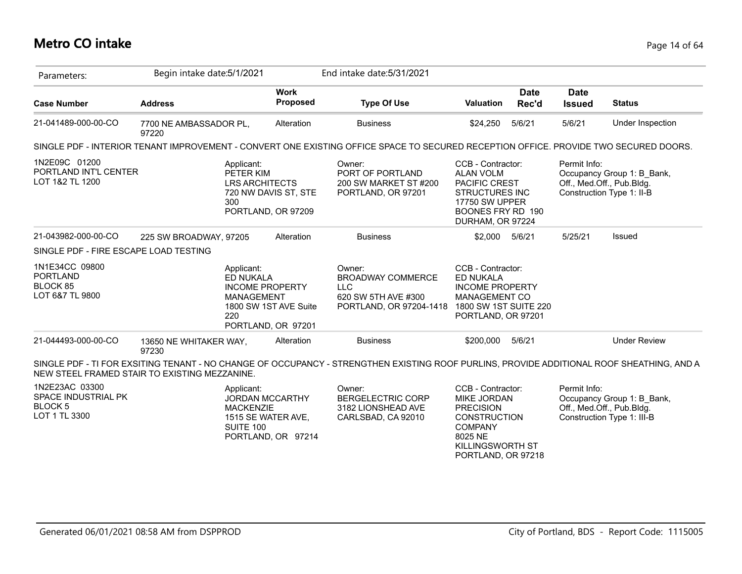# Metro CO intake

Parameters: Begin intake date:5/1/2021 End intake date:5/31/2021

| Case Number | Address | Work Proposed | Type Of Use | Valuation | Date Rec'd | Date Issued | Status |
|---|---|---|---|---|---|---|---|
| 21-041489-000-00-CO | 7700 NE AMBASSADOR PL, 97220 | Alteration | Business | $24,250 | 5/6/21 | 5/6/21 | Under Inspection |

SINGLE PDF - INTERIOR TENANT IMPROVEMENT - CONVERT ONE EXISTING OFFICE SPACE TO SECURED RECEPTION OFFICE. PROVIDE TWO SECURED DOORS.

1N2E09C 01200
PORTLAND INT'L CENTER
LOT 1&2 TL 1200

Applicant:
PETER KIM
LRS ARCHITECTS
720 NW DAVIS ST, STE 300
PORTLAND, OR 97209

Owner:
PORT OF PORTLAND
200 SW MARKET ST #200
PORTLAND, OR 97201

CCB - Contractor:
ALAN VOLM
PACIFIC CREST STRUCTURES INC
17750 SW UPPER BOONES FRY RD 190
DURHAM, OR 97224

Permit Info:
Occupancy Group 1: B_Bank, Off., Med.Off., Pub.Bldg.
Construction Type 1: II-B

| Case Number | Address | Work Proposed | Type Of Use | Valuation | Date Rec'd | Date Issued | Status |
|---|---|---|---|---|---|---|---|
| 21-043982-000-00-CO | 225 SW BROADWAY, 97205 | Alteration | Business | $2,000 | 5/6/21 | 5/25/21 | Issued |

SINGLE PDF - FIRE ESCAPE LOAD TESTING

1N1E34CC 09800
PORTLAND
BLOCK 85
LOT 6&7 TL 9800

Applicant:
ED NUKALA
INCOME PROPERTY MANAGEMENT
1800 SW 1ST AVE Suite 220
PORTLAND, OR 97201

Owner:
BROADWAY COMMERCE LLC
620 SW 5TH AVE #300
PORTLAND, OR 97204-1418

CCB - Contractor:
ED NUKALA
INCOME PROPERTY MANAGEMENT CO
1800 SW 1ST SUITE 220
PORTLAND, OR 97201

| Case Number | Address | Work Proposed | Type Of Use | Valuation | Date Rec'd | Date Issued | Status |
|---|---|---|---|---|---|---|---|
| 21-044493-000-00-CO | 13650 NE WHITAKER WAY, 97230 | Alteration | Business | $200,000 | 5/6/21 | | Under Review |

SINGLE PDF - TI FOR EXSITING TENANT - NO CHANGE OF OCCUPANCY - STRENGTHEN EXISTING ROOF PURLINS, PROVIDE ADDITIONAL ROOF SHEATHING, AND A NEW STEEL FRAMED STAIR TO EXISTING MEZZANINE.

1N2E23AC 03300
SPACE INDUSTRIAL PK
BLOCK 5
LOT 1 TL 3300

Applicant:
JORDAN MCCARTHY MACKENZIE
1515 SE WATER AVE, SUITE 100
PORTLAND, OR 97214

Owner:
BERGELECTRIC CORP
3182 LIONSHEAD AVE
CARLSBAD, CA 92010

CCB - Contractor:
MIKE JORDAN
PRECISION CONSTRUCTION COMPANY
8025 NE KILLINGSWORTH ST
PORTLAND, OR 97218

Permit Info:
Occupancy Group 1: B_Bank, Off., Med.Off., Pub.Bldg.
Construction Type 1: III-B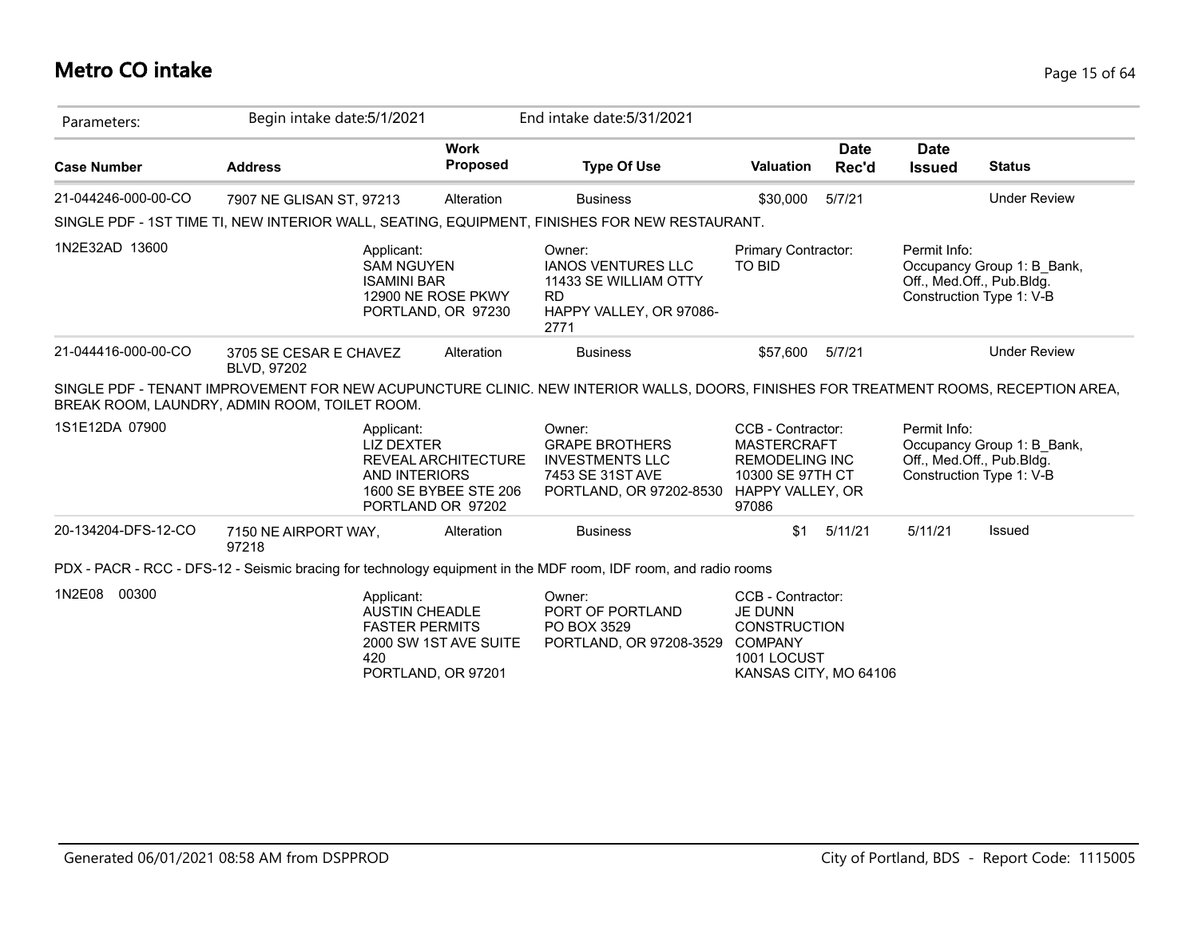# Metro CO intake

Parameters: Begin intake date:5/1/2021 End intake date:5/31/2021

| Case Number | Address | Work Proposed | Type Of Use | Valuation | Date Rec'd | Date Issued | Status |
|---|---|---|---|---|---|---|---|
| 21-044246-000-00-CO | 7907 NE GLISAN ST, 97213 | Alteration | Business | $30,000 | 5/7/21 | | Under Review |

SINGLE PDF - 1ST TIME TI, NEW INTERIOR WALL, SEATING, EQUIPMENT, FINISHES FOR NEW RESTAURANT.

1N2E32AD 13600

Applicant:
SAM NGUYEN
ISAMINI BAR
12900 NE ROSE PKWY
PORTLAND, OR 97230

Owner:
IANOS VENTURES LLC
11433 SE WILLIAM OTTY RD
HAPPY VALLEY, OR 97086-2771

Primary Contractor:
TO BID

Permit Info:
Occupancy Group 1: B_Bank, Off., Med.Off., Pub.Bldg.
Construction Type 1: V-B

| Case Number | Address | Work Proposed | Type Of Use | Valuation | Date Rec'd | Date Issued | Status |
|---|---|---|---|---|---|---|---|
| 21-044416-000-00-CO | 3705 SE CESAR E CHAVEZ BLVD, 97202 | Alteration | Business | $57,600 | 5/7/21 | | Under Review |

SINGLE PDF - TENANT IMPROVEMENT FOR NEW ACUPUNCTURE CLINIC. NEW INTERIOR WALLS, DOORS, FINISHES FOR TREATMENT ROOMS, RECEPTION AREA, BREAK ROOM, LAUNDRY, ADMIN ROOM, TOILET ROOM.

1S1E12DA 07900

Applicant:
LIZ DEXTER
REVEAL ARCHITECTURE AND INTERIORS
1600 SE BYBEE STE 206
PORTLAND OR 97202

Owner:
GRAPE BROTHERS INVESTMENTS LLC
7453 SE 31ST AVE
PORTLAND, OR 97202-8530

CCB - Contractor:
MASTERCRAFT REMODELING INC
10300 SE 97TH CT
HAPPY VALLEY, OR 97086

Permit Info:
Occupancy Group 1: B_Bank, Off., Med.Off., Pub.Bldg.
Construction Type 1: V-B

| Case Number | Address | Work Proposed | Type Of Use | Valuation | Date Rec'd | Date Issued | Status |
|---|---|---|---|---|---|---|---|
| 20-134204-DFS-12-CO | 7150 NE AIRPORT WAY, 97218 | Alteration | Business | $1 | 5/11/21 | 5/11/21 | Issued |

PDX - PACR - RCC - DFS-12 - Seismic bracing for technology equipment in the MDF room, IDF room, and radio rooms

1N2E08 00300

Applicant:
AUSTIN CHEADLE
FASTER PERMITS
2000 SW 1ST AVE SUITE 420
PORTLAND, OR 97201

Owner:
PORT OF PORTLAND
PO BOX 3529
PORTLAND, OR 97208-3529

CCB - Contractor:
JE DUNN CONSTRUCTION COMPANY
1001 LOCUST
KANSAS CITY, MO 64106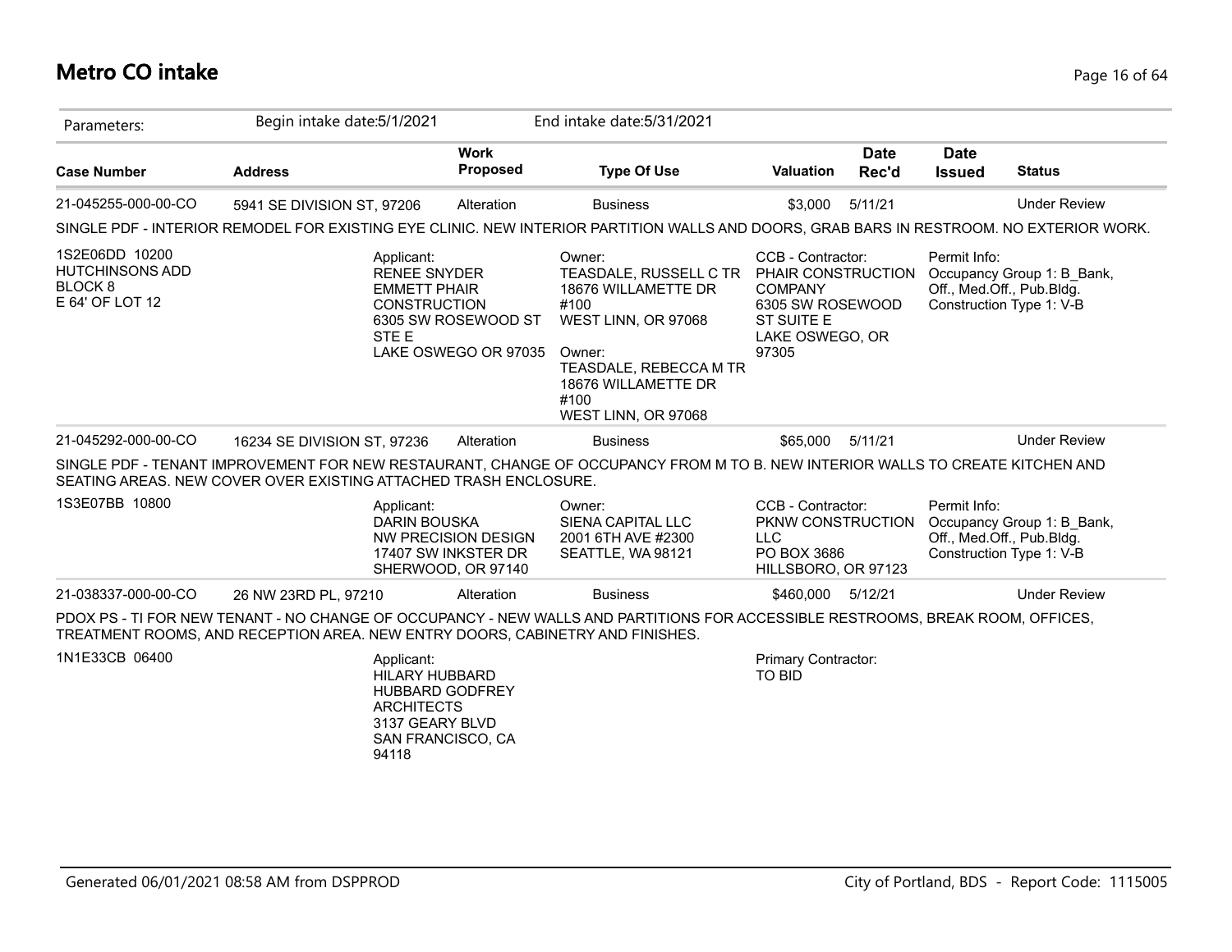# Metro CO intake

Parameters: Begin intake date:5/1/2021 End intake date:5/31/2021

| Case Number | Address | Work Proposed | Type Of Use | Valuation | Date Rec'd | Date Issued | Status |
|---|---|---|---|---|---|---|---|
| 21-045255-000-00-CO | 5941 SE DIVISION ST, 97206 | Alteration | Business | $3,000 | 5/11/21 | | Under Review |

SINGLE PDF - INTERIOR REMODEL FOR EXISTING EYE CLINIC. NEW INTERIOR PARTITION WALLS AND DOORS, GRAB BARS IN RESTROOM. NO EXTERIOR WORK.

1S2E06DD 10200
HUTCHINSONS ADD
BLOCK 8
E 64' OF LOT 12

Applicant:
RENEE SNYDER
EMMETT PHAIR CONSTRUCTION
6305 SW ROSEWOOD ST STE E
LAKE OSWEGO OR 97035

Owner:
TEASDALE, RUSSELL C TR
18676 WILLAMETTE DR #100
WEST LINN, OR 97068

Owner:
TEASDALE, REBECCA M TR
18676 WILLAMETTE DR #100
WEST LINN, OR 97068

CCB - Contractor:
PHAIR CONSTRUCTION COMPANY
6305 SW ROSEWOOD ST SUITE E
LAKE OSWEGO, OR 97305

Permit Info:
Occupancy Group 1: B_Bank, Off., Med.Off., Pub.Bldg.
Construction Type 1: V-B

| Case Number | Address | Work Proposed | Type Of Use | Valuation | Date Rec'd | Date Issued | Status |
|---|---|---|---|---|---|---|---|
| 21-045292-000-00-CO | 16234 SE DIVISION ST, 97236 | Alteration | Business | $65,000 | 5/11/21 | | Under Review |

SINGLE PDF - TENANT IMPROVEMENT FOR NEW RESTAURANT, CHANGE OF OCCUPANCY FROM M TO B. NEW INTERIOR WALLS TO CREATE KITCHEN AND SEATING AREAS. NEW COVER OVER EXISTING ATTACHED TRASH ENCLOSURE.

1S3E07BB 10800

Applicant:
DARIN BOUSKA
NW PRECISION DESIGN
17407 SW INKSTER DR
SHERWOOD, OR 97140

Owner:
SIENA CAPITAL LLC
2001 6TH AVE #2300
SEATTLE, WA 98121

CCB - Contractor:
PKNW CONSTRUCTION LLC
PO BOX 3686
HILLSBORO, OR 97123

Permit Info:
Occupancy Group 1: B_Bank, Off., Med.Off., Pub.Bldg.
Construction Type 1: V-B

| Case Number | Address | Work Proposed | Type Of Use | Valuation | Date Rec'd | Date Issued | Status |
|---|---|---|---|---|---|---|---|
| 21-038337-000-00-CO | 26 NW 23RD PL, 97210 | Alteration | Business | $460,000 | 5/12/21 | | Under Review |

PDOX PS - TI FOR NEW TENANT - NO CHANGE OF OCCUPANCY - NEW WALLS AND PARTITIONS FOR ACCESSIBLE RESTROOMS, BREAK ROOM, OFFICES, TREATMENT ROOMS, AND RECEPTION AREA. NEW ENTRY DOORS, CABINETRY AND FINISHES.

1N1E33CB 06400

Applicant:
HILARY HUBBARD
HUBBARD GODFREY ARCHITECTS
3137 GEARY BLVD
SAN FRANCISCO, CA 94118

Primary Contractor:
TO BID

Generated 06/01/2021 08:58 AM from DSPPROD

City of Portland, BDS - Report Code: 1115005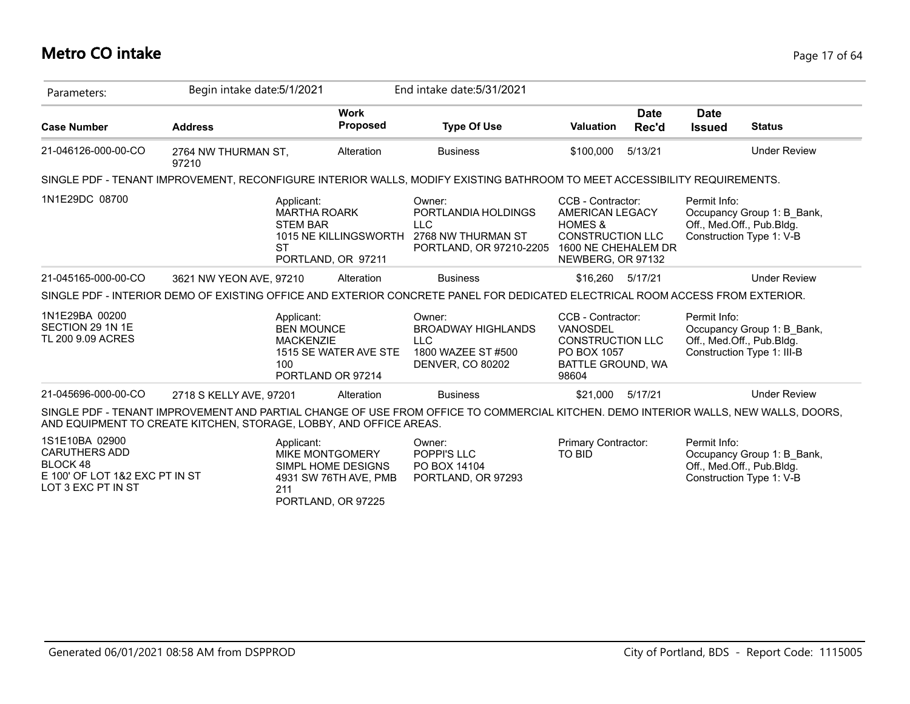# Metro CO intake

Parameters: Begin intake date:5/1/2021 End intake date:5/31/2021

| Case Number | Address | Work Proposed | Type Of Use | Valuation | Date Rec'd | Date Issued | Status |
|---|---|---|---|---|---|---|---|
| 21-046126-000-00-CO | 2764 NW THURMAN ST, 97210 | Alteration | Business | $100,000 | 5/13/21 | | Under Review |

SINGLE PDF - TENANT IMPROVEMENT, RECONFIGURE INTERIOR WALLS, MODIFY EXISTING BATHROOM TO MEET ACCESSIBILITY REQUIREMENTS.

1N1E29DC 08700

Applicant:
MARTHA ROARK
STEM BAR
1015 NE KILLINGSWORTH ST
PORTLAND, OR 97211

Owner:
PORTLANDIA HOLDINGS LLC
2768 NW THURMAN ST
PORTLAND, OR 97210-2205

CCB - Contractor:
AMERICAN LEGACY HOMES & CONSTRUCTION LLC
1600 NE CHEHALEM DR
NEWBERG, OR 97132

Permit Info:
Occupancy Group 1: B_Bank, Off., Med.Off., Pub.Bldg.
Construction Type 1: V-B

| Case Number | Address | Work Proposed | Type Of Use | Valuation | Date Rec'd | Date Issued | Status |
|---|---|---|---|---|---|---|---|
| 21-045165-000-00-CO | 3621 NW YEON AVE, 97210 | Alteration | Business | $16,260 | 5/17/21 | | Under Review |

SINGLE PDF - INTERIOR DEMO OF EXISTING OFFICE AND EXTERIOR CONCRETE PANEL FOR DEDICATED ELECTRICAL ROOM ACCESS FROM EXTERIOR.

1N1E29BA 00200
SECTION 29 1N 1E
TL 200 9.09 ACRES

Applicant:
BEN MOUNCE
MACKENZIE
1515 SE WATER AVE STE 100
PORTLAND OR 97214

Owner:
BROADWAY HIGHLANDS LLC
1800 WAZEE ST #500
DENVER, CO 80202

CCB - Contractor:
VANOSDEL CONSTRUCTION LLC
PO BOX 1057
BATTLE GROUND, WA 98604

Permit Info:
Occupancy Group 1: B_Bank, Off., Med.Off., Pub.Bldg.
Construction Type 1: III-B

| Case Number | Address | Work Proposed | Type Of Use | Valuation | Date Rec'd | Date Issued | Status |
|---|---|---|---|---|---|---|---|
| 21-045696-000-00-CO | 2718 S KELLY AVE, 97201 | Alteration | Business | $21,000 | 5/17/21 | | Under Review |

SINGLE PDF - TENANT IMPROVEMENT AND PARTIAL CHANGE OF USE FROM OFFICE TO COMMERCIAL KITCHEN. DEMO INTERIOR WALLS, NEW WALLS, DOORS, AND EQUIPMENT TO CREATE KITCHEN, STORAGE, LOBBY, AND OFFICE AREAS.

1S1E10BA 02900
CARUTHERS ADD
BLOCK 48
E 100' OF LOT 1&2 EXC PT IN ST
LOT 3 EXC PT IN ST

Applicant:
MIKE MONTGOMERY
SIMPL HOME DESIGNS
4931 SW 76TH AVE, PMB 211
PORTLAND, OR 97225

Owner:
POPPI'S LLC
PO BOX 14104
PORTLAND, OR 97293

Primary Contractor:
TO BID

Permit Info:
Occupancy Group 1: B_Bank, Off., Med.Off., Pub.Bldg.
Construction Type 1: V-B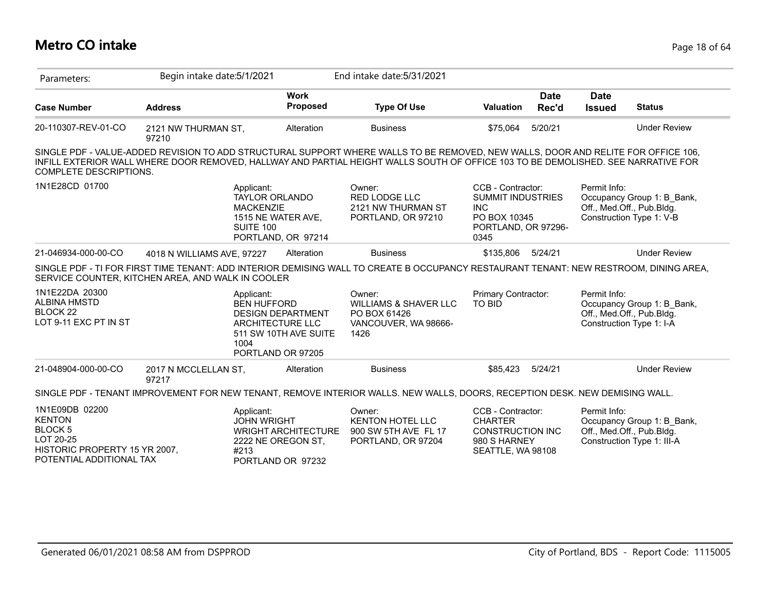# Metro CO intake

| Parameters: | Begin intake date:5/1/2021 | | End intake date:5/31/2021 | | | | |
|---|---|---|---|---|---|---|---|
| **Case Number** | **Address** | **Work Proposed** | **Type Of Use** | **Valuation** | **Date Rec'd** | **Date Issued** | **Status** |
| 20-110307-REV-01-CO | 2121 NW THURMAN ST, 97210 | Alteration | Business | $75,064 | 5/20/21 | | Under Review |

SINGLE PDF - VALUE-ADDED REVISION TO ADD STRUCTURAL SUPPORT WHERE WALLS TO BE REMOVED, NEW WALLS, DOOR AND RELITE FOR OFFICE 106, INFILL EXTERIOR WALL WHERE DOOR REMOVED, HALLWAY AND PARTIAL HEIGHT WALLS SOUTH OF OFFICE 103 TO BE DEMOLISHED. SEE NARRATIVE FOR COMPLETE DESCRIPTIONS.

| | | | | |
|---|---|---|---|---|
| 1N1E28CD 01700 | Applicant:<br>TAYLOR ORLANDO<br>MACKENZIE<br>1515 NE WATER AVE, SUITE 100<br>PORTLAND, OR 97214 | Owner:<br>RED LODGE LLC<br>2121 NW THURMAN ST<br>PORTLAND, OR 97210 | CCB - Contractor:<br>SUMMIT INDUSTRIES INC<br>PO BOX 10345<br>PORTLAND, OR 97296-0345 | Permit Info:<br>Occupancy Group 1: B_Bank, Off., Med.Off., Pub.Bldg.<br>Construction Type 1: V-B |

| Case Number | Address | Work Proposed | Type Of Use | Valuation | Date Rec'd | Date Issued | Status |
|---|---|---|---|---|---|---|---|
| 21-046934-000-00-CO | 4018 N WILLIAMS AVE, 97227 | Alteration | Business | $135,806 | 5/24/21 | | Under Review |

SINGLE PDF - TI FOR FIRST TIME TENANT: ADD INTERIOR DEMISING WALL TO CREATE B OCCUPANCY RESTAURANT TENANT: NEW RESTROOM, DINING AREA, SERVICE COUNTER, KITCHEN AREA, AND WALK IN COOLER

| | | | | |
|---|---|---|---|---|
| 1N1E22DA 20300<br>ALBINA HMSTD<br>BLOCK 22<br>LOT 9-11 EXC PT IN ST | Applicant:<br>BEN HUFFORD<br>DESIGN DEPARTMENT ARCHITECTURE LLC<br>511 SW 10TH AVE SUITE 1004<br>PORTLAND OR 97205 | Owner:<br>WILLIAMS & SHAVER LLC<br>PO BOX 61426<br>VANCOUVER, WA 98666-1426 | Primary Contractor:<br>TO BID | Permit Info:<br>Occupancy Group 1: B_Bank, Off., Med.Off., Pub.Bldg.<br>Construction Type 1: I-A |

| Case Number | Address | Work Proposed | Type Of Use | Valuation | Date Rec'd | Date Issued | Status |
|---|---|---|---|---|---|---|---|
| 21-048904-000-00-CO | 2017 N MCCLELLAN ST, 97217 | Alteration | Business | $85,423 | 5/24/21 | | Under Review |

SINGLE PDF - TENANT IMPROVEMENT FOR NEW TENANT, REMOVE INTERIOR WALLS. NEW WALLS, DOORS, RECEPTION DESK. NEW DEMISING WALL.

| | | | | |
|---|---|---|---|---|
| 1N1E09DB 02200<br>KENTON<br>BLOCK 5<br>LOT 20-25<br>HISTORIC PROPERTY 15 YR 2007, POTENTIAL ADDITIONAL TAX | Applicant:<br>JOHN WRIGHT<br>WRIGHT ARCHITECTURE<br>2222 NE OREGON ST, #213<br>PORTLAND OR 97232 | Owner:<br>KENTON HOTEL LLC<br>900 SW 5TH AVE FL 17<br>PORTLAND, OR 97204 | CCB - Contractor:<br>CHARTER CONSTRUCTION INC<br>980 S HARNEY<br>SEATTLE, WA 98108 | Permit Info:<br>Occupancy Group 1: B_Bank, Off., Med.Off., Pub.Bldg.<br>Construction Type 1: III-A |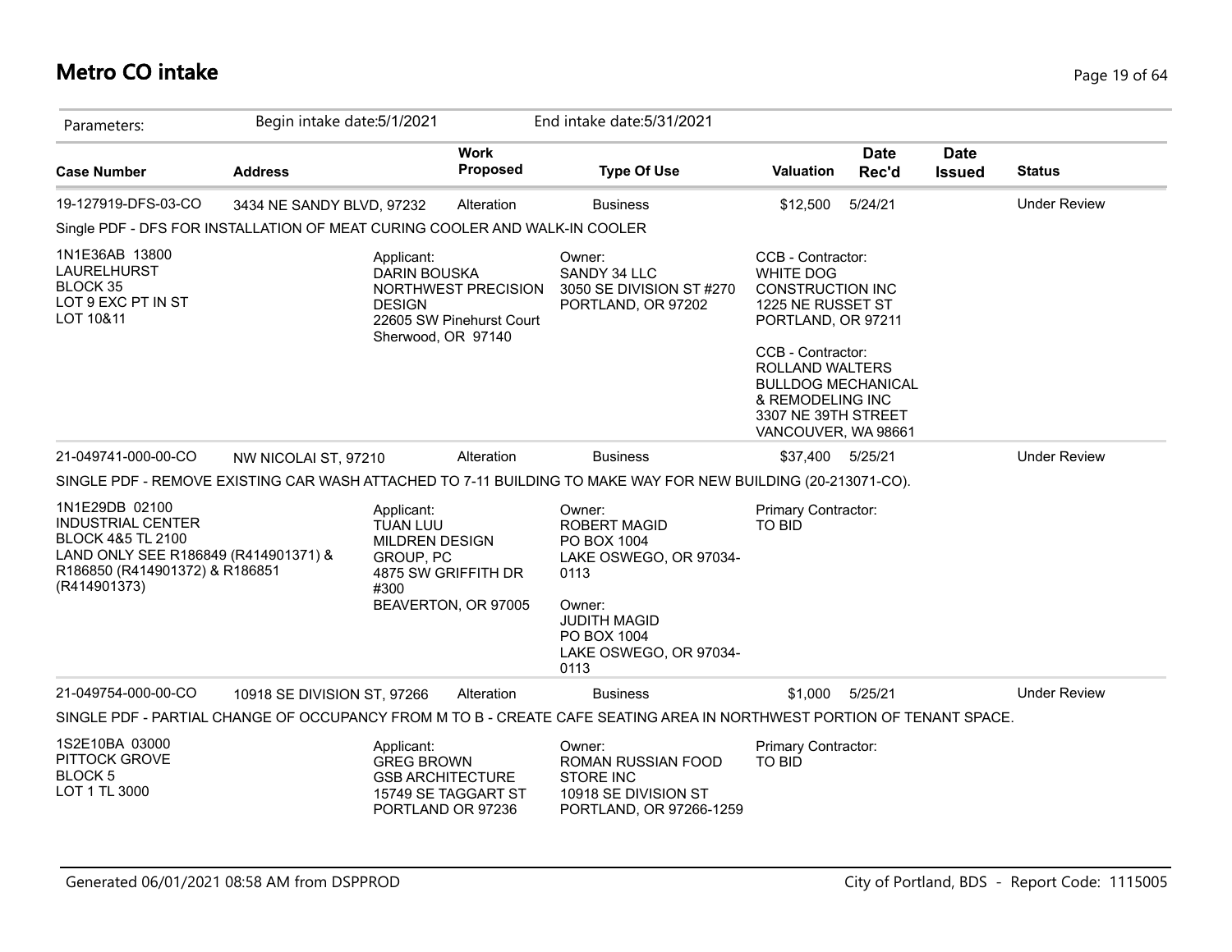# Metro CO intake

| Parameters: | Begin intake date:5/1/2021 | | End intake date:5/31/2021 | | | | |
|---|---|---|---|---|---|---|---|
| **Case Number** | **Address** | **Work Proposed** | **Type Of Use** | **Valuation** | **Date Rec'd** | **Date Issued** | **Status** |
| 19-127919-DFS-03-CO | 3434 NE SANDY BLVD, 97232 | Alteration | Business | $12,500 | 5/24/21 | | Under Review |

Single PDF - DFS FOR INSTALLATION OF MEAT CURING COOLER AND WALK-IN COOLER

1N1E36AB 13800
LAURELHURST
BLOCK 35
LOT 9 EXC PT IN ST
LOT 10&11

Applicant:
DARIN BOUSKA
NORTHWEST PRECISION DESIGN
22605 SW Pinehurst Court
Sherwood, OR 97140

Owner:
SANDY 34 LLC
3050 SE DIVISION ST #270
PORTLAND, OR 97202

CCB - Contractor:
WHITE DOG CONSTRUCTION INC
1225 NE RUSSET ST
PORTLAND, OR 97211

CCB - Contractor:
ROLLAND WALTERS
BULLDOG MECHANICAL & REMODELING INC
3307 NE 39TH STREET
VANCOUVER, WA 98661

| Case Number | Address | Work Proposed | Type Of Use | Valuation | Date Rec'd | Date Issued | Status |
|---|---|---|---|---|---|---|---|
| 21-049741-000-00-CO | NW NICOLAI ST, 97210 | Alteration | Business | $37,400 | 5/25/21 | | Under Review |

SINGLE PDF - REMOVE EXISTING CAR WASH ATTACHED TO 7-11 BUILDING TO MAKE WAY FOR NEW BUILDING (20-213071-CO).

1N1E29DB 02100
INDUSTRIAL CENTER
BLOCK 4&5 TL 2100
LAND ONLY SEE R186849 (R414901371) & R186850 (R414901372) & R186851 (R414901373)

Applicant:
TUAN LUU
MILDREN DESIGN GROUP, PC
4875 SW GRIFFITH DR #300
BEAVERTON, OR 97005

Owner:
ROBERT MAGID
PO BOX 1004
LAKE OSWEGO, OR 97034-0113

Owner:
JUDITH MAGID
PO BOX 1004
LAKE OSWEGO, OR 97034-0113

Primary Contractor:
TO BID

| Case Number | Address | Work Proposed | Type Of Use | Valuation | Date Rec'd | Date Issued | Status |
|---|---|---|---|---|---|---|---|
| 21-049754-000-00-CO | 10918 SE DIVISION ST, 97266 | Alteration | Business | $1,000 | 5/25/21 | | Under Review |

SINGLE PDF - PARTIAL CHANGE OF OCCUPANCY FROM M TO B - CREATE CAFE SEATING AREA IN NORTHWEST PORTION OF TENANT SPACE.

1S2E10BA 03000
PITTOCK GROVE
BLOCK 5
LOT 1 TL 3000

Applicant:
GREG BROWN
GSB ARCHITECTURE
15749 SE TAGGART ST
PORTLAND OR 97236

Owner:
ROMAN RUSSIAN FOOD STORE INC
10918 SE DIVISION ST
PORTLAND, OR 97266-1259

Primary Contractor:
TO BID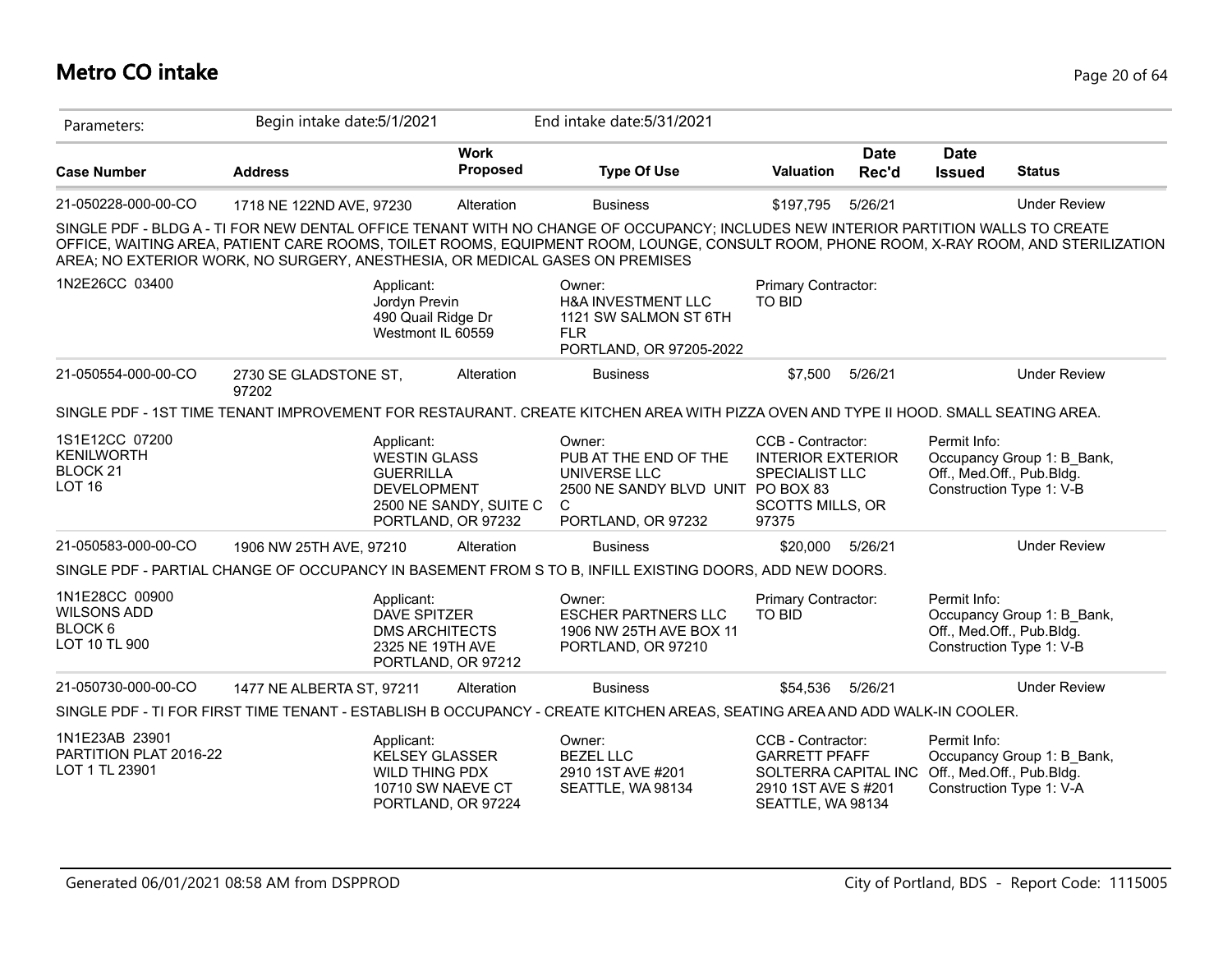# Metro CO intake

Parameters: Begin intake date:5/1/2021 End intake date:5/31/2021

| Case Number | Address | Work Proposed | Type Of Use | Valuation | Date Rec'd | Date Issued | Status |
|---|---|---|---|---|---|---|---|
| 21-050228-000-00-CO | 1718 NE 122ND AVE, 97230 | Alteration | Business | $197,795 | 5/26/21 | | Under Review |

SINGLE PDF - BLDG A - TI FOR NEW DENTAL OFFICE TENANT WITH NO CHANGE OF OCCUPANCY; INCLUDES NEW INTERIOR PARTITION WALLS TO CREATE OFFICE, WAITING AREA, PATIENT CARE ROOMS, TOILET ROOMS, EQUIPMENT ROOM, LOUNGE, CONSULT ROOM, PHONE ROOM, X-RAY ROOM, AND STERILIZATION AREA; NO EXTERIOR WORK, NO SURGERY, ANESTHESIA, OR MEDICAL GASES ON PREMISES

1N2E26CC 03400

Applicant: Jordyn Previn, 490 Quail Ridge Dr, Westmont IL 60559

Owner: H&A INVESTMENT LLC, 1121 SW SALMON ST 6TH FLR, PORTLAND, OR 97205-2022

Primary Contractor: TO BID

| Case Number | Address | Work Proposed | Type Of Use | Valuation | Date Rec'd | Date Issued | Status |
|---|---|---|---|---|---|---|---|
| 21-050554-000-00-CO | 2730 SE GLADSTONE ST, 97202 | Alteration | Business | $7,500 | 5/26/21 | | Under Review |

SINGLE PDF - 1ST TIME TENANT IMPROVEMENT FOR RESTAURANT. CREATE KITCHEN AREA WITH PIZZA OVEN AND TYPE II HOOD. SMALL SEATING AREA.

1S1E12CC 07200, KENILWORTH, BLOCK 21, LOT 16

Applicant: WESTIN GLASS, GUERRILLA DEVELOPMENT, 2500 NE SANDY, SUITE C, PORTLAND, OR 97232

Owner: PUB AT THE END OF THE UNIVERSE LLC, 2500 NE SANDY BLVD UNIT C, PORTLAND, OR 97232

CCB - Contractor: INTERIOR EXTERIOR SPECIALIST LLC, PO BOX 83, SCOTTS MILLS, OR 97375

Permit Info: Occupancy Group 1: B_Bank, Off., Med.Off., Pub.Bldg. Construction Type 1: V-B

| Case Number | Address | Work Proposed | Type Of Use | Valuation | Date Rec'd | Date Issued | Status |
|---|---|---|---|---|---|---|---|
| 21-050583-000-00-CO | 1906 NW 25TH AVE, 97210 | Alteration | Business | $20,000 | 5/26/21 | | Under Review |

SINGLE PDF - PARTIAL CHANGE OF OCCUPANCY IN BASEMENT FROM S TO B, INFILL EXISTING DOORS, ADD NEW DOORS.

1N1E28CC 00900, WILSONS ADD, BLOCK 6, LOT 10 TL 900

Applicant: DAVE SPITZER, DMS ARCHITECTS, 2325 NE 19TH AVE, PORTLAND, OR 97212

Owner: ESCHER PARTNERS LLC, 1906 NW 25TH AVE BOX 11, PORTLAND, OR 97210

Primary Contractor: TO BID

Permit Info: Occupancy Group 1: B_Bank, Off., Med.Off., Pub.Bldg. Construction Type 1: V-B

| Case Number | Address | Work Proposed | Type Of Use | Valuation | Date Rec'd | Date Issued | Status |
|---|---|---|---|---|---|---|---|
| 21-050730-000-00-CO | 1477 NE ALBERTA ST, 97211 | Alteration | Business | $54,536 | 5/26/21 | | Under Review |

SINGLE PDF - TI FOR FIRST TIME TENANT - ESTABLISH B OCCUPANCY - CREATE KITCHEN AREAS, SEATING AREA AND ADD WALK-IN COOLER.

1N1E23AB 23901, PARTITION PLAT 2016-22, LOT 1 TL 23901

Applicant: KELSEY GLASSER, WILD THING PDX, 10710 SW NAEVE CT, PORTLAND, OR 97224

Owner: BEZEL LLC, 2910 1ST AVE #201, SEATTLE, WA 98134

CCB - Contractor: GARRETT PFAFF, SOLTERRA CAPITAL INC, 2910 1ST AVE S #201, SEATTLE, WA 98134

Permit Info: Occupancy Group 1: B_Bank, Off., Med.Off., Pub.Bldg. Construction Type 1: V-A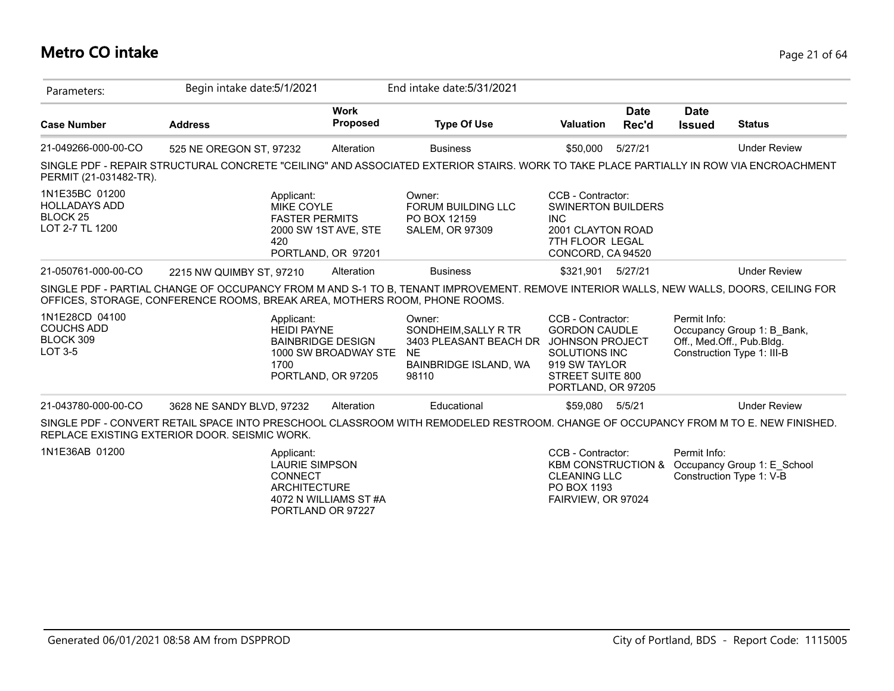# Metro CO intake

Parameters: Begin intake date:5/1/2021 End intake date:5/31/2021

| Case Number | Address | Work Proposed | Type Of Use | Valuation | Date Rec'd | Date Issued | Status |
|---|---|---|---|---|---|---|---|
| 21-049266-000-00-CO | 525 NE OREGON ST, 97232 | Alteration | Business | $50,000 | 5/27/21 | | Under Review |

SINGLE PDF - REPAIR STRUCTURAL CONCRETE "CEILING" AND ASSOCIATED EXTERIOR STAIRS. WORK TO TAKE PLACE PARTIALLY IN ROW VIA ENCROACHMENT PERMIT (21-031482-TR).

1N1E35BC 01200
HOLLADAYS ADD
BLOCK 25
LOT 2-7 TL 1200

Applicant:
MIKE COYLE
FASTER PERMITS
2000 SW 1ST AVE, STE 420
PORTLAND, OR 97201

Owner:
FORUM BUILDING LLC
PO BOX 12159
SALEM, OR 97309

CCB - Contractor:
SWINERTON BUILDERS INC
2001 CLAYTON ROAD
7TH FLOOR LEGAL
CONCORD, CA 94520

| Case Number | Address | Work Proposed | Type Of Use | Valuation | Date Rec'd | Date Issued | Status |
|---|---|---|---|---|---|---|---|
| 21-050761-000-00-CO | 2215 NW QUIMBY ST, 97210 | Alteration | Business | $321,901 | 5/27/21 | | Under Review |

SINGLE PDF - PARTIAL CHANGE OF OCCUPANCY FROM M AND S-1 TO B, TENANT IMPROVEMENT. REMOVE INTERIOR WALLS, NEW WALLS, DOORS, CEILING FOR OFFICES, STORAGE, CONFERENCE ROOMS, BREAK AREA, MOTHERS ROOM, PHONE ROOMS.

1N1E28CD 04100
COUCHS ADD
BLOCK 309
LOT 3-5

Applicant:
HEIDI PAYNE
BAINBRIDGE DESIGN
1000 SW BROADWAY STE 1700
PORTLAND, OR 97205

Owner:
SONDHEIM,SALLY R TR
3403 PLEASANT BEACH DR NE
BAINBRIDGE ISLAND, WA 98110

CCB - Contractor:
GORDON CAUDLE
JOHNSON PROJECT SOLUTIONS INC
919 SW TAYLOR STREET SUITE 800
PORTLAND, OR 97205

Permit Info:
Occupancy Group 1: B_Bank, Off., Med.Off., Pub.Bldg.
Construction Type 1: III-B

| Case Number | Address | Work Proposed | Type Of Use | Valuation | Date Rec'd | Date Issued | Status |
|---|---|---|---|---|---|---|---|
| 21-043780-000-00-CO | 3628 NE SANDY BLVD, 97232 | Alteration | Educational | $59,080 | 5/5/21 | | Under Review |

SINGLE PDF - CONVERT RETAIL SPACE INTO PRESCHOOL CLASSROOM WITH REMODELED RESTROOM. CHANGE OF OCCUPANCY FROM M TO E. NEW FINISHED. REPLACE EXISTING EXTERIOR DOOR. SEISMIC WORK.

1N1E36AB 01200

Applicant:
LAURIE SIMPSON
CONNECT ARCHITECTURE
4072 N WILLIAMS ST #A
PORTLAND OR 97227

CCB - Contractor:
KBM CONSTRUCTION & CLEANING LLC
PO BOX 1193
FAIRVIEW, OR 97024

Permit Info:
Occupancy Group 1: E_School
Construction Type 1: V-B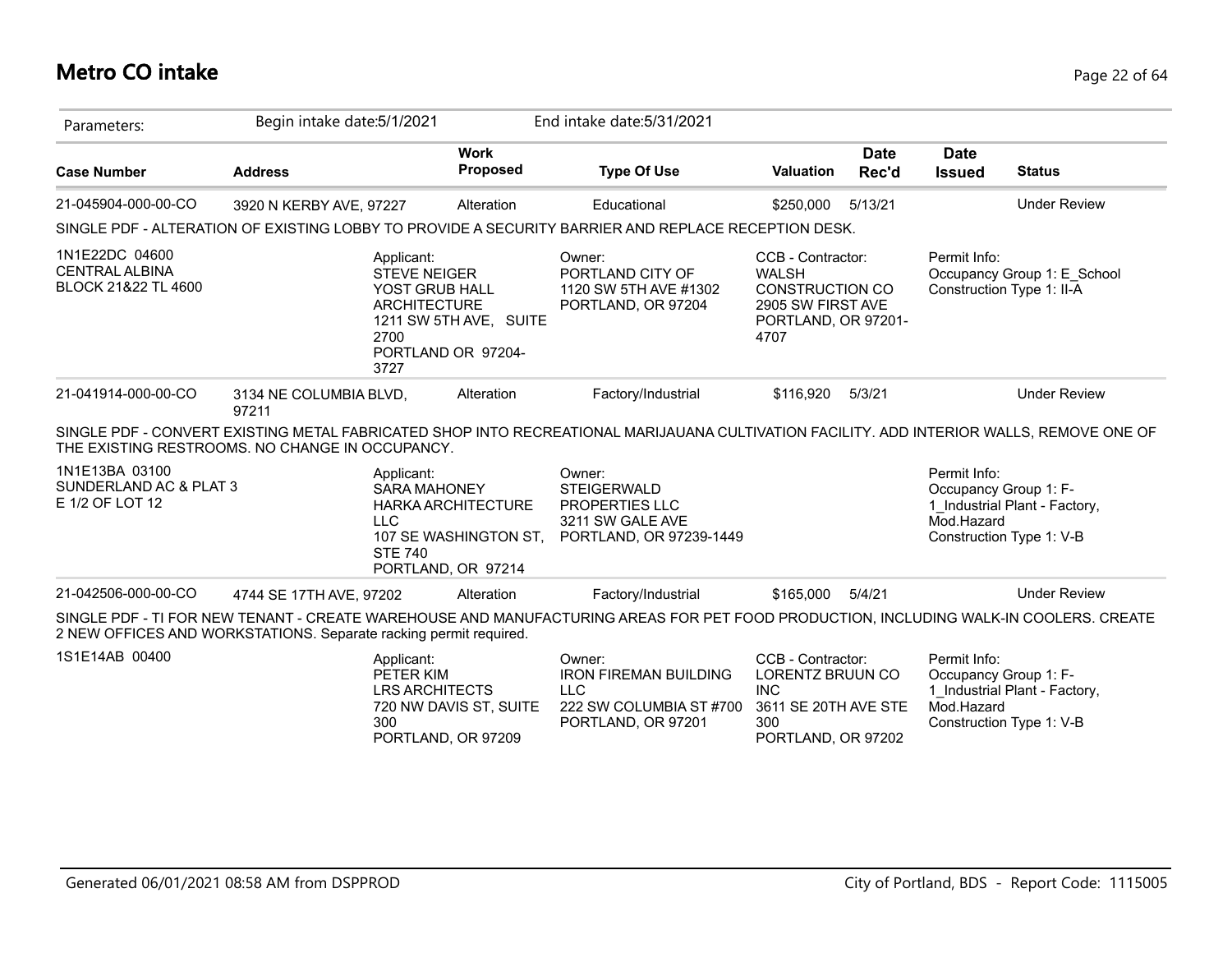# Metro CO intake

Parameters: Begin intake date:5/1/2021 End intake date:5/31/2021

| Case Number | Address | Work Proposed | Type Of Use | Valuation | Date Rec'd | Date Issued | Status |
|---|---|---|---|---|---|---|---|
| 21-045904-000-00-CO | 3920 N KERBY AVE, 97227 | Alteration | Educational | $250,000 | 5/13/21 | | Under Review |

SINGLE PDF - ALTERATION OF EXISTING LOBBY TO PROVIDE A SECURITY BARRIER AND REPLACE RECEPTION DESK.

1N1E22DC 04600
CENTRAL ALBINA
BLOCK 21&22 TL 4600

Applicant:
STEVE NEIGER
YOST GRUB HALL ARCHITECTURE
1211 SW 5TH AVE, SUITE 2700
PORTLAND OR 97204-3727

Owner:
PORTLAND CITY OF
1120 SW 5TH AVE #1302
PORTLAND, OR 97204

CCB - Contractor:
WALSH CONSTRUCTION CO
2905 SW FIRST AVE
PORTLAND, OR 97201-4707

Permit Info:
Occupancy Group 1: E_School
Construction Type 1: II-A

| Case Number | Address | Work Proposed | Type Of Use | Valuation | Date Rec'd | Date Issued | Status |
|---|---|---|---|---|---|---|---|
| 21-041914-000-00-CO | 3134 NE COLUMBIA BLVD, 97211 | Alteration | Factory/Industrial | $116,920 | 5/3/21 | | Under Review |

SINGLE PDF - CONVERT EXISTING METAL FABRICATED SHOP INTO RECREATIONAL MARIJAUANA CULTIVATION FACILITY. ADD INTERIOR WALLS, REMOVE ONE OF THE EXISTING RESTROOMS. NO CHANGE IN OCCUPANCY.

1N1E13BA 03100
SUNDERLAND AC & PLAT 3
E 1/2 OF LOT 12

Applicant:
SARA MAHONEY
HARKA ARCHITECTURE LLC
107 SE WASHINGTON ST, STE 740
PORTLAND, OR 97214

Owner:
STEIGERWALD PROPERTIES LLC
3211 SW GALE AVE
PORTLAND, OR 97239-1449

Permit Info:
Occupancy Group 1: F-1_Industrial Plant - Factory, Mod.Hazard
Construction Type 1: V-B

| Case Number | Address | Work Proposed | Type Of Use | Valuation | Date Rec'd | Date Issued | Status |
|---|---|---|---|---|---|---|---|
| 21-042506-000-00-CO | 4744 SE 17TH AVE, 97202 | Alteration | Factory/Industrial | $165,000 | 5/4/21 | | Under Review |

SINGLE PDF - TI FOR NEW TENANT - CREATE WAREHOUSE AND MANUFACTURING AREAS FOR PET FOOD PRODUCTION, INCLUDING WALK-IN COOLERS. CREATE 2 NEW OFFICES AND WORKSTATIONS. Separate racking permit required.

1S1E14AB 00400

Applicant:
PETER KIM
LRS ARCHITECTS
720 NW DAVIS ST, SUITE 300
PORTLAND, OR 97209

Owner:
IRON FIREMAN BUILDING LLC
222 SW COLUMBIA ST #700
PORTLAND, OR 97201

CCB - Contractor:
LORENTZ BRUUN CO INC
3611 SE 20TH AVE STE 300
PORTLAND, OR 97202

Permit Info:
Occupancy Group 1: F-1_Industrial Plant - Factory, Mod.Hazard
Construction Type 1: V-B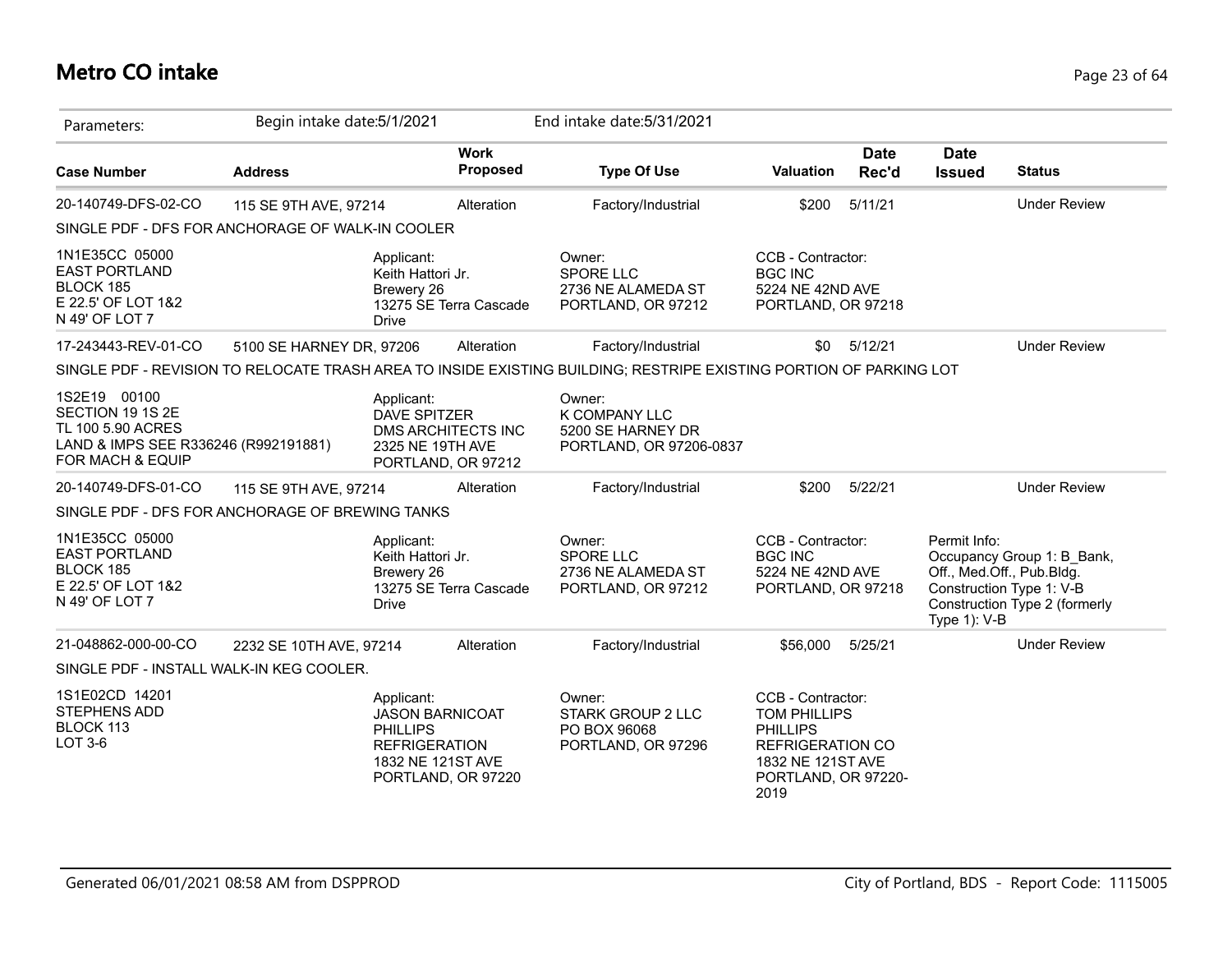# Metro CO intake

Parameters: Begin intake date:5/1/2021 End intake date:5/31/2021

| Case Number | Address | Work Proposed | Type Of Use | Valuation | Date Rec'd | Date Issued | Status |
|---|---|---|---|---|---|---|---|
| 20-140749-DFS-02-CO | 115 SE 9TH AVE, 97214 | Alteration | Factory/Industrial | $200 | 5/11/21 | | Under Review |
| SINGLE PDF - DFS FOR ANCHORAGE OF WALK-IN COOLER | | | | | | | |
| 1N1E35CC 05000<br>EAST PORTLAND<br>BLOCK 185<br>E 22.5' OF LOT 1&2<br>N 49' OF LOT 7 | | Applicant:<br>Keith Hattori Jr.<br>Brewery 26<br>13275 SE Terra Cascade Drive | Owner:<br>SPORE LLC<br>2736 NE ALAMEDA ST<br>PORTLAND, OR 97212 | CCB - Contractor:<br>BGC INC<br>5224 NE 42ND AVE<br>PORTLAND, OR 97218 | | | |
| 17-243443-REV-01-CO | 5100 SE HARNEY DR, 97206 | Alteration | Factory/Industrial | $0 | 5/12/21 | | Under Review |
| SINGLE PDF - REVISION TO RELOCATE TRASH AREA TO INSIDE EXISTING BUILDING; RESTRIPE EXISTING PORTION OF PARKING LOT | | | | | | | |
| 1S2E19 00100<br>SECTION 19 1S 2E<br>TL 100 5.90 ACRES<br>LAND & IMPS SEE R336246 (R992191881) FOR MACH & EQUIP | | Applicant:<br>DAVE SPITZER<br>DMS ARCHITECTS INC<br>2325 NE 19TH AVE<br>PORTLAND, OR 97212 | Owner:<br>K COMPANY LLC<br>5200 SE HARNEY DR<br>PORTLAND, OR 97206-0837 | | | | |
| 20-140749-DFS-01-CO | 115 SE 9TH AVE, 97214 | Alteration | Factory/Industrial | $200 | 5/22/21 | | Under Review |
| SINGLE PDF - DFS FOR ANCHORAGE OF BREWING TANKS | | | | | | | |
| 1N1E35CC 05000<br>EAST PORTLAND<br>BLOCK 185<br>E 22.5' OF LOT 1&2<br>N 49' OF LOT 7 | | Applicant:<br>Keith Hattori Jr.<br>Brewery 26<br>13275 SE Terra Cascade Drive | Owner:<br>SPORE LLC<br>2736 NE ALAMEDA ST<br>PORTLAND, OR 97212 | CCB - Contractor:<br>BGC INC<br>5224 NE 42ND AVE<br>PORTLAND, OR 97218 | | Permit Info:<br>Occupancy Group 1: B_Bank, Off., Med.Off., Pub.Bldg.<br>Construction Type 1: V-B<br>Construction Type 2 (formerly Type 1): V-B | |
| 21-048862-000-00-CO | 2232 SE 10TH AVE, 97214 | Alteration | Factory/Industrial | $56,000 | 5/25/21 | | Under Review |
| SINGLE PDF - INSTALL WALK-IN KEG COOLER. | | | | | | | |
| 1S1E02CD 14201<br>STEPHENS ADD<br>BLOCK 113<br>LOT 3-6 | | Applicant:<br>JASON BARNICOAT<br>PHILLIPS<br>REFRIGERATION<br>1832 NE 121ST AVE<br>PORTLAND, OR 97220 | Owner:<br>STARK GROUP 2 LLC<br>PO BOX 96068<br>PORTLAND, OR 97296 | CCB - Contractor:<br>TOM PHILLIPS<br>PHILLIPS<br>REFRIGERATION CO<br>1832 NE 121ST AVE<br>PORTLAND, OR 97220-2019 | | | |

Generated 06/01/2021 08:58 AM from DSPPROD — City of Portland, BDS - Report Code: 1115005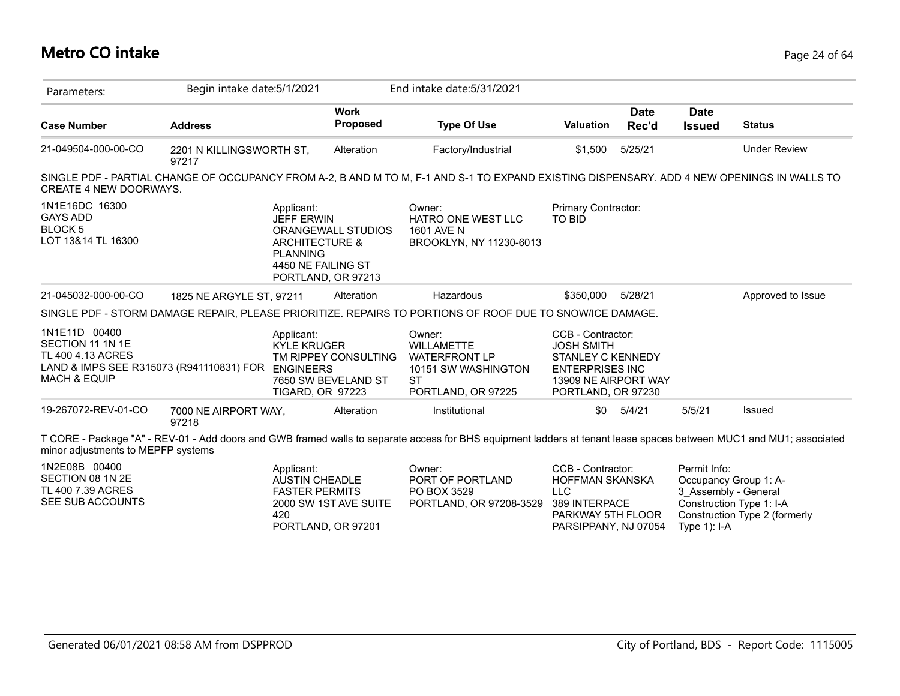# Metro CO intake

| Parameters: | Begin intake date:5/1/2021 | | End intake date:5/31/2021 | | | | |
|---|---|---|---|---|---|---|---|
| **Case Number** | **Address** | **Work Proposed** | **Type Of Use** | **Valuation** | **Date Rec'd** | **Date Issued** | **Status** |
| 21-049504-000-00-CO | 2201 N KILLINGSWORTH ST, 97217 | Alteration | Factory/Industrial | $1,500 | 5/25/21 | | Under Review |

SINGLE PDF - PARTIAL CHANGE OF OCCUPANCY FROM A-2, B AND M TO M, F-1 AND S-1 TO EXPAND EXISTING DISPENSARY. ADD 4 NEW OPENINGS IN WALLS TO CREATE 4 NEW DOORWAYS.

1N1E16DC 16300
GAYS ADD
BLOCK 5
LOT 13&14 TL 16300

Applicant:
JEFF ERWIN
ORANGEWALL STUDIOS
ARCHITECTURE &
PLANNING
4450 NE FAILING ST
PORTLAND, OR 97213

Owner:
HATRO ONE WEST LLC
1601 AVE N
BROOKLYN, NY 11230-6013

Primary Contractor:
TO BID

| Case Number | Address | Work Proposed | Type Of Use | Valuation | Date Rec'd | Date Issued | Status |
|---|---|---|---|---|---|---|---|
| 21-045032-000-00-CO | 1825 NE ARGYLE ST, 97211 | Alteration | Hazardous | $350,000 | 5/28/21 | | Approved to Issue |

SINGLE PDF - STORM DAMAGE REPAIR, PLEASE PRIORITIZE. REPAIRS TO PORTIONS OF ROOF DUE TO SNOW/ICE DAMAGE.

1N1E11D 00400
SECTION 11 1N 1E
TL 400 4.13 ACRES
LAND & IMPS SEE R315073 (R941110831) FOR MACH & EQUIP

Applicant:
KYLE KRUGER
TM RIPPEY CONSULTING
ENGINEERS
7650 SW BEVELAND ST
TIGARD, OR 97223

Owner:
WILLAMETTE
WATERFRONT LP
10151 SW WASHINGTON
ST
PORTLAND, OR 97225

CCB - Contractor:
JOSH SMITH
STANLEY C KENNEDY
ENTERPRISES INC
13909 NE AIRPORT WAY
PORTLAND, OR 97230

| Case Number | Address | Work Proposed | Type Of Use | Valuation | Date Rec'd | Date Issued | Status |
|---|---|---|---|---|---|---|---|
| 19-267072-REV-01-CO | 7000 NE AIRPORT WAY, 97218 | Alteration | Institutional | $0 | 5/4/21 | 5/5/21 | Issued |

T CORE - Package "A" - REV-01 - Add doors and GWB framed walls to separate access for BHS equipment ladders at tenant lease spaces between MUC1 and MU1; associated minor adjustments to MEPFP systems

1N2E08B 00400
SECTION 08 1N 2E
TL 400 7.39 ACRES
SEE SUB ACCOUNTS

Applicant:
AUSTIN CHEADLE
FASTER PERMITS
2000 SW 1ST AVE SUITE
420
PORTLAND, OR 97201

Owner:
PORT OF PORTLAND
PO BOX 3529
PORTLAND, OR 97208-3529

CCB - Contractor:
HOFFMAN SKANSKA
LLC
389 INTERPACE
PARKWAY 5TH FLOOR
PARSIPPANY, NJ 07054

Permit Info:
Occupancy Group 1: A-3_Assembly - General
Construction Type 1: I-A
Construction Type 2 (formerly Type 1): I-A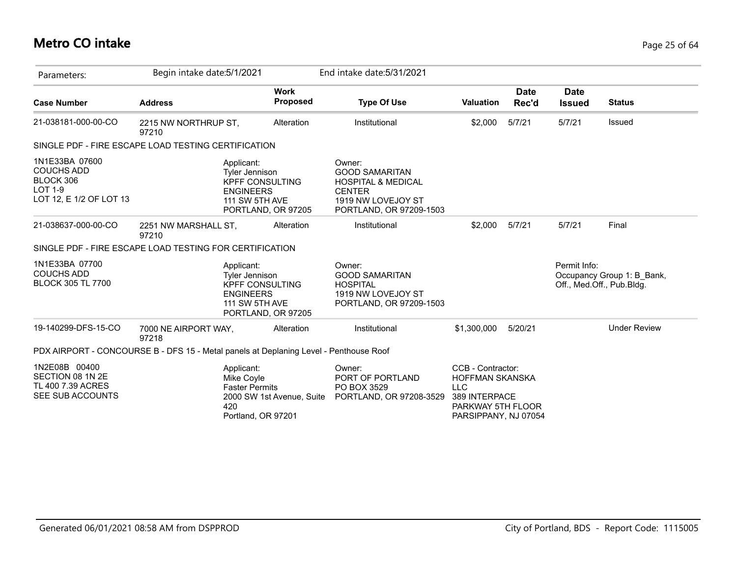# Metro CO intake

| Parameters: | Begin intake date:5/1/2021 | | End intake date:5/31/2021 | | | | |
|---|---|---|---|---|---|---|---|
| **Case Number** | **Address** | **Work Proposed** | **Type Of Use** | **Valuation** | **Date Rec'd** | **Date Issued** | **Status** |
| 21-038181-000-00-CO | 2215 NW NORTHRUP ST, 97210 | Alteration | Institutional | $2,000 | 5/7/21 | 5/7/21 | Issued |
| SINGLE PDF - FIRE ESCAPE LOAD TESTING CERTIFICATION | | | | | | | |
| 1N1E33BA 07600 COUCHS ADD BLOCK 306 LOT 1-9 LOT 12, E 1/2 OF LOT 13 | Applicant: Tyler Jennison KPFF CONSULTING ENGINEERS 111 SW 5TH AVE PORTLAND, OR 97205 | | Owner: GOOD SAMARITAN HOSPITAL & MEDICAL CENTER 1919 NW LOVEJOY ST PORTLAND, OR 97209-1503 | | | | |
| 21-038637-000-00-CO | 2251 NW MARSHALL ST, 97210 | Alteration | Institutional | $2,000 | 5/7/21 | 5/7/21 | Final |
| SINGLE PDF - FIRE ESCAPE LOAD TESTING FOR CERTIFICATION | | | | | | | |
| 1N1E33BA 07700 COUCHS ADD BLOCK 305 TL 7700 | Applicant: Tyler Jennison KPFF CONSULTING ENGINEERS 111 SW 5TH AVE PORTLAND, OR 97205 | | Owner: GOOD SAMARITAN HOSPITAL 1919 NW LOVEJOY ST PORTLAND, OR 97209-1503 | | | Permit Info: Occupancy Group 1: B_Bank, Off., Med.Off., Pub.Bldg. | |
| 19-140299-DFS-15-CO | 7000 NE AIRPORT WAY, 97218 | Alteration | Institutional | $1,300,000 | 5/20/21 | | Under Review |
| PDX AIRPORT - CONCOURSE B - DFS 15 - Metal panels at Deplaning Level - Penthouse Roof | | | | | | | |
| 1N2E08B 00400 SECTION 08 1N 2E TL 400 7.39 ACRES SEE SUB ACCOUNTS | Applicant: Mike Coyle Faster Permits 2000 SW 1st Avenue, Suite 420 Portland, OR 97201 | | Owner: PORT OF PORTLAND PO BOX 3529 PORTLAND, OR 97208-3529 | CCB - Contractor: HOFFMAN SKANSKA LLC 389 INTERPACE PARKWAY 5TH FLOOR PARSIPPANY, NJ 07054 | | | |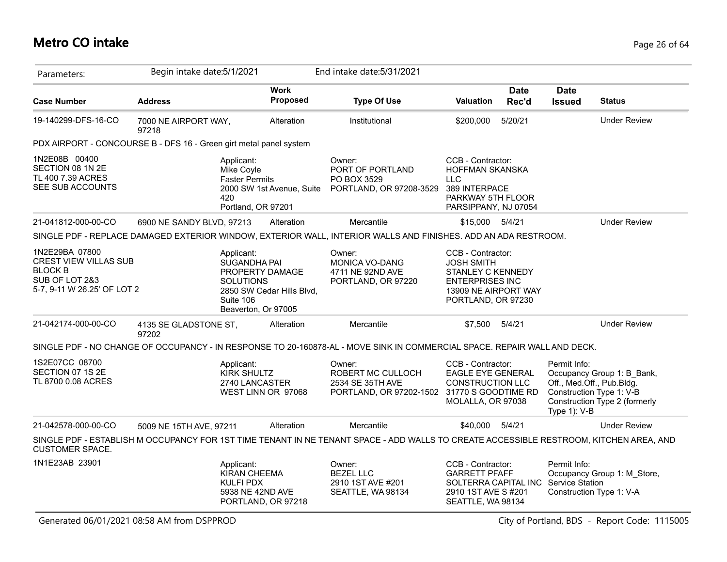# Metro CO intake

Parameters: Begin intake date:5/1/2021 End intake date:5/31/2021

| Case Number | Address | Work Proposed | Type Of Use | Valuation | Date Rec'd | Date Issued | Status |
|---|---|---|---|---|---|---|---|
| 19-140299-DFS-16-CO | 7000 NE AIRPORT WAY, 97218 | Alteration | Institutional | $200,000 | 5/20/21 | | Under Review |

PDX AIRPORT - CONCOURSE B - DFS 16 - Green girt metal panel system

1N2E08B 00400
SECTION 08 1N 2E
TL 400 7.39 ACRES
SEE SUB ACCOUNTS

Applicant:
Mike Coyle
Faster Permits
2000 SW 1st Avenue, Suite 420
Portland, OR 97201

Owner:
PORT OF PORTLAND
PO BOX 3529
PORTLAND, OR 97208-3529

CCB - Contractor:
HOFFMAN SKANSKA LLC
389 INTERPACE PARKWAY 5TH FLOOR
PARSIPPANY, NJ 07054

| Case Number | Address | Work Proposed | Type Of Use | Valuation | Date Rec'd | Date Issued | Status |
|---|---|---|---|---|---|---|---|
| 21-041812-000-00-CO | 6900 NE SANDY BLVD, 97213 | Alteration | Mercantile | $15,000 | 5/4/21 | | Under Review |

SINGLE PDF - REPLACE DAMAGED EXTERIOR WINDOW, EXTERIOR WALL, INTERIOR WALLS AND FINISHES. ADD AN ADA RESTROOM.

1N2E29BA 07800
CREST VIEW VILLAS SUB
BLOCK B
SUB OF LOT 2&3
5-7, 9-11 W 26.25' OF LOT 2

Applicant:
SUGANDHA PAI
PROPERTY DAMAGE SOLUTIONS
2850 SW Cedar Hills Blvd, Suite 106
Beaverton, Or 97005

Owner:
MONICA VO-DANG
4711 NE 92ND AVE
PORTLAND, OR 97220

CCB - Contractor:
JOSH SMITH
STANLEY C KENNEDY ENTERPRISES INC
13909 NE AIRPORT WAY
PORTLAND, OR 97230

| Case Number | Address | Work Proposed | Type Of Use | Valuation | Date Rec'd | Date Issued | Status |
|---|---|---|---|---|---|---|---|
| 21-042174-000-00-CO | 4135 SE GLADSTONE ST, 97202 | Alteration | Mercantile | $7,500 | 5/4/21 | | Under Review |

SINGLE PDF - NO CHANGE OF OCCUPANCY - IN RESPONSE TO 20-160878-AL - MOVE SINK IN COMMERCIAL SPACE. REPAIR WALL AND DECK.

1S2E07CC 08700
SECTION 07 1S 2E
TL 8700 0.08 ACRES

Applicant:
KIRK SHULTZ
2740 LANCASTER
WEST LINN OR 97068

Owner:
ROBERT MC CULLOCH
2534 SE 35TH AVE
PORTLAND, OR 97202-1502

CCB - Contractor:
EAGLE EYE GENERAL CONSTRUCTION LLC
31770 S GOODTIME RD
MOLALLA, OR 97038

Permit Info:
Occupancy Group 1: B_Bank, Off., Med.Off., Pub.Bldg.
Construction Type 1: V-B
Construction Type 2 (formerly Type 1): V-B

| Case Number | Address | Work Proposed | Type Of Use | Valuation | Date Rec'd | Date Issued | Status |
|---|---|---|---|---|---|---|---|
| 21-042578-000-00-CO | 5009 NE 15TH AVE, 97211 | Alteration | Mercantile | $40,000 | 5/4/21 | | Under Review |

SINGLE PDF - ESTABLISH M OCCUPANCY FOR 1ST TIME TENANT IN NE TENANT SPACE - ADD WALLS TO CREATE ACCESSIBLE RESTROOM, KITCHEN AREA, AND CUSTOMER SPACE.

1N1E23AB 23901

Applicant:
KIRAN CHEEMA
KULFI PDX
5938 NE 42ND AVE
PORTLAND, OR 97218

Owner:
BEZEL LLC
2910 1ST AVE #201
SEATTLE, WA 98134

CCB - Contractor:
GARRETT PFAFF
SOLTERRA CAPITAL INC
2910 1ST AVE S #201
SEATTLE, WA 98134

Permit Info:
Occupancy Group 1: M_Store, Service Station
Construction Type 1: V-A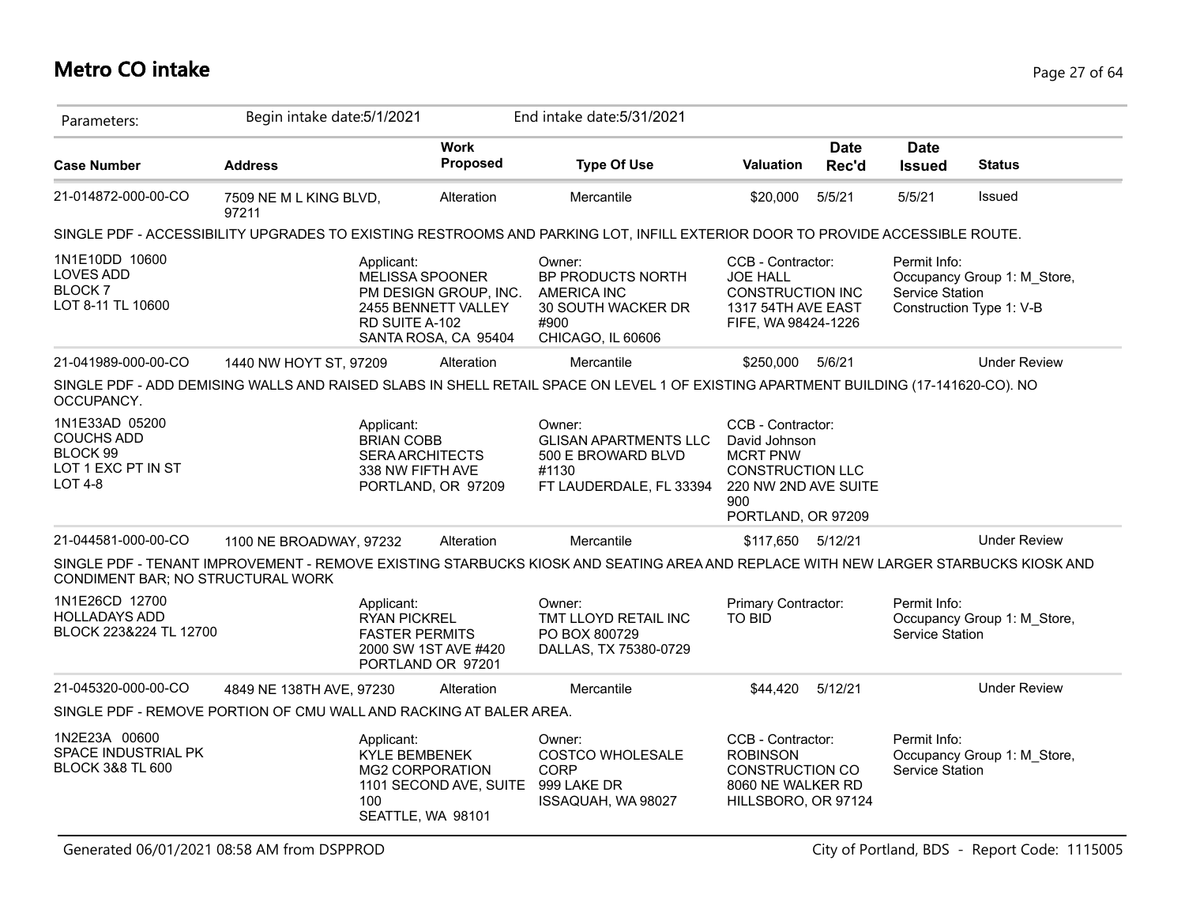# Metro CO intake

Parameters: Begin intake date:5/1/2021 End intake date:5/31/2021

| Case Number | Address | Work Proposed | Type Of Use | Valuation | Date Rec'd | Date Issued | Status |
|---|---|---|---|---|---|---|---|
| 21-014872-000-00-CO | 7509 NE M L KING BLVD, 97211 | Alteration | Mercantile | $20,000 | 5/5/21 | 5/5/21 | Issued |

SINGLE PDF - ACCESSIBILITY UPGRADES TO EXISTING RESTROOMS AND PARKING LOT, INFILL EXTERIOR DOOR TO PROVIDE ACCESSIBLE ROUTE.

1N1E10DD 10600
LOVES ADD
BLOCK 7
LOT 8-11 TL 10600

Applicant:
MELISSA SPOONER
PM DESIGN GROUP, INC.
2455 BENNETT VALLEY RD SUITE A-102
SANTA ROSA, CA 95404

Owner:
BP PRODUCTS NORTH AMERICA INC
30 SOUTH WACKER DR #900
CHICAGO, IL 60606

CCB - Contractor:
JOE HALL
CONSTRUCTION INC
1317 54TH AVE EAST
FIFE, WA 98424-1226

Permit Info:
Occupancy Group 1: M_Store, Service Station
Construction Type 1: V-B

| Case Number | Address | Work Proposed | Type Of Use | Valuation | Date Rec'd | Date Issued | Status |
|---|---|---|---|---|---|---|---|
| 21-041989-000-00-CO | 1440 NW HOYT ST, 97209 | Alteration | Mercantile | $250,000 | 5/6/21 | | Under Review |

SINGLE PDF - ADD DEMISING WALLS AND RAISED SLABS IN SHELL RETAIL SPACE ON LEVEL 1 OF EXISTING APARTMENT BUILDING (17-141620-CO). NO OCCUPANCY.

1N1E33AD 05200
COUCHS ADD
BLOCK 99
LOT 1 EXC PT IN ST
LOT 4-8

Applicant:
BRIAN COBB
SERA ARCHITECTS
338 NW FIFTH AVE
PORTLAND, OR 97209

Owner:
GLISAN APARTMENTS LLC
500 E BROWARD BLVD #1130
FT LAUDERDALE, FL 33394

CCB - Contractor:
David Johnson
MCRT PNW
CONSTRUCTION LLC
220 NW 2ND AVE SUITE 900
PORTLAND, OR 97209

| Case Number | Address | Work Proposed | Type Of Use | Valuation | Date Rec'd | Date Issued | Status |
|---|---|---|---|---|---|---|---|
| 21-044581-000-00-CO | 1100 NE BROADWAY, 97232 | Alteration | Mercantile | $117,650 | 5/12/21 | | Under Review |

SINGLE PDF - TENANT IMPROVEMENT - REMOVE EXISTING STARBUCKS KIOSK AND SEATING AREA AND REPLACE WITH NEW LARGER STARBUCKS KIOSK AND CONDIMENT BAR; NO STRUCTURAL WORK

1N1E26CD 12700
HOLLADAYS ADD
BLOCK 223&224 TL 12700

Applicant:
RYAN PICKREL
FASTER PERMITS
2000 SW 1ST AVE #420
PORTLAND OR 97201

Owner:
TMT LLOYD RETAIL INC
PO BOX 800729
DALLAS, TX 75380-0729

Primary Contractor:
TO BID

Permit Info:
Occupancy Group 1: M_Store, Service Station

| Case Number | Address | Work Proposed | Type Of Use | Valuation | Date Rec'd | Date Issued | Status |
|---|---|---|---|---|---|---|---|
| 21-045320-000-00-CO | 4849 NE 138TH AVE, 97230 | Alteration | Mercantile | $44,420 | 5/12/21 | | Under Review |

SINGLE PDF - REMOVE PORTION OF CMU WALL AND RACKING AT BALER AREA.

1N2E23A 00600
SPACE INDUSTRIAL PK
BLOCK 3&8 TL 600

Applicant:
KYLE BEMBENEK
MG2 CORPORATION
1101 SECOND AVE, SUITE 100
SEATTLE, WA 98101

Owner:
COSTCO WHOLESALE CORP
999 LAKE DR
ISSAQUAH, WA 98027

CCB - Contractor:
ROBINSON
CONSTRUCTION CO
8060 NE WALKER RD
HILLSBORO, OR 97124

Permit Info:
Occupancy Group 1: M_Store, Service Station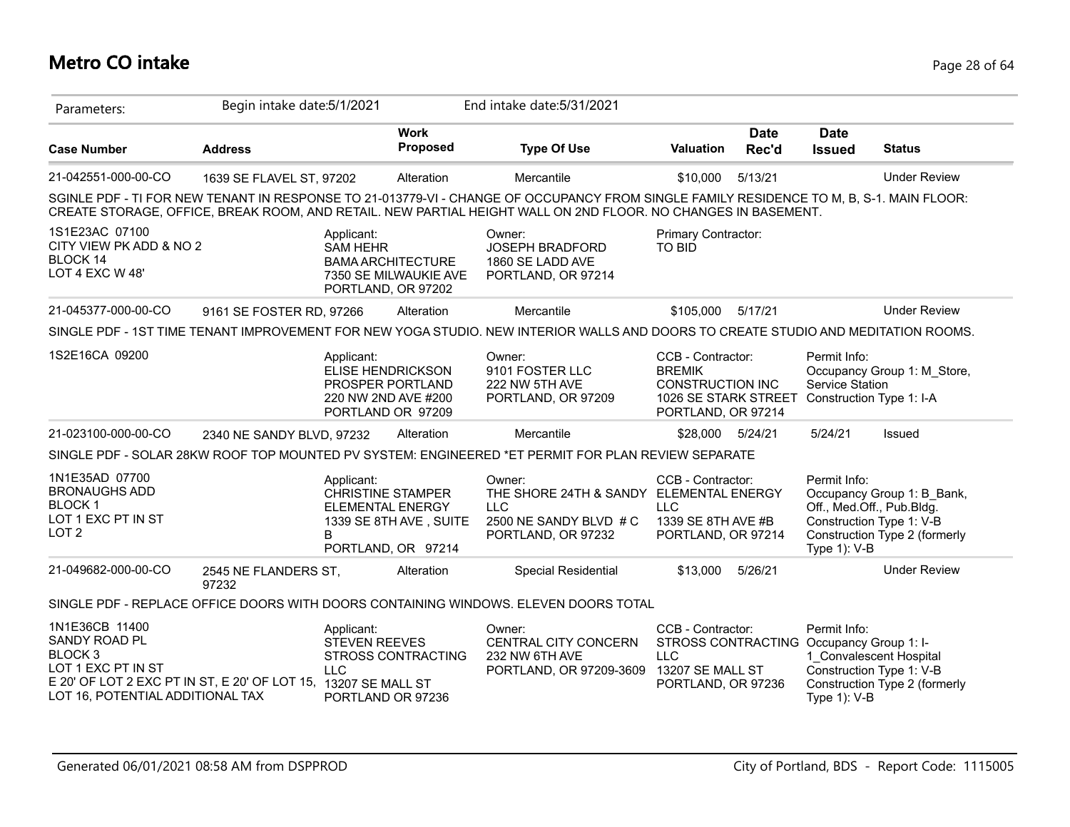# Metro CO intake

| Parameters: | Begin intake date:5/1/2021 | | End intake date:5/31/2021 | | | | |
|---|---|---|---|---|---|---|---|
| **Case Number** | **Address** | **Work Proposed** | **Type Of Use** | **Valuation** | **Date Rec'd** | **Date Issued** | **Status** |
| 21-042551-000-00-CO | 1639 SE FLAVEL ST, 97202 | Alteration | Mercantile | $10,000 | 5/13/21 | | Under Review |

SGINLE PDF - TI FOR NEW TENANT IN RESPONSE TO 21-013779-VI - CHANGE OF OCCUPANCY FROM SINGLE FAMILY RESIDENCE TO M, B, S-1. MAIN FLOOR: CREATE STORAGE, OFFICE, BREAK ROOM, AND RETAIL. NEW PARTIAL HEIGHT WALL ON 2ND FLOOR. NO CHANGES IN BASEMENT.

1S1E23AC 07100
CITY VIEW PK ADD & NO 2
BLOCK 14
LOT 4 EXC W 48'

Applicant:
SAM HEHR
BAMA ARCHITECTURE
7350 SE MILWAUKIE AVE
PORTLAND, OR 97202

Owner:
JOSEPH BRADFORD
1860 SE LADD AVE
PORTLAND, OR 97214

Primary Contractor:
TO BID

| Case Number | Address | Work Proposed | Type Of Use | Valuation | Date Rec'd | Date Issued | Status |
|---|---|---|---|---|---|---|---|
| 21-045377-000-00-CO | 9161 SE FOSTER RD, 97266 | Alteration | Mercantile | $105,000 | 5/17/21 | | Under Review |

SINGLE PDF - 1ST TIME TENANT IMPROVEMENT FOR NEW YOGA STUDIO. NEW INTERIOR WALLS AND DOORS TO CREATE STUDIO AND MEDITATION ROOMS.

1S2E16CA 09200

Applicant:
ELISE HENDRICKSON
PROSPER PORTLAND
220 NW 2ND AVE #200
PORTLAND OR 97209

Owner:
9101 FOSTER LLC
222 NW 5TH AVE
PORTLAND, OR 97209

CCB - Contractor:
BREMIK
CONSTRUCTION INC
1026 SE STARK STREET
PORTLAND, OR 97214

Permit Info:
Occupancy Group 1: M_Store, Service Station
Construction Type 1: I-A

| Case Number | Address | Work Proposed | Type Of Use | Valuation | Date Rec'd | Date Issued | Status |
|---|---|---|---|---|---|---|---|
| 21-023100-000-00-CO | 2340 NE SANDY BLVD, 97232 | Alteration | Mercantile | $28,000 | 5/24/21 | 5/24/21 | Issued |

SINGLE PDF - SOLAR 28KW ROOF TOP MOUNTED PV SYSTEM: ENGINEERED *ET PERMIT FOR PLAN REVIEW SEPARATE

1N1E35AD 07700
BRONAUGHS ADD
BLOCK 1
LOT 1 EXC PT IN ST
LOT 2

Applicant:
CHRISTINE STAMPER
ELEMENTAL ENERGY
1339 SE 8TH AVE , SUITE B
PORTLAND, OR 97214

Owner:
THE SHORE 24TH & SANDY LLC
2500 NE SANDY BLVD # C
PORTLAND, OR 97232

CCB - Contractor:
ELEMENTAL ENERGY LLC
1339 SE 8TH AVE #B
PORTLAND, OR 97214

Permit Info:
Occupancy Group 1: B_Bank, Off., Med.Off., Pub.Bldg.
Construction Type 1: V-B
Construction Type 2 (formerly Type 1): V-B

| Case Number | Address | Work Proposed | Type Of Use | Valuation | Date Rec'd | Date Issued | Status |
|---|---|---|---|---|---|---|---|
| 21-049682-000-00-CO | 2545 NE FLANDERS ST, 97232 | Alteration | Special Residential | $13,000 | 5/26/21 | | Under Review |

SINGLE PDF - REPLACE OFFICE DOORS WITH DOORS CONTAINING WINDOWS. ELEVEN DOORS TOTAL

1N1E36CB 11400
SANDY ROAD PL
BLOCK 3
LOT 1 EXC PT IN ST
E 20' OF LOT 2 EXC PT IN ST, E 20' OF LOT 15, LOT 16, POTENTIAL ADDITIONAL TAX

Applicant:
STEVEN REEVES
STROSS CONTRACTING LLC
13207 SE MALL ST
PORTLAND OR 97236

Owner:
CENTRAL CITY CONCERN
232 NW 6TH AVE
PORTLAND, OR 97209-3609

CCB - Contractor:
STROSS CONTRACTING LLC
13207 SE MALL ST
PORTLAND, OR 97236

Permit Info:
Occupancy Group 1: I-1_Convalescent Hospital
Construction Type 1: V-B
Construction Type 2 (formerly Type 1): V-B

Generated 06/01/2021 08:58 AM from DSPPROD — City of Portland, BDS - Report Code: 1115005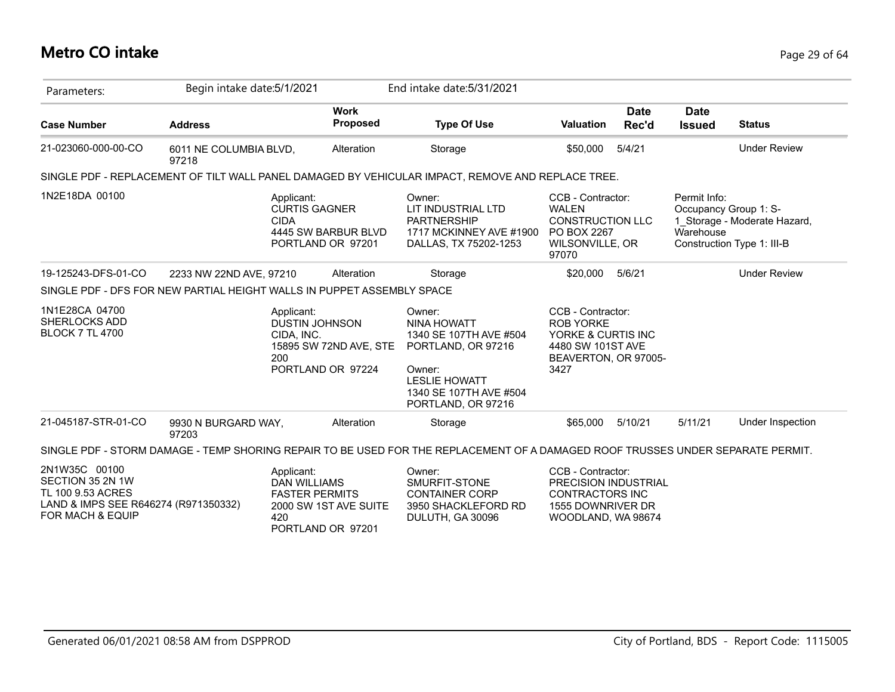# Metro CO intake

| Parameters: | Begin intake date:5/1/2021 | | End intake date:5/31/2021 | | | | |
|---|---|---|---|---|---|---|---|
| **Case Number** | **Address** | **Work Proposed** | **Type Of Use** | **Valuation** | **Date Rec'd** | **Date Issued** | **Status** |
| 21-023060-000-00-CO | 6011 NE COLUMBIA BLVD, 97218 | Alteration | Storage | $50,000 | 5/4/21 | | Under Review |
| SINGLE PDF - REPLACEMENT OF TILT WALL PANEL DAMAGED BY VEHICULAR IMPACT, REMOVE AND REPLACE TREE. | | | | | | | |
| 1N2E18DA 00100 | Applicant: CURTIS GAGNER CIDA 4445 SW BARBUR BLVD PORTLAND OR 97201 | | Owner: LIT INDUSTRIAL LTD PARTNERSHIP 1717 MCKINNEY AVE #1900 DALLAS, TX 75202-1253 | CCB - Contractor: WALEN CONSTRUCTION LLC PO BOX 2267 WILSONVILLE, OR 97070 | | Permit Info: Occupancy Group 1: S-1_Storage - Moderate Hazard, Warehouse Construction Type 1: III-B | |
| 19-125243-DFS-01-CO | 2233 NW 22ND AVE, 97210 | Alteration | Storage | $20,000 | 5/6/21 | | Under Review |
| SINGLE PDF - DFS FOR NEW PARTIAL HEIGHT WALLS IN PUPPET ASSEMBLY SPACE | | | | | | | |
| 1N1E28CA 04700 SHERLOCKS ADD BLOCK 7 TL 4700 | Applicant: DUSTIN JOHNSON CIDA, INC. 15895 SW 72ND AVE, STE 200 PORTLAND OR 97224 | | Owner: NINA HOWATT 1340 SE 107TH AVE #504 PORTLAND, OR 97216 Owner: LESLIE HOWATT 1340 SE 107TH AVE #504 PORTLAND, OR 97216 | CCB - Contractor: ROB YORKE YORKE & CURTIS INC 4480 SW 101ST AVE BEAVERTON, OR 97005-3427 | | | |
| 21-045187-STR-01-CO | 9930 N BURGARD WAY, 97203 | Alteration | Storage | $65,000 | 5/10/21 | 5/11/21 | Under Inspection |
| SINGLE PDF - STORM DAMAGE - TEMP SHORING REPAIR TO BE USED FOR THE REPLACEMENT OF A DAMAGED ROOF TRUSSES UNDER SEPARATE PERMIT. | | | | | | | |
| 2N1W35C 00100 SECTION 35 2N 1W TL 100 9.53 ACRES LAND & IMPS SEE R646274 (R971350332) FOR MACH & EQUIP | Applicant: DAN WILLIAMS FASTER PERMITS 2000 SW 1ST AVE SUITE 420 PORTLAND OR 97201 | | Owner: SMURFIT-STONE CONTAINER CORP 3950 SHACKLEFORD RD DULUTH, GA 30096 | CCB - Contractor: PRECISION INDUSTRIAL CONTRACTORS INC 1555 DOWNRIVER DR WOODLAND, WA 98674 | | | |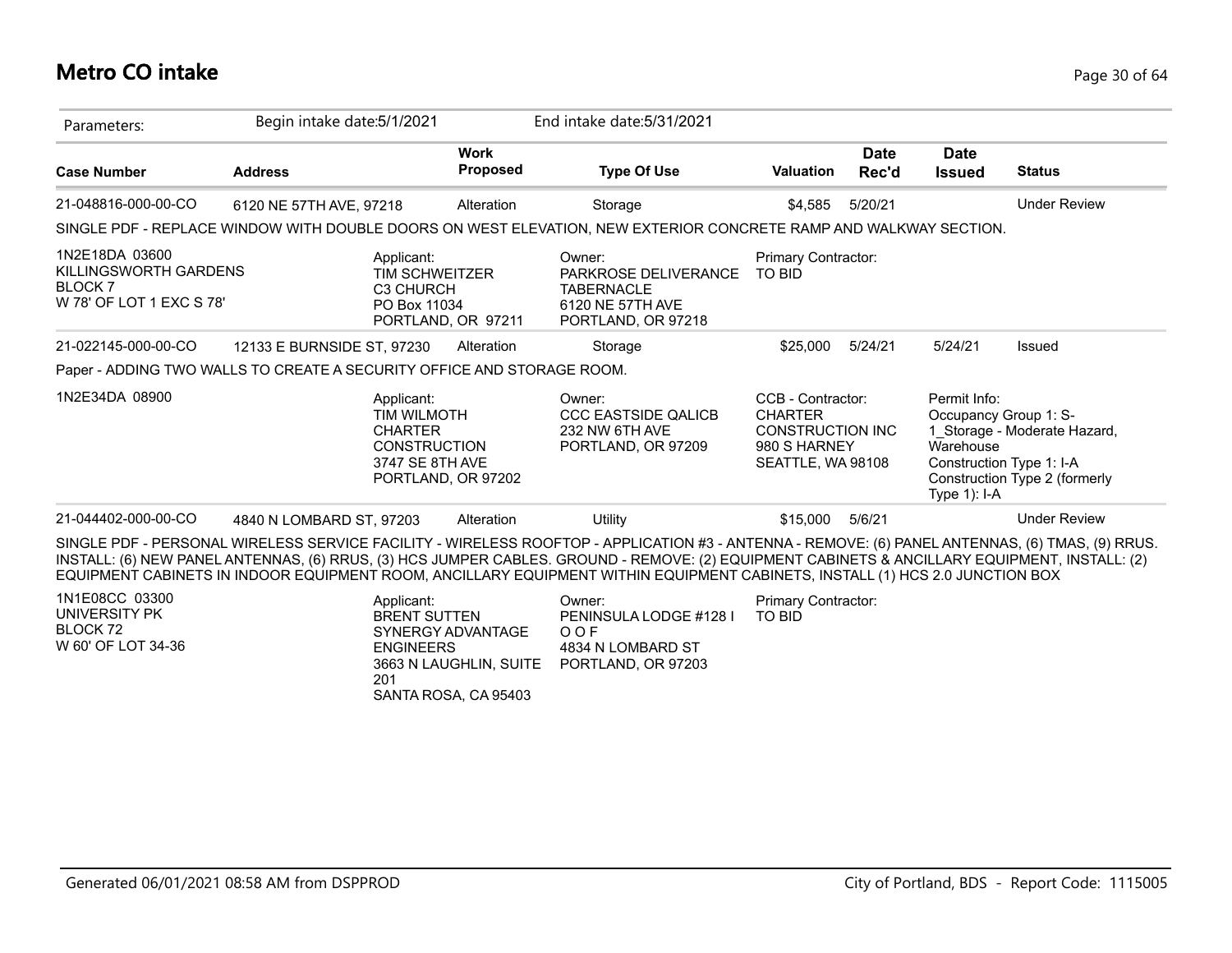# Metro CO intake

Parameters: Begin intake date:5/1/2021 End intake date:5/31/2021

| Case Number | Address | Work Proposed | Type Of Use | Valuation | Date Rec'd | Date Issued | Status |
|---|---|---|---|---|---|---|---|
| 21-048816-000-00-CO | 6120 NE 57TH AVE, 97218 | Alteration | Storage | $4,585 | 5/20/21 | | Under Review |

SINGLE PDF - REPLACE WINDOW WITH DOUBLE DOORS ON WEST ELEVATION, NEW EXTERIOR CONCRETE RAMP AND WALKWAY SECTION.

1N2E18DA 03600
KILLINGSWORTH GARDENS
BLOCK 7
W 78' OF LOT 1 EXC S 78'

Applicant:
TIM SCHWEITZER
C3 CHURCH
PO Box 11034
PORTLAND, OR 97211

Owner:
PARKROSE DELIVERANCE TABERNACLE
6120 NE 57TH AVE
PORTLAND, OR 97218

Primary Contractor:
TO BID

| Case Number | Address | Work Proposed | Type Of Use | Valuation | Date Rec'd | Date Issued | Status |
|---|---|---|---|---|---|---|---|
| 21-022145-000-00-CO | 12133 E BURNSIDE ST, 97230 | Alteration | Storage | $25,000 | 5/24/21 | 5/24/21 | Issued |

Paper - ADDING TWO WALLS TO CREATE A SECURITY OFFICE AND STORAGE ROOM.

1N2E34DA 08900

Applicant:
TIM WILMOTH
CHARTER CONSTRUCTION
3747 SE 8TH AVE
PORTLAND, OR 97202

Owner:
CCC EASTSIDE QALICB
232 NW 6TH AVE
PORTLAND, OR 97209

CCB - Contractor:
CHARTER CONSTRUCTION INC
980 S HARNEY
SEATTLE, WA 98108

Permit Info:
Occupancy Group 1: S-1_Storage - Moderate Hazard, Warehouse
Construction Type 1: I-A
Construction Type 2 (formerly Type 1): I-A

| Case Number | Address | Work Proposed | Type Of Use | Valuation | Date Rec'd | Date Issued | Status |
|---|---|---|---|---|---|---|---|
| 21-044402-000-00-CO | 4840 N LOMBARD ST, 97203 | Alteration | Utility | $15,000 | 5/6/21 | | Under Review |

SINGLE PDF - PERSONAL WIRELESS SERVICE FACILITY - WIRELESS ROOFTOP - APPLICATION #3 - ANTENNA - REMOVE: (6) PANEL ANTENNAS, (6) TMAS, (9) RRUS. INSTALL: (6) NEW PANEL ANTENNAS, (6) RRUS, (3) HCS JUMPER CABLES. GROUND - REMOVE: (2) EQUIPMENT CABINETS & ANCILLARY EQUIPMENT, INSTALL: (2) EQUIPMENT CABINETS IN INDOOR EQUIPMENT ROOM, ANCILLARY EQUIPMENT WITHIN EQUIPMENT CABINETS, INSTALL (1) HCS 2.0 JUNCTION BOX

1N1E08CC 03300
UNIVERSITY PK
BLOCK 72
W 60' OF LOT 34-36

Applicant:
BRENT SUTTEN
SYNERGY ADVANTAGE ENGINEERS
3663 N LAUGHLIN, SUITE 201
SANTA ROSA, CA 95403

Owner:
PENINSULA LODGE #128 I O O F
4834 N LOMBARD ST
PORTLAND, OR 97203

Primary Contractor:
TO BID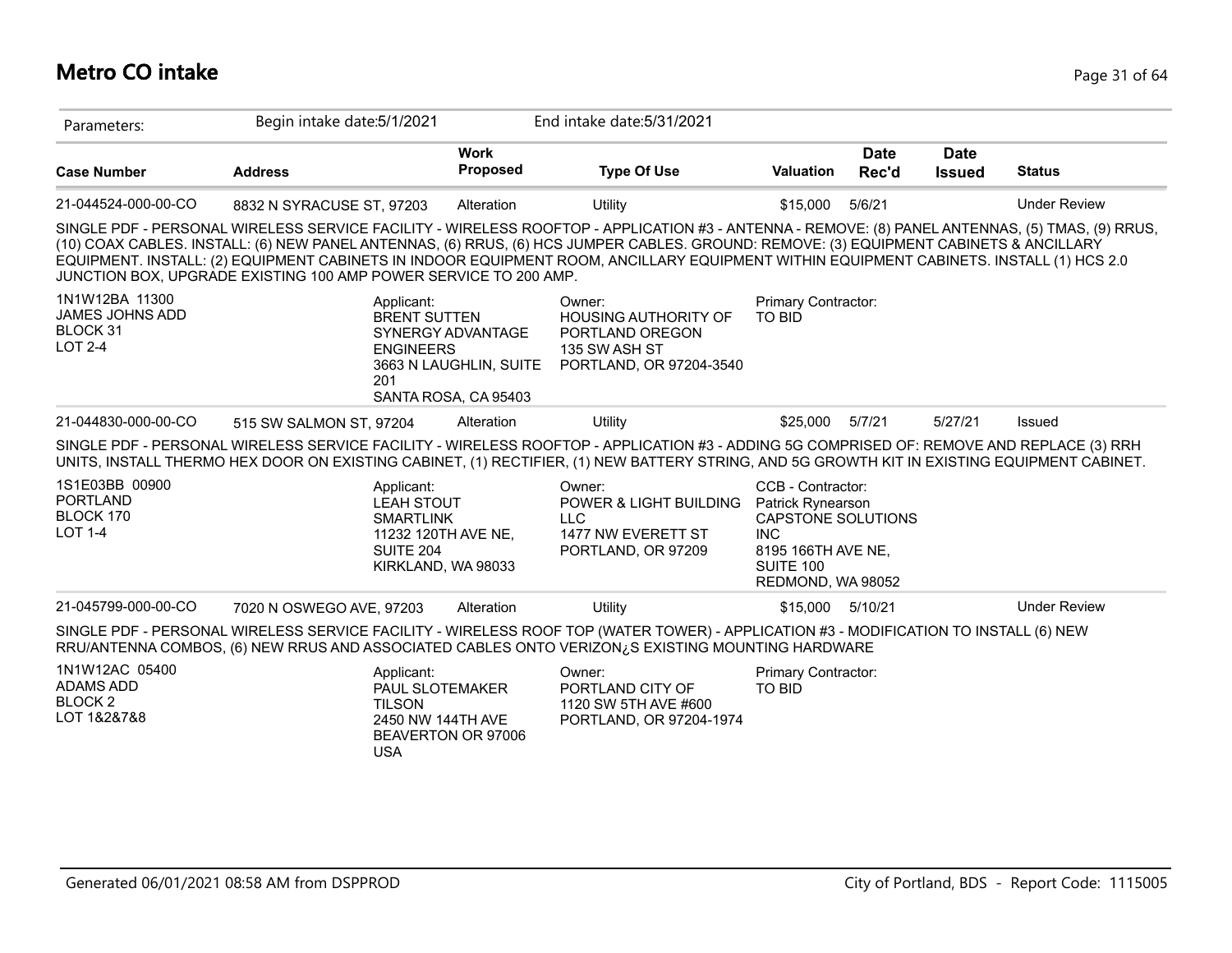# Metro CO intake

| Parameters: | Begin intake date:5/1/2021 | | End intake date:5/31/2021 | | | | |
|---|---|---|---|---|---|---|---|
| **Case Number** | **Address** | **Work Proposed** | **Type Of Use** | **Valuation** | **Date Rec'd** | **Date Issued** | **Status** |
| 21-044524-000-00-CO | 8832 N SYRACUSE ST, 97203 | Alteration | Utility | $15,000 | 5/6/21 | | Under Review |

SINGLE PDF - PERSONAL WIRELESS SERVICE FACILITY - WIRELESS ROOFTOP - APPLICATION #3 - ANTENNA - REMOVE: (8) PANEL ANTENNAS, (5) TMAS, (9) RRUS, (10) COAX CABLES. INSTALL: (6) NEW PANEL ANTENNAS, (6) RRUS, (6) HCS JUMPER CABLES. GROUND: REMOVE: (3) EQUIPMENT CABINETS & ANCILLARY EQUIPMENT. INSTALL: (2) EQUIPMENT CABINETS IN INDOOR EQUIPMENT ROOM, ANCILLARY EQUIPMENT WITHIN EQUIPMENT CABINETS. INSTALL (1) HCS 2.0 JUNCTION BOX, UPGRADE EXISTING 100 AMP POWER SERVICE TO 200 AMP.

1N1W12BA 11300
JAMES JOHNS ADD
BLOCK 31
LOT 2-4

Applicant:
BRENT SUTTEN
SYNERGY ADVANTAGE ENGINEERS
3663 N LAUGHLIN, SUITE 201
SANTA ROSA, CA 95403

Owner:
HOUSING AUTHORITY OF PORTLAND OREGON
135 SW ASH ST
PORTLAND, OR 97204-3540

Primary Contractor:
TO BID

| Case Number | Address | Work Proposed | Type Of Use | Valuation | Date Rec'd | Date Issued | Status |
|---|---|---|---|---|---|---|---|
| 21-044830-000-00-CO | 515 SW SALMON ST, 97204 | Alteration | Utility | $25,000 | 5/7/21 | 5/27/21 | Issued |

SINGLE PDF - PERSONAL WIRELESS SERVICE FACILITY - WIRELESS ROOFTOP - APPLICATION #3 - ADDING 5G COMPRISED OF: REMOVE AND REPLACE (3) RRH UNITS, INSTALL THERMO HEX DOOR ON EXISTING CABINET, (1) RECTIFIER, (1) NEW BATTERY STRING, AND 5G GROWTH KIT IN EXISTING EQUIPMENT CABINET.

1S1E03BB 00900
PORTLAND
BLOCK 170
LOT 1-4

Applicant:
LEAH STOUT
SMARTLINK
11232 120TH AVE NE, SUITE 204
KIRKLAND, WA 98033

Owner:
POWER & LIGHT BUILDING LLC
1477 NW EVERETT ST
PORTLAND, OR 97209

CCB - Contractor:
Patrick Rynearson
CAPSTONE SOLUTIONS INC
8195 166TH AVE NE, SUITE 100
REDMOND, WA 98052

| Case Number | Address | Work Proposed | Type Of Use | Valuation | Date Rec'd | Date Issued | Status |
|---|---|---|---|---|---|---|---|
| 21-045799-000-00-CO | 7020 N OSWEGO AVE, 97203 | Alteration | Utility | $15,000 | 5/10/21 | | Under Review |

SINGLE PDF - PERSONAL WIRELESS SERVICE FACILITY - WIRELESS ROOF TOP (WATER TOWER) - APPLICATION #3 - MODIFICATION TO INSTALL (6) NEW RRU/ANTENNA COMBOS, (6) NEW RRUS AND ASSOCIATED CABLES ONTO VERIZON¿S EXISTING MOUNTING HARDWARE

1N1W12AC 05400
ADAMS ADD
BLOCK 2
LOT 1&2&7&8

Applicant:
PAUL SLOTEMAKER
TILSON
2450 NW 144TH AVE
BEAVERTON OR 97006
USA

Owner:
PORTLAND CITY OF
1120 SW 5TH AVE #600
PORTLAND, OR 97204-1974

Primary Contractor:
TO BID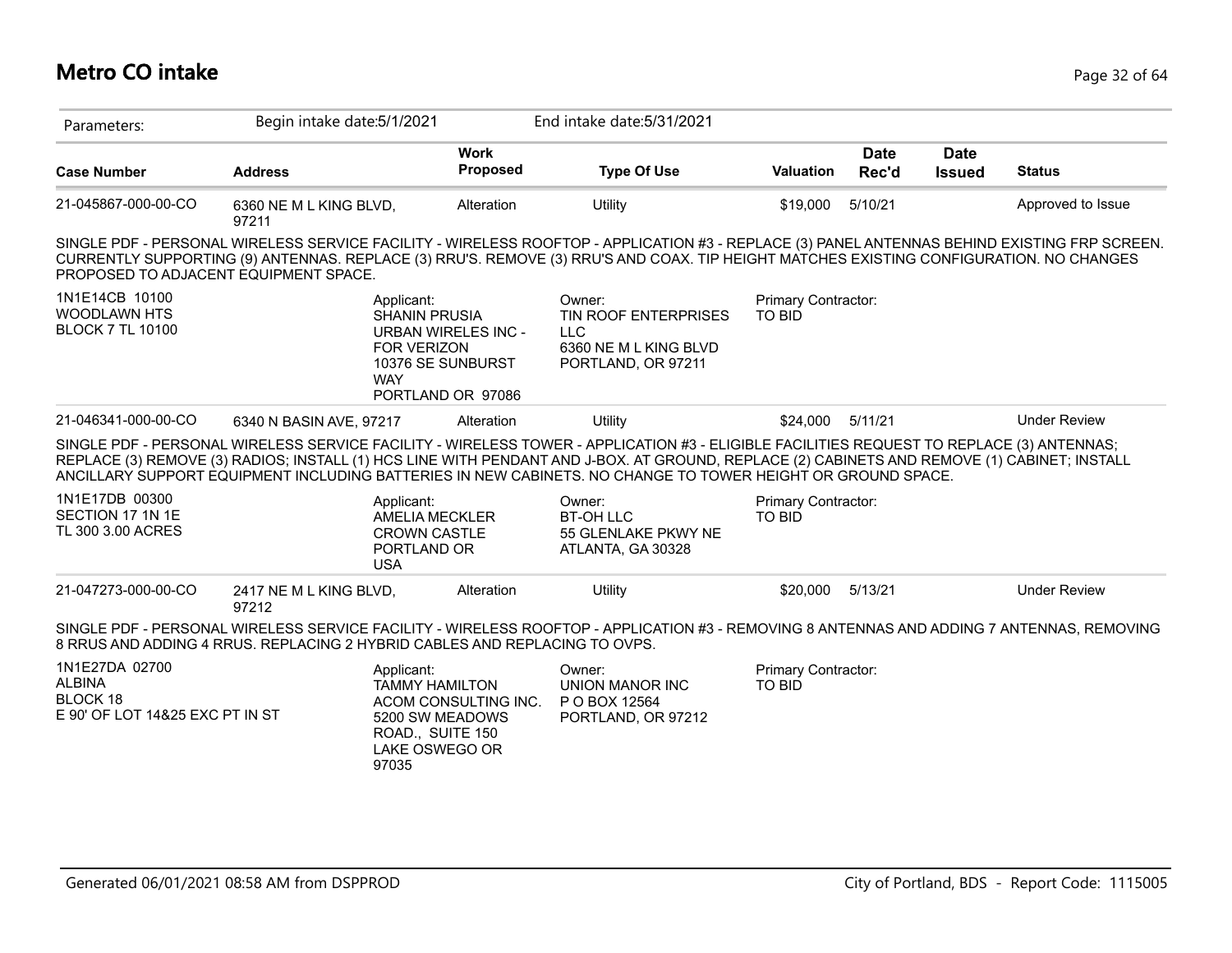# Metro CO intake

Parameters: Begin intake date:5/1/2021 End intake date:5/31/2021

| Case Number | Address | Work Proposed | Type Of Use | Valuation | Date Rec'd | Date Issued | Status |
|---|---|---|---|---|---|---|---|
| 21-045867-000-00-CO | 6360 NE M L KING BLVD, 97211 | Alteration | Utility | $19,000 | 5/10/21 | | Approved to Issue |

SINGLE PDF - PERSONAL WIRELESS SERVICE FACILITY - WIRELESS ROOFTOP - APPLICATION #3 - REPLACE (3) PANEL ANTENNAS BEHIND EXISTING FRP SCREEN. CURRENTLY SUPPORTING (9) ANTENNAS. REPLACE (3) RRU'S. REMOVE (3) RRU'S AND COAX. TIP HEIGHT MATCHES EXISTING CONFIGURATION. NO CHANGES PROPOSED TO ADJACENT EQUIPMENT SPACE.

1N1E14CB 10100
WOODLAWN HTS
BLOCK 7 TL 10100

Applicant:
SHANIN PRUSIA
URBAN WIRELES INC - FOR VERIZON
10376 SE SUNBURST WAY
PORTLAND OR 97086

Owner:
TIN ROOF ENTERPRISES LLC
6360 NE M L KING BLVD
PORTLAND, OR 97211

Primary Contractor:
TO BID

| Case Number | Address | Work Proposed | Type Of Use | Valuation | Date Rec'd | Date Issued | Status |
|---|---|---|---|---|---|---|---|
| 21-046341-000-00-CO | 6340 N BASIN AVE, 97217 | Alteration | Utility | $24,000 | 5/11/21 | | Under Review |

SINGLE PDF - PERSONAL WIRELESS SERVICE FACILITY - WIRELESS TOWER - APPLICATION #3 - ELIGIBLE FACILITIES REQUEST TO REPLACE (3) ANTENNAS; REPLACE (3) REMOVE (3) RADIOS; INSTALL (1) HCS LINE WITH PENDANT AND J-BOX. AT GROUND, REPLACE (2) CABINETS AND REMOVE (1) CABINET; INSTALL ANCILLARY SUPPORT EQUIPMENT INCLUDING BATTERIES IN NEW CABINETS. NO CHANGE TO TOWER HEIGHT OR GROUND SPACE.

1N1E17DB 00300
SECTION 17 1N 1E
TL 300 3.00 ACRES

Applicant:
AMELIA MECKLER
CROWN CASTLE
PORTLAND OR
USA

Owner:
BT-OH LLC
55 GLENLAKE PKWY NE
ATLANTA, GA 30328

Primary Contractor:
TO BID

| Case Number | Address | Work Proposed | Type Of Use | Valuation | Date Rec'd | Date Issued | Status |
|---|---|---|---|---|---|---|---|
| 21-047273-000-00-CO | 2417 NE M L KING BLVD, 97212 | Alteration | Utility | $20,000 | 5/13/21 | | Under Review |

SINGLE PDF - PERSONAL WIRELESS SERVICE FACILITY - WIRELESS ROOFTOP - APPLICATION #3 - REMOVING 8 ANTENNAS AND ADDING 7 ANTENNAS, REMOVING 8 RRUS AND ADDING 4 RRUS. REPLACING 2 HYBRID CABLES AND REPLACING TO OVPS.

1N1E27DA 02700
ALBINA
BLOCK 18
E 90' OF LOT 14&25 EXC PT IN ST

Applicant:
TAMMY HAMILTON
ACOM CONSULTING INC.
5200 SW MEADOWS ROAD., SUITE 150
LAKE OSWEGO OR 97035

Owner:
UNION MANOR INC
P O BOX 12564
PORTLAND, OR 97212

Primary Contractor:
TO BID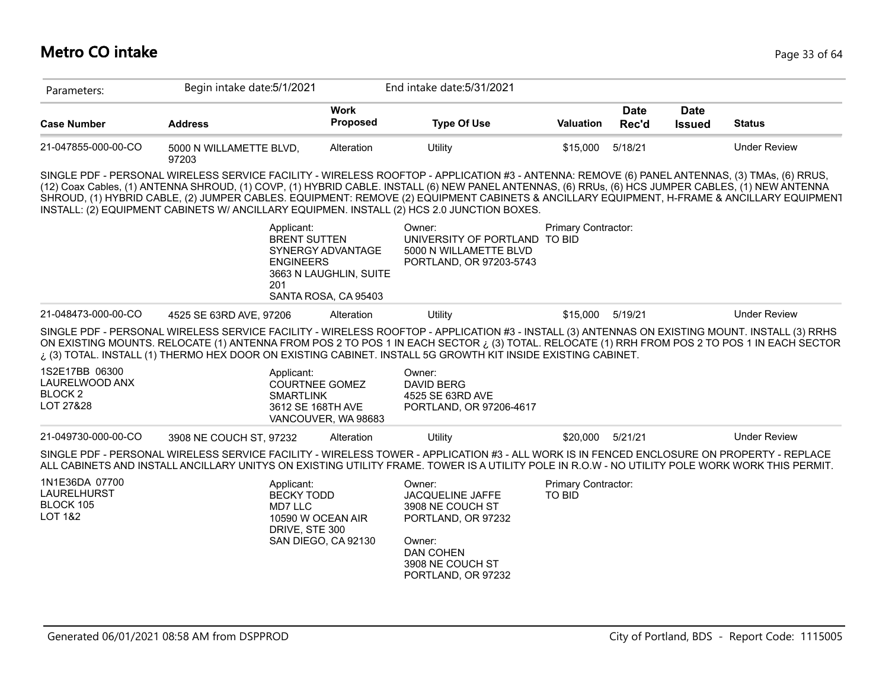# Metro CO intake

| Parameters: | Begin intake date:5/1/2021 | | End intake date:5/31/2021 | | | | |
|---|---|---|---|---|---|---|---|
| **Case Number** | **Address** | **Work Proposed** | **Type Of Use** | **Valuation** | **Date Rec'd** | **Date Issued** | **Status** |
| 21-047855-000-00-CO | 5000 N WILLAMETTE BLVD, 97203 | Alteration | Utility | $15,000 | 5/18/21 | | Under Review |

SINGLE PDF - PERSONAL WIRELESS SERVICE FACILITY - WIRELESS ROOFTOP - APPLICATION #3 - ANTENNA: REMOVE (6) PANEL ANTENNAS, (3) TMAs, (6) RRUS, (12) Coax Cables, (1) ANTENNA SHROUD, (1) COVP, (1) HYBRID CABLE. INSTALL (6) NEW PANEL ANTENNAS, (6) RRUs, (6) HCS JUMPER CABLES, (1) NEW ANTENNA SHROUD, (1) HYBRID CABLE, (2) JUMPER CABLES. EQUIPMENT: REMOVE (2) EQUIPMENT CABINETS & ANCILLARY EQUIPMENT, H-FRAME & ANCILLARY EQUIPMENT INSTALL: (2) EQUIPMENT CABINETS W/ ANCILLARY EQUIPMEN. INSTALL (2) HCS 2.0 JUNCTION BOXES.

Applicant:
BRENT SUTTEN
SYNERGY ADVANTAGE ENGINEERS
3663 N LAUGHLIN, SUITE 201
SANTA ROSA, CA 95403

Owner:
UNIVERSITY OF PORTLAND
5000 N WILLAMETTE BLVD
PORTLAND, OR 97203-5743

Primary Contractor:
TO BID

| Case Number | Address | Work Proposed | Type Of Use | Valuation | Date Rec'd | Date Issued | Status |
|---|---|---|---|---|---|---|---|
| 21-048473-000-00-CO | 4525 SE 63RD AVE, 97206 | Alteration | Utility | $15,000 | 5/19/21 | | Under Review |

SINGLE PDF - PERSONAL WIRELESS SERVICE FACILITY - WIRELESS ROOFTOP - APPLICATION #3 - INSTALL (3) ANTENNAS ON EXISTING MOUNT. INSTALL (3) RRHS ON EXISTING MOUNTS. RELOCATE (1) ANTENNA FROM POS 2 TO POS 1 IN EACH SECTOR ¿ (3) TOTAL. RELOCATE (1) RRH FROM POS 2 TO POS 1 IN EACH SECTOR ¿ (3) TOTAL. INSTALL (1) THERMO HEX DOOR ON EXISTING CABINET. INSTALL 5G GROWTH KIT INSIDE EXISTING CABINET.

1S2E17BB 06300
LAURELWOOD ANX
BLOCK 2
LOT 27&28

Applicant:
COURTNEE GOMEZ
SMARTLINK
3612 SE 168TH AVE
VANCOUVER, WA 98683

Owner:
DAVID BERG
4525 SE 63RD AVE
PORTLAND, OR 97206-4617

| Case Number | Address | Work Proposed | Type Of Use | Valuation | Date Rec'd | Date Issued | Status |
|---|---|---|---|---|---|---|---|
| 21-049730-000-00-CO | 3908 NE COUCH ST, 97232 | Alteration | Utility | $20,000 | 5/21/21 | | Under Review |

SINGLE PDF - PERSONAL WIRELESS SERVICE FACILITY - WIRELESS TOWER - APPLICATION #3 - ALL WORK IS IN FENCED ENCLOSURE ON PROPERTY - REPLACE ALL CABINETS AND INSTALL ANCILLARY UNITYS ON EXISTING UTILITY FRAME. TOWER IS A UTILITY POLE IN R.O.W - NO UTILITY POLE WORK WORK THIS PERMIT.

1N1E36DA 07700
LAURELHURST
BLOCK 105
LOT 1&2

Applicant:
BECKY TODD
MD7 LLC
10590 W OCEAN AIR DRIVE, STE 300
SAN DIEGO, CA 92130

Owner:
JACQUELINE JAFFE
3908 NE COUCH ST
PORTLAND, OR 97232

Owner:
DAN COHEN
3908 NE COUCH ST
PORTLAND, OR 97232

Primary Contractor:
TO BID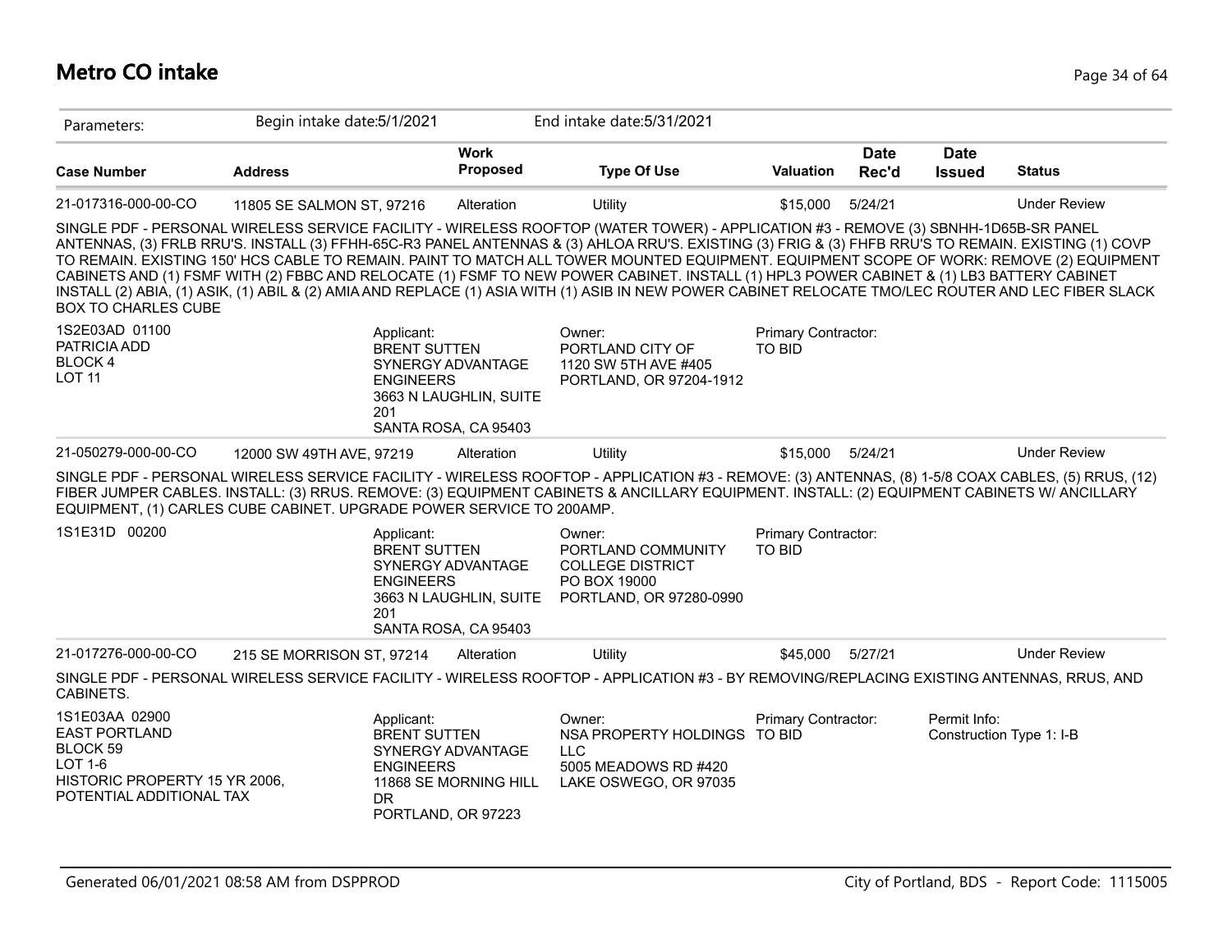# Metro CO intake

Parameters: Begin intake date:5/1/2021 End intake date:5/31/2021

| Case Number | Address | Work Proposed | Type Of Use | Valuation | Date Rec'd | Date Issued | Status |
|---|---|---|---|---|---|---|---|
| 21-017316-000-00-CO | 11805 SE SALMON ST, 97216 | Alteration | Utility | $15,000 | 5/24/21 | | Under Review |

SINGLE PDF - PERSONAL WIRELESS SERVICE FACILITY - WIRELESS ROOFTOP (WATER TOWER) - APPLICATION #3 - REMOVE (3) SBNHH-1D65B-SR PANEL ANTENNAS, (3) FRLB RRU'S. INSTALL (3) FFHH-65C-R3 PANEL ANTENNAS & (3) AHLOA RRU'S. EXISTING (3) FRIG & (3) FHFB RRU'S TO REMAIN. EXISTING (1) COVP TO REMAIN. EXISTING 150' HCS CABLE TO REMAIN. PAINT TO MATCH ALL TOWER MOUNTED EQUIPMENT. EQUIPMENT SCOPE OF WORK: REMOVE (2) EQUIPMENT CABINETS AND (1) FSMF WITH (2) FBBC AND RELOCATE (1) FSMF TO NEW POWER CABINET. INSTALL (1) HPL3 POWER CABINET & (1) LB3 BATTERY CABINET INSTALL (2) ABIA, (1) ASIK, (1) ABIL & (2) AMIA AND REPLACE (1) ASIA WITH (1) ASIB IN NEW POWER CABINET RELOCATE TMO/LEC ROUTER AND LEC FIBER SLACK BOX TO CHARLES CUBE

1S2E03AD 01100
PATRICIA ADD
BLOCK 4
LOT 11

Applicant:
BRENT SUTTEN
SYNERGY ADVANTAGE ENGINEERS
3663 N LAUGHLIN, SUITE 201
SANTA ROSA, CA 95403

Owner:
PORTLAND CITY OF
1120 SW 5TH AVE #405
PORTLAND, OR 97204-1912

Primary Contractor:
TO BID

| Case Number | Address | Work Proposed | Type Of Use | Valuation | Date Rec'd | Date Issued | Status |
|---|---|---|---|---|---|---|---|
| 21-050279-000-00-CO | 12000 SW 49TH AVE, 97219 | Alteration | Utility | $15,000 | 5/24/21 | | Under Review |

SINGLE PDF - PERSONAL WIRELESS SERVICE FACILITY - WIRELESS ROOFTOP - APPLICATION #3 - REMOVE: (3) ANTENNAS, (8) 1-5/8 COAX CABLES, (5) RRUS, (12) FIBER JUMPER CABLES. INSTALL: (3) RRUS. REMOVE: (3) EQUIPMENT CABINETS & ANCILLARY EQUIPMENT. INSTALL: (2) EQUIPMENT CABINETS W/ ANCILLARY EQUIPMENT, (1) CARLES CUBE CABINET. UPGRADE POWER SERVICE TO 200AMP.

1S1E31D 00200

Applicant:
BRENT SUTTEN
SYNERGY ADVANTAGE ENGINEERS
3663 N LAUGHLIN, SUITE 201
SANTA ROSA, CA 95403

Owner:
PORTLAND COMMUNITY COLLEGE DISTRICT
PO BOX 19000
PORTLAND, OR 97280-0990

Primary Contractor:
TO BID

| Case Number | Address | Work Proposed | Type Of Use | Valuation | Date Rec'd | Date Issued | Status |
|---|---|---|---|---|---|---|---|
| 21-017276-000-00-CO | 215 SE MORRISON ST, 97214 | Alteration | Utility | $45,000 | 5/27/21 | | Under Review |

SINGLE PDF - PERSONAL WIRELESS SERVICE FACILITY - WIRELESS ROOFTOP - APPLICATION #3 - BY REMOVING/REPLACING EXISTING ANTENNAS, RRUS, AND CABINETS.

1S1E03AA 02900
EAST PORTLAND
BLOCK 59
LOT 1-6
HISTORIC PROPERTY 15 YR 2006, POTENTIAL ADDITIONAL TAX

Applicant:
BRENT SUTTEN
SYNERGY ADVANTAGE ENGINEERS
11868 SE MORNING HILL DR
PORTLAND, OR 97223

Owner:
NSA PROPERTY HOLDINGS LLC
5005 MEADOWS RD #420
LAKE OSWEGO, OR 97035

Primary Contractor:
TO BID

Permit Info:
Construction Type 1: I-B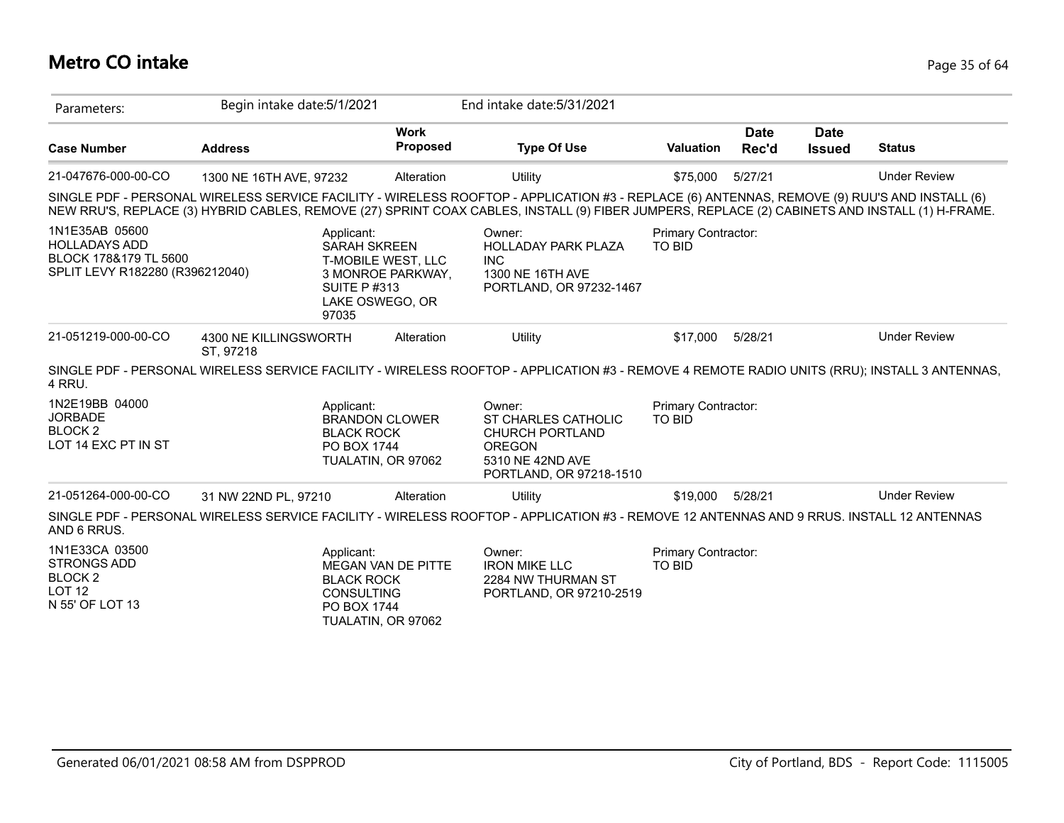# Metro CO intake

Parameters: Begin intake date:5/1/2021 End intake date:5/31/2021

| Case Number | Address | Work Proposed | Type Of Use | Valuation | Date Rec'd | Date Issued | Status |
|---|---|---|---|---|---|---|---|
| 21-047676-000-00-CO | 1300 NE 16TH AVE, 97232 | Alteration | Utility | $75,000 | 5/27/21 | | Under Review |

SINGLE PDF - PERSONAL WIRELESS SERVICE FACILITY - WIRELESS ROOFTOP - APPLICATION #3 - REPLACE (6) ANTENNAS, REMOVE (9) RUU'S AND INSTALL (6) NEW RRU'S, REPLACE (3) HYBRID CABLES, REMOVE (27) SPRINT COAX CABLES, INSTALL (9) FIBER JUMPERS, REPLACE (2) CABINETS AND INSTALL (1) H-FRAME.

1N1E35AB 05600
HOLLADAYS ADD
BLOCK 178&179 TL 5600
SPLIT LEVY R182280 (R396212040)

Applicant:
SARAH SKREEN
T-MOBILE WEST, LLC
3 MONROE PARKWAY, SUITE P #313
LAKE OSWEGO, OR 97035

Owner:
HOLLADAY PARK PLAZA INC
1300 NE 16TH AVE
PORTLAND, OR 97232-1467

Primary Contractor:
TO BID

| Case Number | Address | Work Proposed | Type Of Use | Valuation | Date Rec'd | Date Issued | Status |
|---|---|---|---|---|---|---|---|
| 21-051219-000-00-CO | 4300 NE KILLINGSWORTH ST, 97218 | Alteration | Utility | $17,000 | 5/28/21 | | Under Review |

SINGLE PDF - PERSONAL WIRELESS SERVICE FACILITY - WIRELESS ROOFTOP - APPLICATION #3 - REMOVE 4 REMOTE RADIO UNITS (RRU); INSTALL 3 ANTENNAS, 4 RRU.

1N2E19BB 04000
JORBADE
BLOCK 2
LOT 14 EXC PT IN ST

Applicant:
BRANDON CLOWER
BLACK ROCK
PO BOX 1744
TUALATIN, OR 97062

Owner:
ST CHARLES CATHOLIC CHURCH PORTLAND OREGON
5310 NE 42ND AVE
PORTLAND, OR 97218-1510

Primary Contractor:
TO BID

| Case Number | Address | Work Proposed | Type Of Use | Valuation | Date Rec'd | Date Issued | Status |
|---|---|---|---|---|---|---|---|
| 21-051264-000-00-CO | 31 NW 22ND PL, 97210 | Alteration | Utility | $19,000 | 5/28/21 | | Under Review |

SINGLE PDF - PERSONAL WIRELESS SERVICE FACILITY - WIRELESS ROOFTOP - APPLICATION #3 - REMOVE 12 ANTENNAS AND 9 RRUS. INSTALL 12 ANTENNAS AND 6 RRUS.

1N1E33CA 03500
STRONGS ADD
BLOCK 2
LOT 12
N 55' OF LOT 13

Applicant:
MEGAN VAN DE PITTE
BLACK ROCK CONSULTING
PO BOX 1744
TUALATIN, OR 97062

Owner:
IRON MIKE LLC
2284 NW THURMAN ST
PORTLAND, OR 97210-2519

Primary Contractor:
TO BID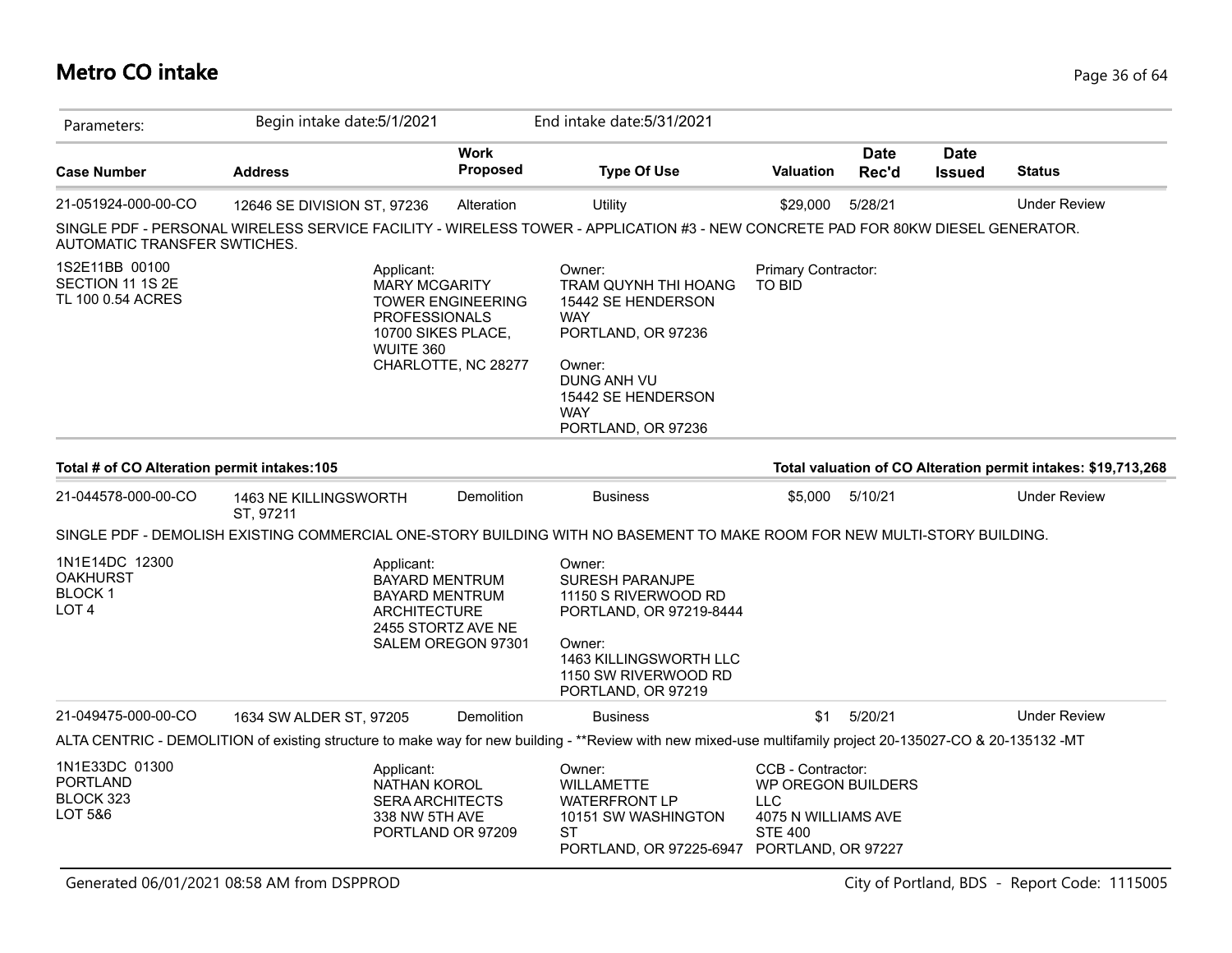# Metro CO intake

Parameters: Begin intake date:5/1/2021 End intake date:5/31/2021

| Case Number | Address | Work Proposed | Type Of Use | Valuation | Date Rec'd | Date Issued | Status |
|---|---|---|---|---|---|---|---|
| 21-051924-000-00-CO | 12646 SE DIVISION ST, 97236 | Alteration | Utility | $29,000 | 5/28/21 | | Under Review |

SINGLE PDF - PERSONAL WIRELESS SERVICE FACILITY - WIRELESS TOWER - APPLICATION #3 - NEW CONCRETE PAD FOR 80KW DIESEL GENERATOR. AUTOMATIC TRANSFER SWTICHES.

1S2E11BB 00100
SECTION 11 1S 2E
TL 100 0.54 ACRES

Applicant:
MARY MCGARITY
TOWER ENGINEERING PROFESSIONALS
10700 SIKES PLACE, WUITE 360
CHARLOTTE, NC 28277

Owner:
TRAM QUYNH THI HOANG
15442 SE HENDERSON WAY
PORTLAND, OR 97236

Owner:
DUNG ANH VU
15442 SE HENDERSON WAY
PORTLAND, OR 97236

Primary Contractor:
TO BID

**Total # of CO Alteration permit intakes:105**

**Total valuation of CO Alteration permit intakes: $19,713,268**

| Case Number | Address | Work Proposed | Type Of Use | Valuation | Date Rec'd | Date Issued | Status |
|---|---|---|---|---|---|---|---|
| 21-044578-000-00-CO | 1463 NE KILLINGSWORTH ST, 97211 | Demolition | Business | $5,000 | 5/10/21 | | Under Review |

SINGLE PDF - DEMOLISH EXISTING COMMERCIAL ONE-STORY BUILDING WITH NO BASEMENT TO MAKE ROOM FOR NEW MULTI-STORY BUILDING.

1N1E14DC 12300
OAKHURST
BLOCK 1
LOT 4

Applicant:
BAYARD MENTRUM
BAYARD MENTRUM ARCHITECTURE
2455 STORTZ AVE NE
SALEM OREGON 97301

Owner:
SURESH PARANJPE
11150 S RIVERWOOD RD
PORTLAND, OR 97219-8444

Owner:
1463 KILLINGSWORTH LLC
1150 SW RIVERWOOD RD
PORTLAND, OR 97219

| Case Number | Address | Work Proposed | Type Of Use | Valuation | Date Rec'd | Date Issued | Status |
|---|---|---|---|---|---|---|---|
| 21-049475-000-00-CO | 1634 SW ALDER ST, 97205 | Demolition | Business | $1 | 5/20/21 | | Under Review |

ALTA CENTRIC - DEMOLITION of existing structure to make way for new building - **Review with new mixed-use multifamily project 20-135027-CO & 20-135132 -MT

1N1E33DC 01300
PORTLAND
BLOCK 323
LOT 5&6

Applicant:
NATHAN KOROL
SERA ARCHITECTS
338 NW 5TH AVE
PORTLAND OR 97209

Owner:
WILLAMETTE WATERFRONT LP
10151 SW WASHINGTON ST
PORTLAND, OR 97225-6947

CCB - Contractor:
WP OREGON BUILDERS LLC
4075 N WILLIAMS AVE STE 400
PORTLAND, OR 97227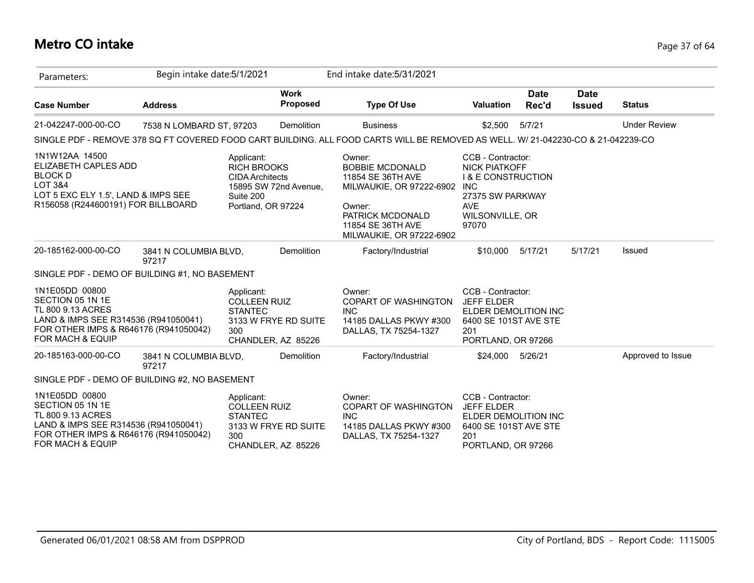# Metro CO intake

Parameters: Begin intake date:5/1/2021 End intake date:5/31/2021

| Case Number | Address | Work Proposed | Type Of Use | Valuation | Date Rec'd | Date Issued | Status |
|---|---|---|---|---|---|---|---|
| 21-042247-000-00-CO | 7538 N LOMBARD ST, 97203 | Demolition | Business | $2,500 | 5/7/21 | | Under Review |

SINGLE PDF - REMOVE 378 SQ FT COVERED FOOD CART BUILDING. ALL FOOD CARTS WILL BE REMOVED AS WELL. W/ 21-042230-CO & 21-042239-CO

1N1W12AA 14500
ELIZABETH CAPLES ADD
BLOCK D
LOT 3&4
LOT 5 EXC ELY 1.5', LAND & IMPS SEE R156058 (R244600191) FOR BILLBOARD

Applicant:
RICH BROOKS
CIDA Architects
15895 SW 72nd Avenue, Suite 200
Portland, OR 97224

Owner:
BOBBIE MCDONALD
11854 SE 36TH AVE
MILWAUKIE, OR 97222-6902

Owner:
PATRICK MCDONALD
11854 SE 36TH AVE
MILWAUKIE, OR 97222-6902

CCB - Contractor:
NICK PIATKOFF
I & E CONSTRUCTION INC
27375 SW PARKWAY AVE
WILSONVILLE, OR 97070

| Case Number | Address | Work Proposed | Type Of Use | Valuation | Date Rec'd | Date Issued | Status |
|---|---|---|---|---|---|---|---|
| 20-185162-000-00-CO | 3841 N COLUMBIA BLVD, 97217 | Demolition | Factory/Industrial | $10,000 | 5/17/21 | 5/17/21 | Issued |

SINGLE PDF - DEMO OF BUILDING #1, NO BASEMENT

1N1E05DD 00800
SECTION 05 1N 1E
TL 800 9.13 ACRES
LAND & IMPS SEE R314536 (R941050041) FOR OTHER IMPS & R646176 (R941050042) FOR MACH & EQUIP

Applicant:
COLLEEN RUIZ
STANTEC
3133 W FRYE RD SUITE 300
CHANDLER, AZ 85226

Owner:
COPART OF WASHINGTON INC
14185 DALLAS PKWY #300
DALLAS, TX 75254-1327

CCB - Contractor:
JEFF ELDER
ELDER DEMOLITION INC
6400 SE 101ST AVE STE 201
PORTLAND, OR 97266

| Case Number | Address | Work Proposed | Type Of Use | Valuation | Date Rec'd | Date Issued | Status |
|---|---|---|---|---|---|---|---|
| 20-185163-000-00-CO | 3841 N COLUMBIA BLVD, 97217 | Demolition | Factory/Industrial | $24,000 | 5/26/21 | | Approved to Issue |

SINGLE PDF - DEMO OF BUILDING #2, NO BASEMENT

1N1E05DD 00800
SECTION 05 1N 1E
TL 800 9.13 ACRES
LAND & IMPS SEE R314536 (R941050041) FOR OTHER IMPS & R646176 (R941050042) FOR MACH & EQUIP

Applicant:
COLLEEN RUIZ
STANTEC
3133 W FRYE RD SUITE 300
CHANDLER, AZ 85226

Owner:
COPART OF WASHINGTON INC
14185 DALLAS PKWY #300
DALLAS, TX 75254-1327

CCB - Contractor:
JEFF ELDER
ELDER DEMOLITION INC
6400 SE 101ST AVE STE 201
PORTLAND, OR 97266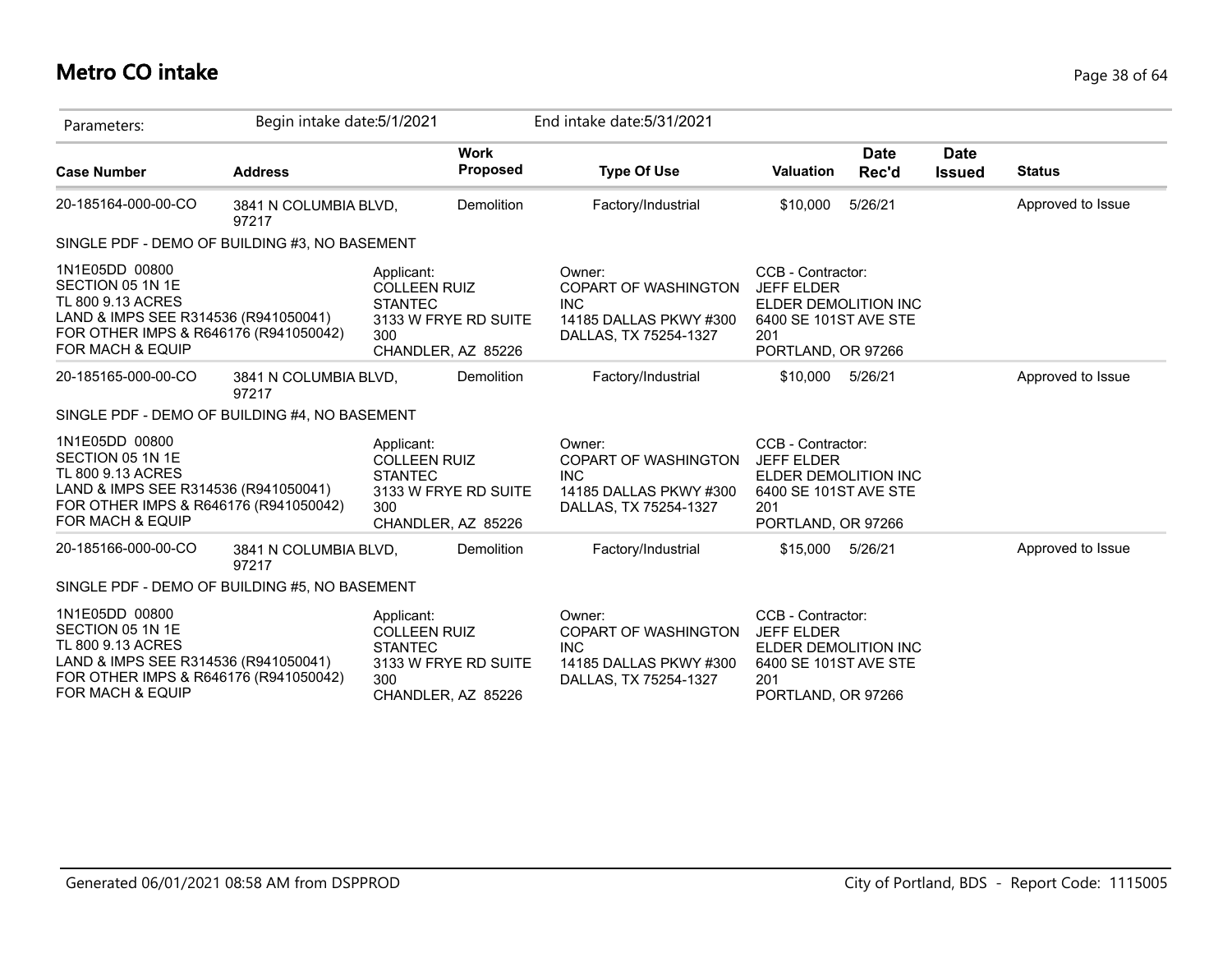# Metro CO intake

| Parameters: | Begin intake date:5/1/2021 | | End intake date:5/31/2021 | | | | |
|---|---|---|---|---|---|---|---|
| **Case Number** | **Address** | **Work Proposed** | **Type Of Use** | **Valuation** | **Date Rec'd** | **Date Issued** | **Status** |
| 20-185164-000-00-CO | 3841 N COLUMBIA BLVD, 97217 | Demolition | Factory/Industrial | $10,000 | 5/26/21 | | Approved to Issue |
| SINGLE PDF - DEMO OF BUILDING #3, NO BASEMENT | | | | | | | |
| 1N1E05DD 00800<br>SECTION 05 1N 1E<br>TL 800 9.13 ACRES<br>LAND & IMPS SEE R314536 (R941050041)<br>FOR OTHER IMPS & R646176 (R941050042)<br>FOR MACH & EQUIP | Applicant:<br>COLLEEN RUIZ<br>STANTEC<br>3133 W FRYE RD SUITE 300<br>CHANDLER, AZ 85226 | | Owner:<br>COPART OF WASHINGTON INC<br>14185 DALLAS PKWY #300<br>DALLAS, TX 75254-1327 | CCB - Contractor:<br>JEFF ELDER<br>ELDER DEMOLITION INC<br>6400 SE 101ST AVE STE 201<br>PORTLAND, OR 97266 | | | |
| 20-185165-000-00-CO | 3841 N COLUMBIA BLVD, 97217 | Demolition | Factory/Industrial | $10,000 | 5/26/21 | | Approved to Issue |
| SINGLE PDF - DEMO OF BUILDING #4, NO BASEMENT | | | | | | | |
| 1N1E05DD 00800<br>SECTION 05 1N 1E<br>TL 800 9.13 ACRES<br>LAND & IMPS SEE R314536 (R941050041)<br>FOR OTHER IMPS & R646176 (R941050042)<br>FOR MACH & EQUIP | Applicant:<br>COLLEEN RUIZ<br>STANTEC<br>3133 W FRYE RD SUITE 300<br>CHANDLER, AZ 85226 | | Owner:<br>COPART OF WASHINGTON INC<br>14185 DALLAS PKWY #300<br>DALLAS, TX 75254-1327 | CCB - Contractor:<br>JEFF ELDER<br>ELDER DEMOLITION INC<br>6400 SE 101ST AVE STE 201<br>PORTLAND, OR 97266 | | | |
| 20-185166-000-00-CO | 3841 N COLUMBIA BLVD, 97217 | Demolition | Factory/Industrial | $15,000 | 5/26/21 | | Approved to Issue |
| SINGLE PDF - DEMO OF BUILDING #5, NO BASEMENT | | | | | | | |
| 1N1E05DD 00800<br>SECTION 05 1N 1E<br>TL 800 9.13 ACRES<br>LAND & IMPS SEE R314536 (R941050041)<br>FOR OTHER IMPS & R646176 (R941050042)<br>FOR MACH & EQUIP | Applicant:<br>COLLEEN RUIZ<br>STANTEC<br>3133 W FRYE RD SUITE 300<br>CHANDLER, AZ 85226 | | Owner:<br>COPART OF WASHINGTON INC<br>14185 DALLAS PKWY #300<br>DALLAS, TX 75254-1327 | CCB - Contractor:<br>JEFF ELDER<br>ELDER DEMOLITION INC<br>6400 SE 101ST AVE STE 201<br>PORTLAND, OR 97266 | | | |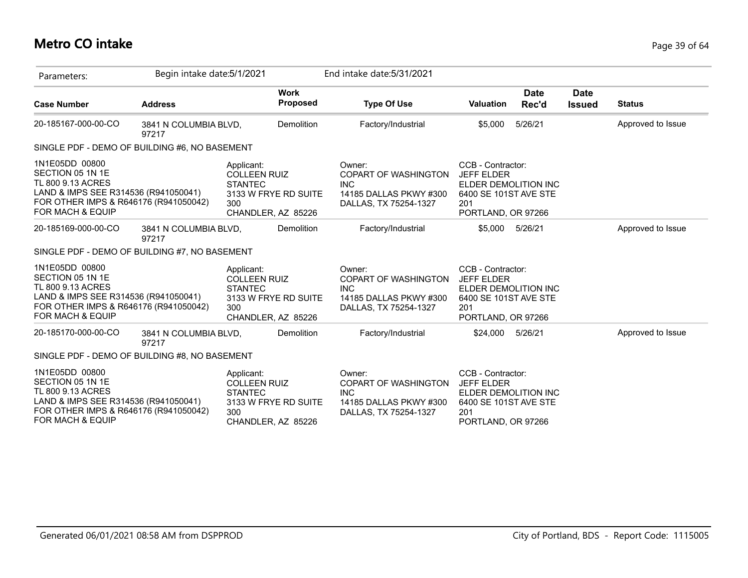# Metro CO intake

Parameters: Begin intake date:5/1/2021 End intake date:5/31/2021

| Case Number | Address | Work Proposed | Type Of Use | Valuation | Date Rec'd | Date Issued | Status |
|---|---|---|---|---|---|---|---|
| 20-185167-000-00-CO | 3841 N COLUMBIA BLVD, 97217 | Demolition | Factory/Industrial | $5,000 | 5/26/21 | | Approved to Issue |

SINGLE PDF - DEMO OF BUILDING #6, NO BASEMENT

1N1E05DD 00800
SECTION 05 1N 1E
TL 800 9.13 ACRES
LAND & IMPS SEE R314536 (R941050041)
FOR OTHER IMPS & R646176 (R941050042)
FOR MACH & EQUIP

Applicant:
COLLEEN RUIZ
STANTEC
3133 W FRYE RD SUITE 300
CHANDLER, AZ 85226

Owner:
COPART OF WASHINGTON INC
14185 DALLAS PKWY #300
DALLAS, TX 75254-1327

CCB - Contractor:
JEFF ELDER
ELDER DEMOLITION INC
6400 SE 101ST AVE STE 201
PORTLAND, OR 97266

| Case Number | Address | Work Proposed | Type Of Use | Valuation | Date Rec'd | Date Issued | Status |
|---|---|---|---|---|---|---|---|
| 20-185169-000-00-CO | 3841 N COLUMBIA BLVD, 97217 | Demolition | Factory/Industrial | $5,000 | 5/26/21 | | Approved to Issue |

SINGLE PDF - DEMO OF BUILDING #7, NO BASEMENT

1N1E05DD 00800
SECTION 05 1N 1E
TL 800 9.13 ACRES
LAND & IMPS SEE R314536 (R941050041)
FOR OTHER IMPS & R646176 (R941050042)
FOR MACH & EQUIP

Applicant:
COLLEEN RUIZ
STANTEC
3133 W FRYE RD SUITE 300
CHANDLER, AZ 85226

Owner:
COPART OF WASHINGTON INC
14185 DALLAS PKWY #300
DALLAS, TX 75254-1327

CCB - Contractor:
JEFF ELDER
ELDER DEMOLITION INC
6400 SE 101ST AVE STE 201
PORTLAND, OR 97266

| Case Number | Address | Work Proposed | Type Of Use | Valuation | Date Rec'd | Date Issued | Status |
|---|---|---|---|---|---|---|---|
| 20-185170-000-00-CO | 3841 N COLUMBIA BLVD, 97217 | Demolition | Factory/Industrial | $24,000 | 5/26/21 | | Approved to Issue |

SINGLE PDF - DEMO OF BUILDING #8, NO BASEMENT

1N1E05DD 00800
SECTION 05 1N 1E
TL 800 9.13 ACRES
LAND & IMPS SEE R314536 (R941050041)
FOR OTHER IMPS & R646176 (R941050042)
FOR MACH & EQUIP

Applicant:
COLLEEN RUIZ
STANTEC
3133 W FRYE RD SUITE 300
CHANDLER, AZ 85226

Owner:
COPART OF WASHINGTON INC
14185 DALLAS PKWY #300
DALLAS, TX 75254-1327

CCB - Contractor:
JEFF ELDER
ELDER DEMOLITION INC
6400 SE 101ST AVE STE 201
PORTLAND, OR 97266

Generated 06/01/2021 08:58 AM from DSPPROD — City of Portland, BDS - Report Code: 1115005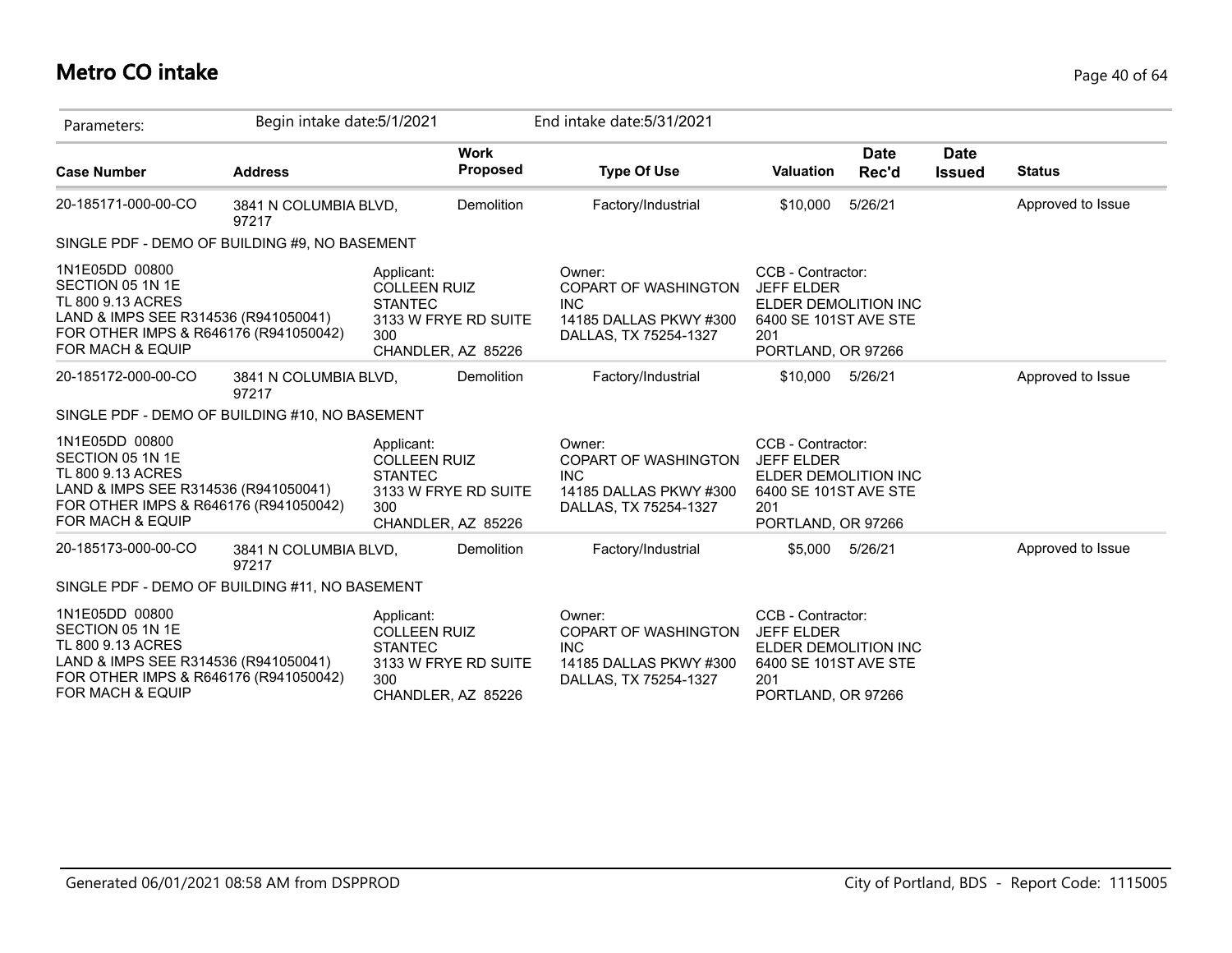# Metro CO intake

Parameters: Begin intake date:5/1/2021 End intake date:5/31/2021

| Case Number | Address | Work Proposed | Type Of Use | Valuation | Date Rec'd | Date Issued | Status |
|---|---|---|---|---|---|---|---|
| 20-185171-000-00-CO | 3841 N COLUMBIA BLVD, 97217 | Demolition | Factory/Industrial | $10,000 | 5/26/21 | | Approved to Issue |

SINGLE PDF - DEMO OF BUILDING #9, NO BASEMENT

| | | | |
|---|---|---|---|
| 1N1E05DD 00800<br>SECTION 05 1N 1E<br>TL 800 9.13 ACRES<br>LAND & IMPS SEE R314536 (R941050041)<br>FOR OTHER IMPS & R646176 (R941050042)<br>FOR MACH & EQUIP | Applicant:<br>COLLEEN RUIZ<br>STANTEC<br>3133 W FRYE RD SUITE 300<br>CHANDLER, AZ 85226 | Owner:<br>COPART OF WASHINGTON INC<br>14185 DALLAS PKWY #300<br>DALLAS, TX 75254-1327 | CCB - Contractor:<br>JEFF ELDER<br>ELDER DEMOLITION INC<br>6400 SE 101ST AVE STE 201<br>PORTLAND, OR 97266 |

| Case Number | Address | Work Proposed | Type Of Use | Valuation | Date Rec'd | Date Issued | Status |
|---|---|---|---|---|---|---|---|
| 20-185172-000-00-CO | 3841 N COLUMBIA BLVD, 97217 | Demolition | Factory/Industrial | $10,000 | 5/26/21 | | Approved to Issue |

SINGLE PDF - DEMO OF BUILDING #10, NO BASEMENT

| | | | |
|---|---|---|---|
| 1N1E05DD 00800<br>SECTION 05 1N 1E<br>TL 800 9.13 ACRES<br>LAND & IMPS SEE R314536 (R941050041)<br>FOR OTHER IMPS & R646176 (R941050042)<br>FOR MACH & EQUIP | Applicant:<br>COLLEEN RUIZ<br>STANTEC<br>3133 W FRYE RD SUITE 300<br>CHANDLER, AZ 85226 | Owner:<br>COPART OF WASHINGTON INC<br>14185 DALLAS PKWY #300<br>DALLAS, TX 75254-1327 | CCB - Contractor:<br>JEFF ELDER<br>ELDER DEMOLITION INC<br>6400 SE 101ST AVE STE 201<br>PORTLAND, OR 97266 |

| Case Number | Address | Work Proposed | Type Of Use | Valuation | Date Rec'd | Date Issued | Status |
|---|---|---|---|---|---|---|---|
| 20-185173-000-00-CO | 3841 N COLUMBIA BLVD, 97217 | Demolition | Factory/Industrial | $5,000 | 5/26/21 | | Approved to Issue |

SINGLE PDF - DEMO OF BUILDING #11, NO BASEMENT

| | | | |
|---|---|---|---|
| 1N1E05DD 00800<br>SECTION 05 1N 1E<br>TL 800 9.13 ACRES<br>LAND & IMPS SEE R314536 (R941050041)<br>FOR OTHER IMPS & R646176 (R941050042)<br>FOR MACH & EQUIP | Applicant:<br>COLLEEN RUIZ<br>STANTEC<br>3133 W FRYE RD SUITE 300<br>CHANDLER, AZ 85226 | Owner:<br>COPART OF WASHINGTON INC<br>14185 DALLAS PKWY #300<br>DALLAS, TX 75254-1327 | CCB - Contractor:<br>JEFF ELDER<br>ELDER DEMOLITION INC<br>6400 SE 101ST AVE STE 201<br>PORTLAND, OR 97266 |

Generated 06/01/2021 08:58 AM from DSPPROD

City of Portland, BDS - Report Code: 1115005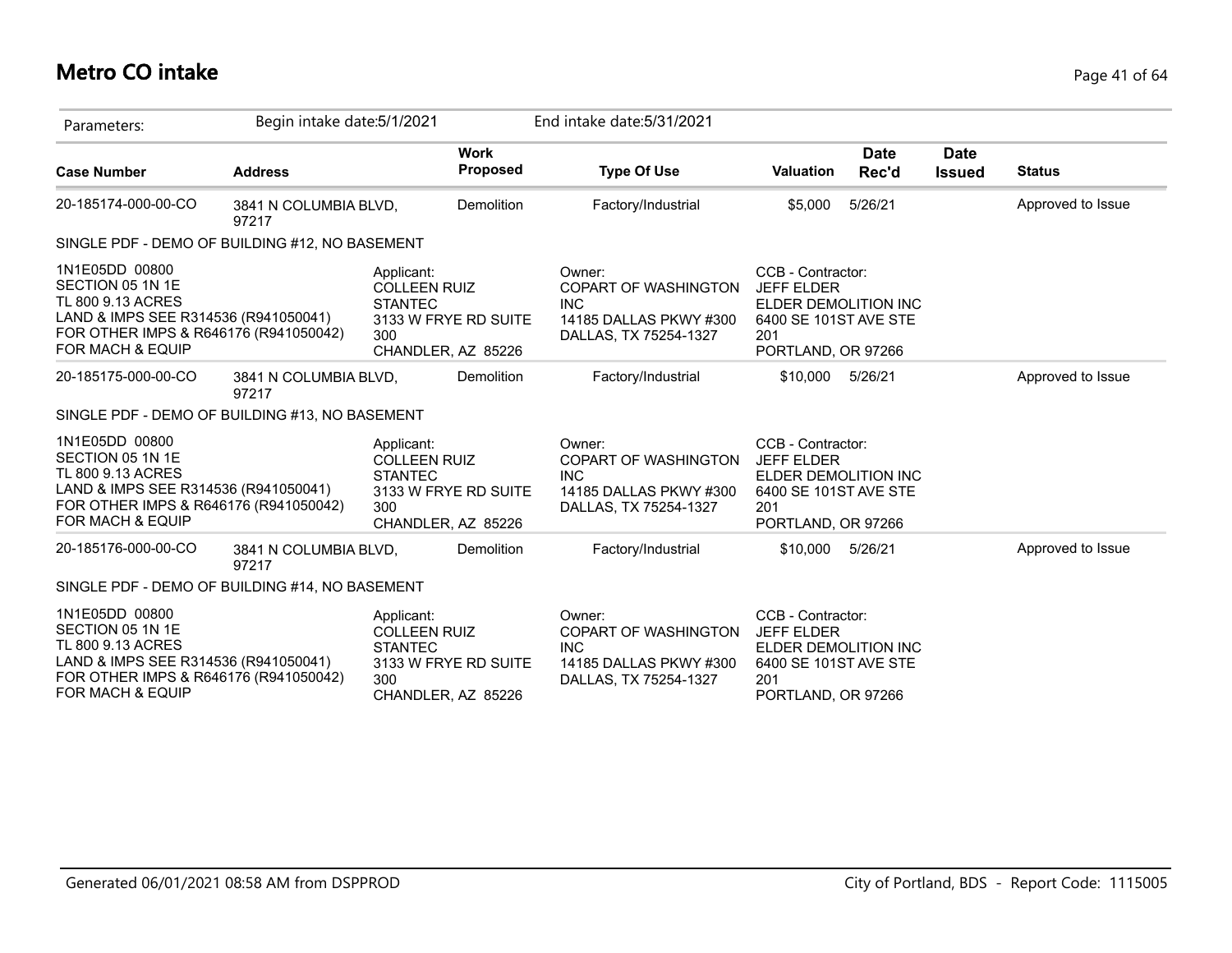# Metro CO intake

Parameters: Begin intake date:5/1/2021 End intake date:5/31/2021

| Case Number | Address | Work Proposed | Type Of Use | Valuation | Date Rec'd | Date Issued | Status |
|---|---|---|---|---|---|---|---|
| 20-185174-000-00-CO | 3841 N COLUMBIA BLVD, 97217 | Demolition | Factory/Industrial | $5,000 | 5/26/21 | | Approved to Issue |

SINGLE PDF - DEMO OF BUILDING #12, NO BASEMENT

1N1E05DD 00800
SECTION 05 1N 1E
TL 800 9.13 ACRES
LAND & IMPS SEE R314536 (R941050041)
FOR OTHER IMPS & R646176 (R941050042)
FOR MACH & EQUIP

Applicant:
COLLEEN RUIZ
STANTEC
3133 W FRYE RD SUITE 300
CHANDLER, AZ 85226

Owner:
COPART OF WASHINGTON INC
14185 DALLAS PKWY #300
DALLAS, TX 75254-1327

CCB - Contractor:
JEFF ELDER
ELDER DEMOLITION INC
6400 SE 101ST AVE STE 201
PORTLAND, OR 97266

| Case Number | Address | Work Proposed | Type Of Use | Valuation | Date Rec'd | Date Issued | Status |
|---|---|---|---|---|---|---|---|
| 20-185175-000-00-CO | 3841 N COLUMBIA BLVD, 97217 | Demolition | Factory/Industrial | $10,000 | 5/26/21 | | Approved to Issue |

SINGLE PDF - DEMO OF BUILDING #13, NO BASEMENT

1N1E05DD 00800
SECTION 05 1N 1E
TL 800 9.13 ACRES
LAND & IMPS SEE R314536 (R941050041)
FOR OTHER IMPS & R646176 (R941050042)
FOR MACH & EQUIP

Applicant:
COLLEEN RUIZ
STANTEC
3133 W FRYE RD SUITE 300
CHANDLER, AZ 85226

Owner:
COPART OF WASHINGTON INC
14185 DALLAS PKWY #300
DALLAS, TX 75254-1327

CCB - Contractor:
JEFF ELDER
ELDER DEMOLITION INC
6400 SE 101ST AVE STE 201
PORTLAND, OR 97266

| Case Number | Address | Work Proposed | Type Of Use | Valuation | Date Rec'd | Date Issued | Status |
|---|---|---|---|---|---|---|---|
| 20-185176-000-00-CO | 3841 N COLUMBIA BLVD, 97217 | Demolition | Factory/Industrial | $10,000 | 5/26/21 | | Approved to Issue |

SINGLE PDF - DEMO OF BUILDING #14, NO BASEMENT

1N1E05DD 00800
SECTION 05 1N 1E
TL 800 9.13 ACRES
LAND & IMPS SEE R314536 (R941050041)
FOR OTHER IMPS & R646176 (R941050042)
FOR MACH & EQUIP

Applicant:
COLLEEN RUIZ
STANTEC
3133 W FRYE RD SUITE 300
CHANDLER, AZ 85226

Owner:
COPART OF WASHINGTON INC
14185 DALLAS PKWY #300
DALLAS, TX 75254-1327

CCB - Contractor:
JEFF ELDER
ELDER DEMOLITION INC
6400 SE 101ST AVE STE 201
PORTLAND, OR 97266

Generated 06/01/2021 08:58 AM from DSPPROD — City of Portland, BDS - Report Code: 1115005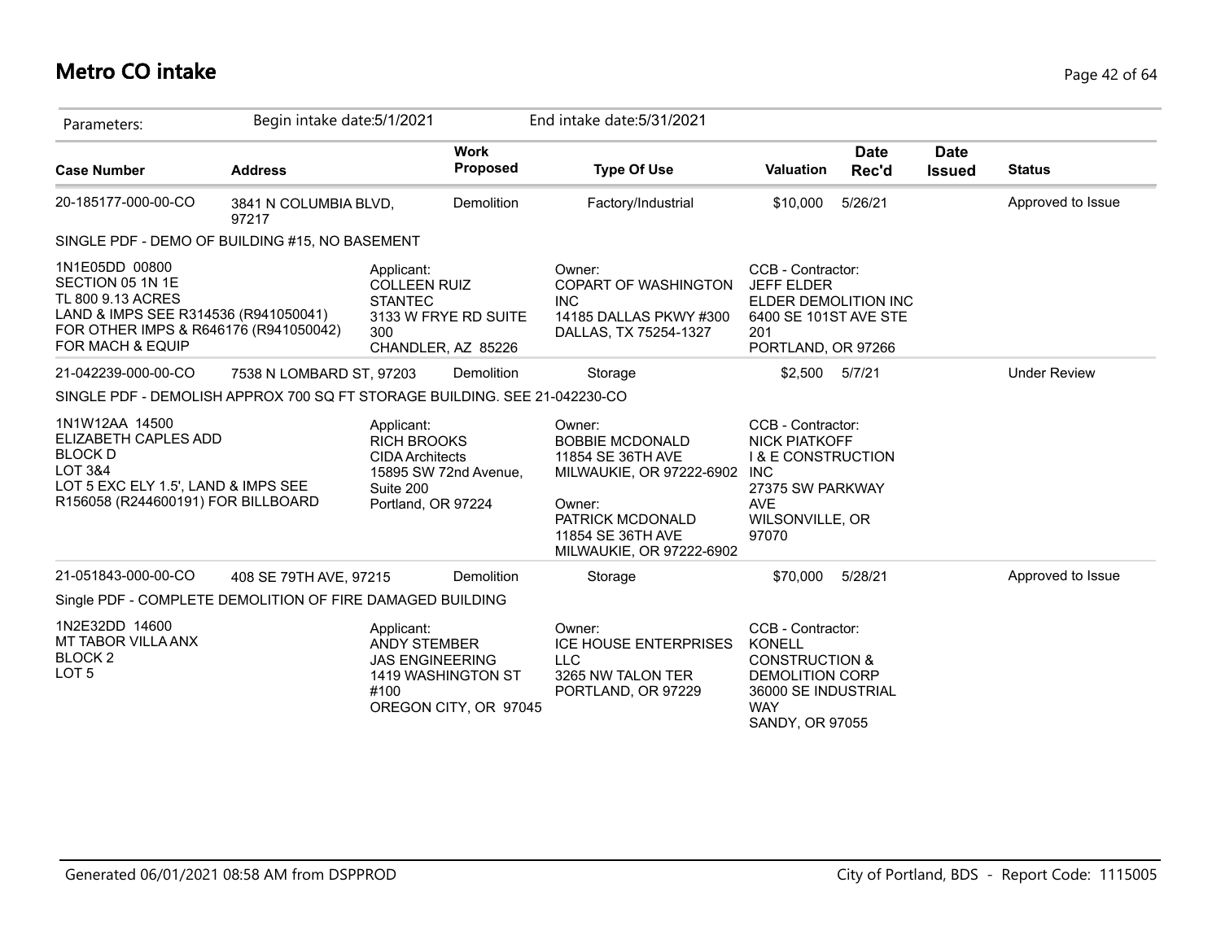# Metro CO intake

Parameters: Begin intake date:5/1/2021 End intake date:5/31/2021

| Case Number | Address | Work Proposed | Type Of Use | Valuation | Date Rec'd | Date Issued | Status |
|---|---|---|---|---|---|---|---|
| 20-185177-000-00-CO | 3841 N COLUMBIA BLVD, 97217 | Demolition | Factory/Industrial | $10,000 | 5/26/21 | | Approved to Issue |
| SINGLE PDF - DEMO OF BUILDING #15, NO BASEMENT | | | | | | | |
| 1N1E05DD 00800 SECTION 05 1N 1E TL 800 9.13 ACRES LAND & IMPS SEE R314536 (R941050041) FOR OTHER IMPS & R646176 (R941050042) FOR MACH & EQUIP | Applicant: COLLEEN RUIZ STANTEC 3133 W FRYE RD SUITE 300 CHANDLER, AZ 85226 | | Owner: COPART OF WASHINGTON INC 14185 DALLAS PKWY #300 DALLAS, TX 75254-1327 | CCB - Contractor: JEFF ELDER ELDER DEMOLITION INC 6400 SE 101ST AVE STE 201 PORTLAND, OR 97266 | | | |
| 21-042239-000-00-CO | 7538 N LOMBARD ST, 97203 | Demolition | Storage | $2,500 | 5/7/21 | | Under Review |
| SINGLE PDF - DEMOLISH APPROX 700 SQ FT STORAGE BUILDING. SEE 21-042230-CO | | | | | | | |
| 1N1W12AA 14500 ELIZABETH CAPLES ADD BLOCK D LOT 3&4 LOT 5 EXC ELY 1.5', LAND & IMPS SEE R156058 (R244600191) FOR BILLBOARD | Applicant: RICH BROOKS CIDA Architects 15895 SW 72nd Avenue, Suite 200 Portland, OR 97224 | | Owner: BOBBIE MCDONALD 11854 SE 36TH AVE MILWAUKIE, OR 97222-6902 Owner: PATRICK MCDONALD 11854 SE 36TH AVE MILWAUKIE, OR 97222-6902 | CCB - Contractor: NICK PIATKOFF I & E CONSTRUCTION INC 27375 SW PARKWAY AVE WILSONVILLE, OR 97070 | | | |
| 21-051843-000-00-CO | 408 SE 79TH AVE, 97215 | Demolition | Storage | $70,000 | 5/28/21 | | Approved to Issue |
| Single PDF - COMPLETE DEMOLITION OF FIRE DAMAGED BUILDING | | | | | | | |
| 1N2E32DD 14600 MT TABOR VILLA ANX BLOCK 2 LOT 5 | Applicant: ANDY STEMBER JAS ENGINEERING 1419 WASHINGTON ST #100 OREGON CITY, OR 97045 | | Owner: ICE HOUSE ENTERPRISES LLC 3265 NW TALON TER PORTLAND, OR 97229 | CCB - Contractor: KONELL CONSTRUCTION & DEMOLITION CORP 36000 SE INDUSTRIAL WAY SANDY, OR 97055 | | | |

Generated 06/01/2021 08:58 AM from DSPPROD City of Portland, BDS - Report Code: 1115005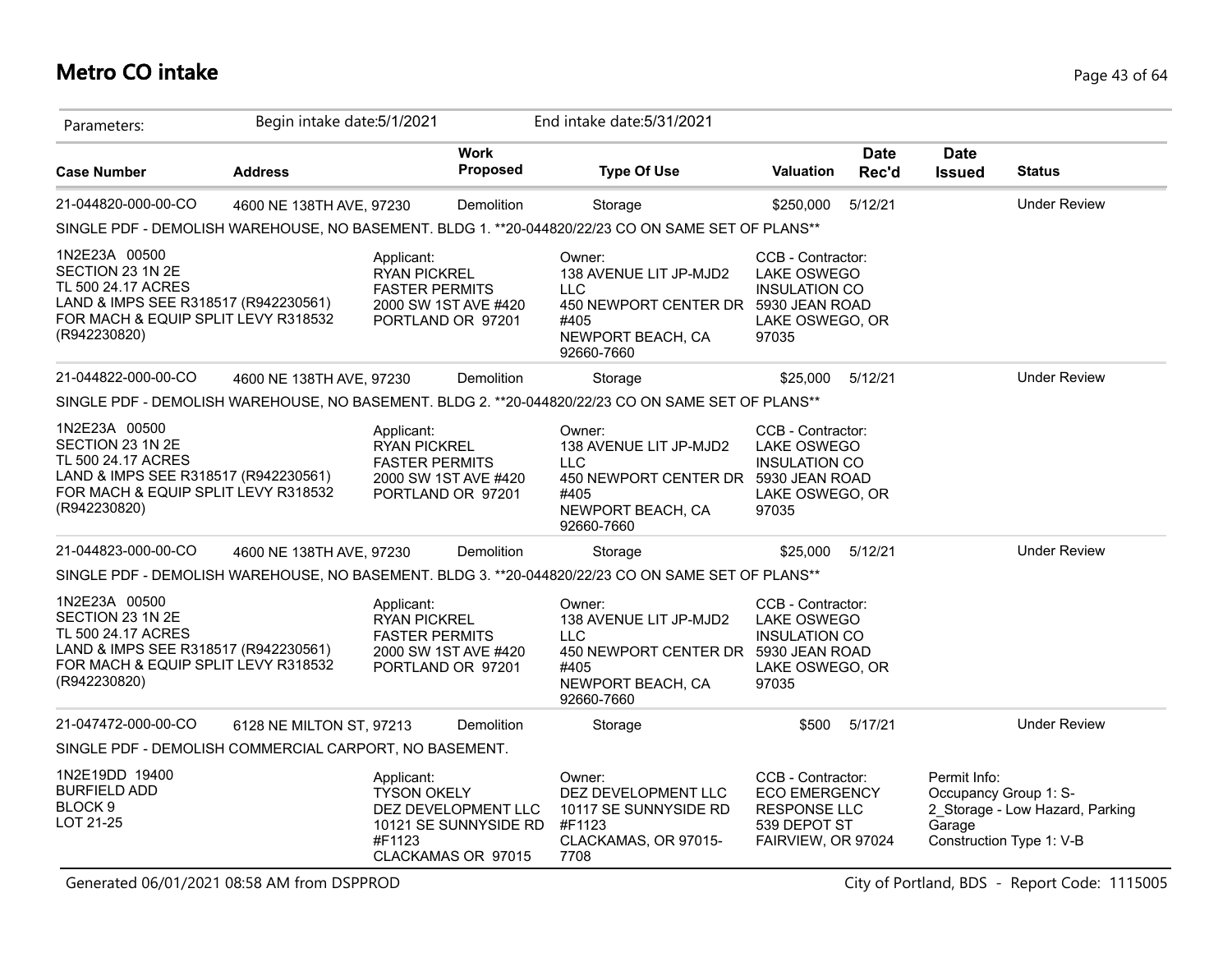# Metro CO intake

Parameters: Begin intake date:5/1/2021 End intake date:5/31/2021

| Case Number | Address | Work Proposed | Type Of Use | Valuation | Date Rec'd | Date Issued | Status |
|---|---|---|---|---|---|---|---|
| 21-044820-000-00-CO | 4600 NE 138TH AVE, 97230 | Demolition | Storage | $250,000 | 5/12/21 | | Under Review |

SINGLE PDF - DEMOLISH WAREHOUSE, NO BASEMENT. BLDG 1. **20-044820/22/23 CO ON SAME SET OF PLANS**

1N2E23A 00500
SECTION 23 1N 2E
TL 500 24.17 ACRES
LAND & IMPS SEE R318517 (R942230561)
FOR MACH & EQUIP SPLIT LEVY R318532
(R942230820)

Applicant:
RYAN PICKREL
FASTER PERMITS
2000 SW 1ST AVE #420
PORTLAND OR 97201

Owner:
138 AVENUE LIT JP-MJD2 LLC
450 NEWPORT CENTER DR #405
NEWPORT BEACH, CA 92660-7660

CCB - Contractor:
LAKE OSWEGO INSULATION CO
5930 JEAN ROAD
LAKE OSWEGO, OR 97035

| Case Number | Address | Work Proposed | Type Of Use | Valuation | Date Rec'd | Date Issued | Status |
|---|---|---|---|---|---|---|---|
| 21-044822-000-00-CO | 4600 NE 138TH AVE, 97230 | Demolition | Storage | $25,000 | 5/12/21 | | Under Review |

SINGLE PDF - DEMOLISH WAREHOUSE, NO BASEMENT. BLDG 2. **20-044820/22/23 CO ON SAME SET OF PLANS**

1N2E23A 00500
SECTION 23 1N 2E
TL 500 24.17 ACRES
LAND & IMPS SEE R318517 (R942230561)
FOR MACH & EQUIP SPLIT LEVY R318532
(R942230820)

Applicant:
RYAN PICKREL
FASTER PERMITS
2000 SW 1ST AVE #420
PORTLAND OR 97201

Owner:
138 AVENUE LIT JP-MJD2 LLC
450 NEWPORT CENTER DR #405
NEWPORT BEACH, CA 92660-7660

CCB - Contractor:
LAKE OSWEGO INSULATION CO
5930 JEAN ROAD
LAKE OSWEGO, OR 97035

| Case Number | Address | Work Proposed | Type Of Use | Valuation | Date Rec'd | Date Issued | Status |
|---|---|---|---|---|---|---|---|
| 21-044823-000-00-CO | 4600 NE 138TH AVE, 97230 | Demolition | Storage | $25,000 | 5/12/21 | | Under Review |

SINGLE PDF - DEMOLISH WAREHOUSE, NO BASEMENT. BLDG 3. **20-044820/22/23 CO ON SAME SET OF PLANS**

1N2E23A 00500
SECTION 23 1N 2E
TL 500 24.17 ACRES
LAND & IMPS SEE R318517 (R942230561)
FOR MACH & EQUIP SPLIT LEVY R318532
(R942230820)

Applicant:
RYAN PICKREL
FASTER PERMITS
2000 SW 1ST AVE #420
PORTLAND OR 97201

Owner:
138 AVENUE LIT JP-MJD2 LLC
450 NEWPORT CENTER DR #405
NEWPORT BEACH, CA 92660-7660

CCB - Contractor:
LAKE OSWEGO INSULATION CO
5930 JEAN ROAD
LAKE OSWEGO, OR 97035

| Case Number | Address | Work Proposed | Type Of Use | Valuation | Date Rec'd | Date Issued | Status |
|---|---|---|---|---|---|---|---|
| 21-047472-000-00-CO | 6128 NE MILTON ST, 97213 | Demolition | Storage | $500 | 5/17/21 | | Under Review |

SINGLE PDF - DEMOLISH COMMERCIAL CARPORT, NO BASEMENT.

1N2E19DD 19400
BURFIELD ADD
BLOCK 9
LOT 21-25

Applicant:
TYSON OKELY
DEZ DEVELOPMENT LLC
10121 SE SUNNYSIDE RD #F1123
CLACKAMAS OR 97015

Owner:
DEZ DEVELOPMENT LLC
10117 SE SUNNYSIDE RD #F1123
CLACKAMAS, OR 97015-7708

CCB - Contractor:
ECO EMERGENCY RESPONSE LLC
539 DEPOT ST
FAIRVIEW, OR 97024

Permit Info:
Occupancy Group 1: S-2_Storage - Low Hazard, Parking Garage
Construction Type 1: V-B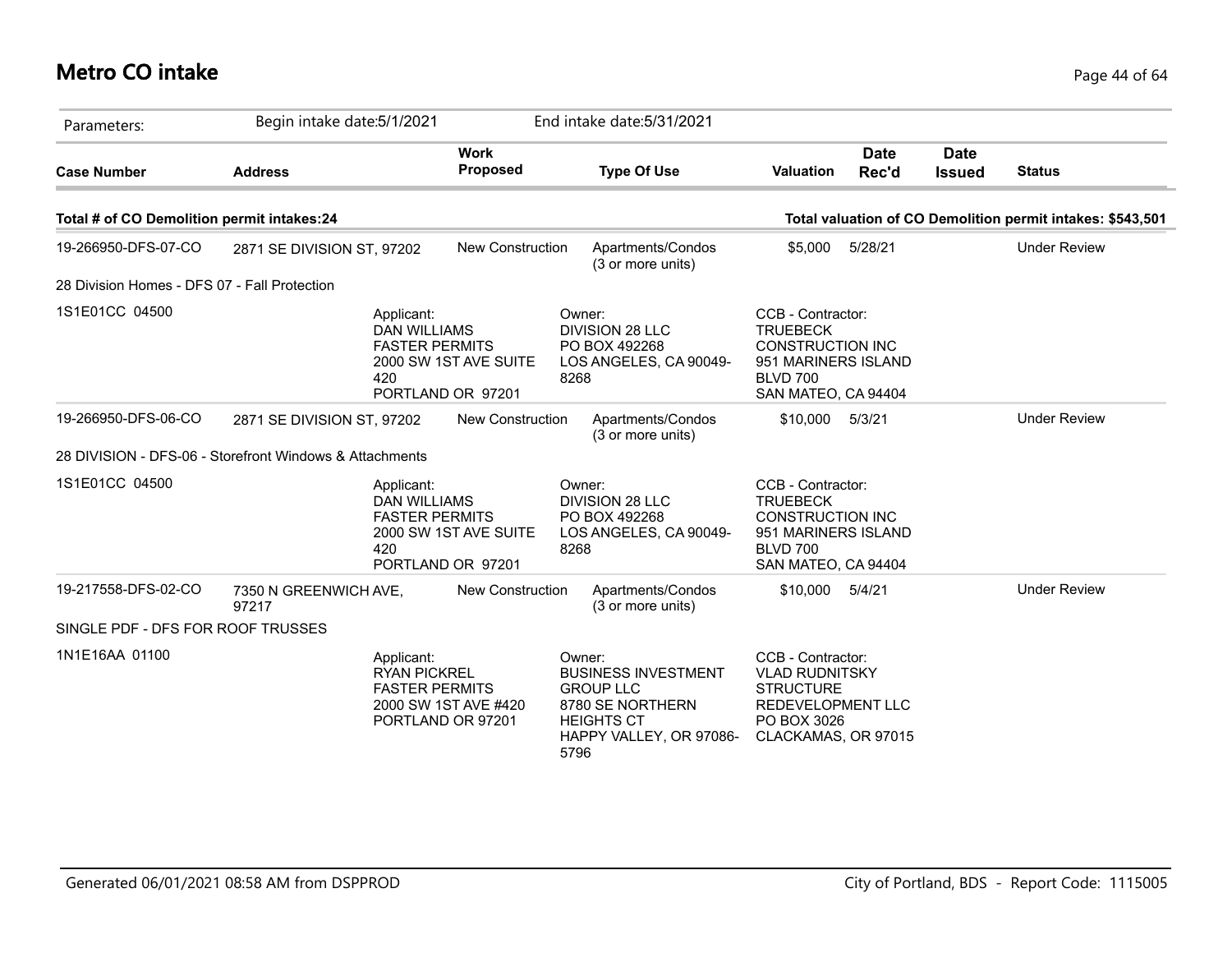# Metro CO intake

Parameters: Begin intake date:5/1/2021 End intake date:5/31/2021

| Case Number | Address | Work Proposed | Type Of Use | Valuation | Date Rec'd | Date Issued | Status |
|---|---|---|---|---|---|---|---|

**Total # of CO Demolition permit intakes:24** **Total valuation of CO Demolition permit intakes: $543,501**

| Case Number | Address | Work Proposed | Type Of Use | Valuation | Date Rec'd | Date Issued | Status |
|---|---|---|---|---|---|---|---|
| 19-266950-DFS-07-CO | 2871 SE DIVISION ST, 97202 | New Construction | Apartments/Condos (3 or more units) | $5,000 | 5/28/21 | | Under Review |

28 Division Homes - DFS 07 - Fall Protection

1S1E01CC 04500

Applicant: DAN WILLIAMS, FASTER PERMITS, 2000 SW 1ST AVE SUITE 420, PORTLAND OR 97201

Owner: DIVISION 28 LLC, PO BOX 492268, LOS ANGELES, CA 90049-8268

CCB - Contractor: TRUEBECK CONSTRUCTION INC, 951 MARINERS ISLAND BLVD 700, SAN MATEO, CA 94404

| Case Number | Address | Work Proposed | Type Of Use | Valuation | Date Rec'd | Date Issued | Status |
|---|---|---|---|---|---|---|---|
| 19-266950-DFS-06-CO | 2871 SE DIVISION ST, 97202 | New Construction | Apartments/Condos (3 or more units) | $10,000 | 5/3/21 | | Under Review |

28 DIVISION - DFS-06 - Storefront Windows & Attachments

1S1E01CC 04500

Applicant: DAN WILLIAMS, FASTER PERMITS, 2000 SW 1ST AVE SUITE 420, PORTLAND OR 97201

Owner: DIVISION 28 LLC, PO BOX 492268, LOS ANGELES, CA 90049-8268

CCB - Contractor: TRUEBECK CONSTRUCTION INC, 951 MARINERS ISLAND BLVD 700, SAN MATEO, CA 94404

| Case Number | Address | Work Proposed | Type Of Use | Valuation | Date Rec'd | Date Issued | Status |
|---|---|---|---|---|---|---|---|
| 19-217558-DFS-02-CO | 7350 N GREENWICH AVE, 97217 | New Construction | Apartments/Condos (3 or more units) | $10,000 | 5/4/21 | | Under Review |

SINGLE PDF - DFS FOR ROOF TRUSSES

1N1E16AA 01100

Applicant: RYAN PICKREL, FASTER PERMITS, 2000 SW 1ST AVE #420, PORTLAND OR 97201

Owner: BUSINESS INVESTMENT GROUP LLC, 8780 SE NORTHERN HEIGHTS CT, HAPPY VALLEY, OR 97086-5796

CCB - Contractor: VLAD RUDNITSKY, STRUCTURE REDEVELOPMENT LLC, PO BOX 3026, CLACKAMAS, OR 97015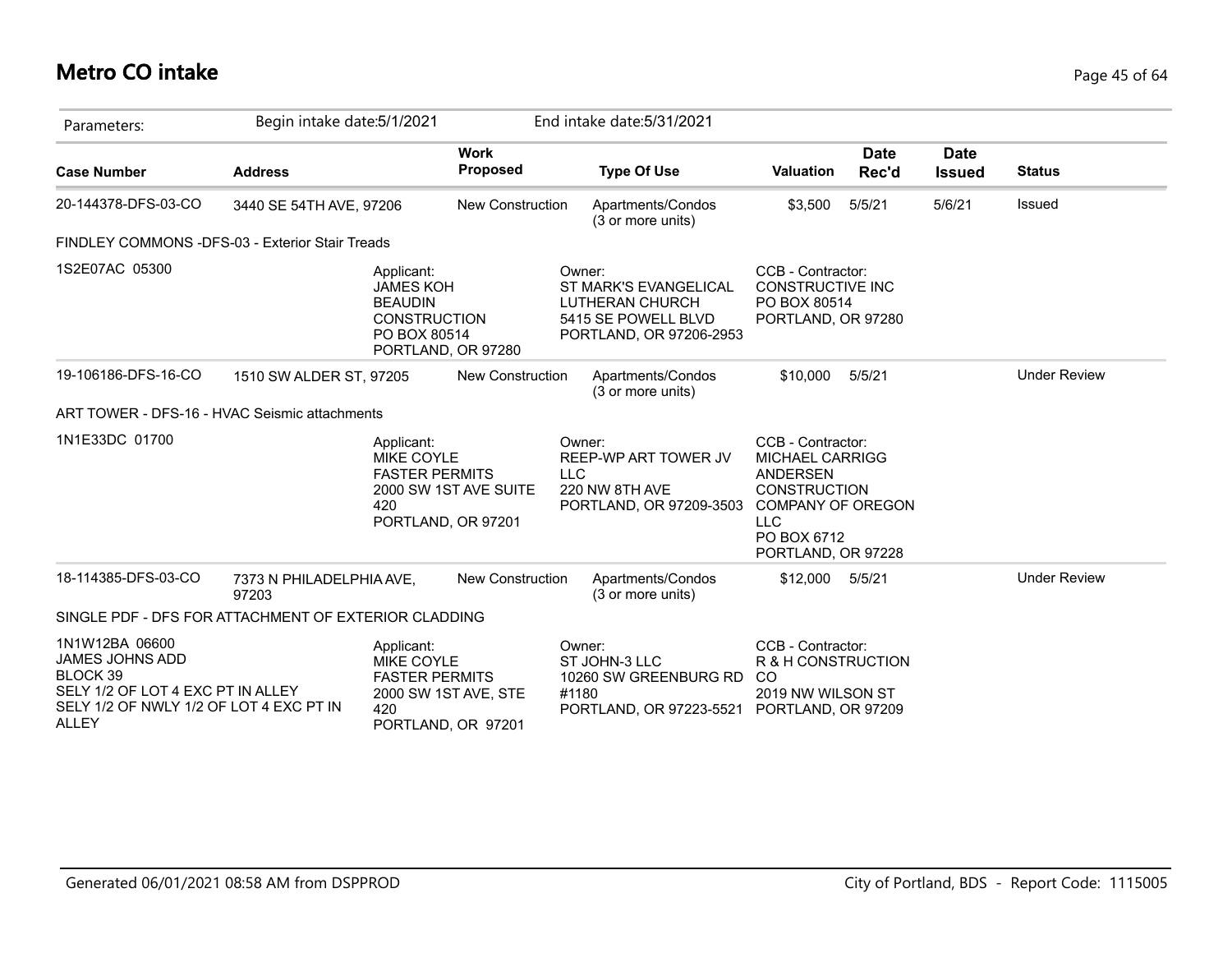# Metro CO intake

| Parameters: | Begin intake date:5/1/2021 | | End intake date:5/31/2021 | | | | |
|---|---|---|---|---|---|---|---|
| **Case Number** | **Address** | **Work Proposed** | **Type Of Use** | **Valuation** | **Date Rec'd** | **Date Issued** | **Status** |
| 20-144378-DFS-03-CO | 3440 SE 54TH AVE, 97206 | New Construction | Apartments/Condos (3 or more units) | $3,500 | 5/5/21 | 5/6/21 | Issued |
| FINDLEY COMMONS -DFS-03 - Exterior Stair Treads | | | | | | | |
| 1S2E07AC 05300 | Applicant: JAMES KOH BEAUDIN CONSTRUCTION PO BOX 80514 PORTLAND, OR 97280 | | Owner: ST MARK'S EVANGELICAL LUTHERAN CHURCH 5415 SE POWELL BLVD PORTLAND, OR 97206-2953 | CCB - Contractor: CONSTRUCTIVE INC PO BOX 80514 PORTLAND, OR 97280 | | | |
| 19-106186-DFS-16-CO | 1510 SW ALDER ST, 97205 | New Construction | Apartments/Condos (3 or more units) | $10,000 | 5/5/21 | | Under Review |
| ART TOWER - DFS-16 - HVAC Seismic attachments | | | | | | | |
| 1N1E33DC 01700 | Applicant: MIKE COYLE FASTER PERMITS 2000 SW 1ST AVE SUITE 420 PORTLAND, OR 97201 | | Owner: REEP-WP ART TOWER JV LLC 220 NW 8TH AVE PORTLAND, OR 97209-3503 | CCB - Contractor: MICHAEL CARRIGG ANDERSEN CONSTRUCTION COMPANY OF OREGON LLC PO BOX 6712 PORTLAND, OR 97228 | | | |
| 18-114385-DFS-03-CO | 7373 N PHILADELPHIA AVE, 97203 | New Construction | Apartments/Condos (3 or more units) | $12,000 | 5/5/21 | | Under Review |
| SINGLE PDF - DFS FOR ATTACHMENT OF EXTERIOR CLADDING | | | | | | | |
| 1N1W12BA 06600 JAMES JOHNS ADD BLOCK 39 SELY 1/2 OF LOT 4 EXC PT IN ALLEY SELY 1/2 OF NWLY 1/2 OF LOT 4 EXC PT IN ALLEY | Applicant: MIKE COYLE FASTER PERMITS 2000 SW 1ST AVE, STE 420 PORTLAND, OR 97201 | | Owner: ST JOHN-3 LLC 10260 SW GREENBURG RD #1180 PORTLAND, OR 97223-5521 | CCB - Contractor: R & H CONSTRUCTION CO 2019 NW WILSON ST PORTLAND, OR 97209 | | | |

Generated 06/01/2021 08:58 AM from DSPPROD — City of Portland, BDS - Report Code: 1115005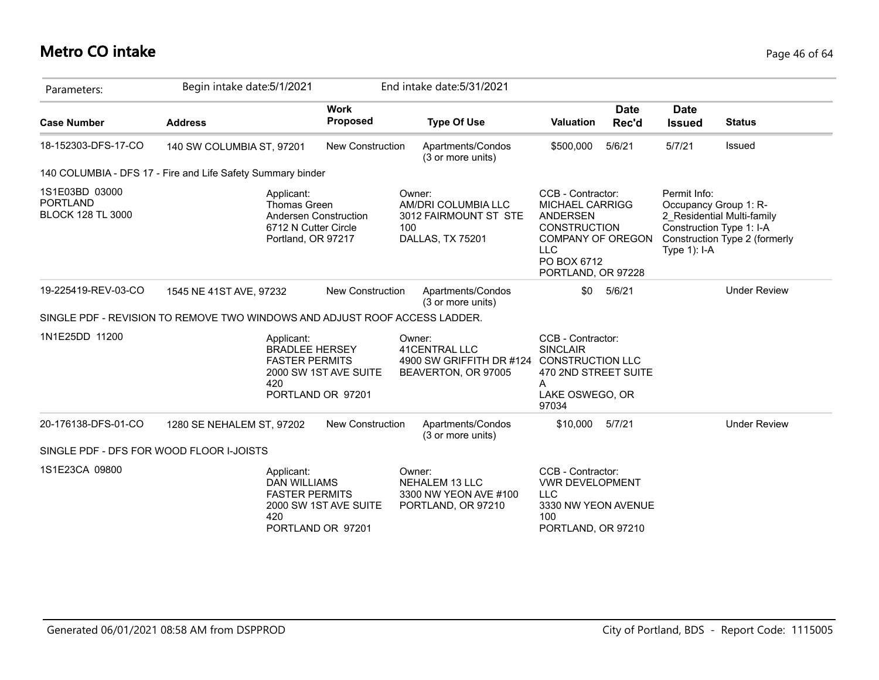# Metro CO intake

Parameters: Begin intake date:5/1/2021 End intake date:5/31/2021

| Case Number | Address | Work Proposed | Type Of Use | Valuation | Date Rec'd | Date Issued | Status |
|---|---|---|---|---|---|---|---|
| 18-152303-DFS-17-CO | 140 SW COLUMBIA ST, 97201 | New Construction | Apartments/Condos (3 or more units) | $500,000 | 5/6/21 | 5/7/21 | Issued |

140 COLUMBIA - DFS 17 - Fire and Life Safety Summary binder

1S1E03BD 03000
PORTLAND
BLOCK 128 TL 3000

Applicant:
Thomas Green
Andersen Construction
6712 N Cutter Circle
Portland, OR 97217

Owner:
AM/DRI COLUMBIA LLC
3012 FAIRMOUNT ST STE 100
DALLAS, TX 75201

CCB - Contractor:
MICHAEL CARRIGG
ANDERSEN CONSTRUCTION COMPANY OF OREGON LLC
PO BOX 6712
PORTLAND, OR 97228

Permit Info:
Occupancy Group 1: R-2_Residential Multi-family
Construction Type 1: I-A
Construction Type 2 (formerly Type 1): I-A

| Case Number | Address | Work Proposed | Type Of Use | Valuation | Date Rec'd | Date Issued | Status |
|---|---|---|---|---|---|---|---|
| 19-225419-REV-03-CO | 1545 NE 41ST AVE, 97232 | New Construction | Apartments/Condos (3 or more units) | $0 | 5/6/21 | | Under Review |

SINGLE PDF - REVISION TO REMOVE TWO WINDOWS AND ADJUST ROOF ACCESS LADDER.

1N1E25DD 11200

Applicant:
BRADLEE HERSEY
FASTER PERMITS
2000 SW 1ST AVE SUITE 420
PORTLAND OR 97201

Owner:
41CENTRAL LLC
4900 SW GRIFFITH DR #124
BEAVERTON, OR 97005

CCB - Contractor:
SINCLAIR CONSTRUCTION LLC
470 2ND STREET SUITE A
LAKE OSWEGO, OR 97034

| Case Number | Address | Work Proposed | Type Of Use | Valuation | Date Rec'd | Date Issued | Status |
|---|---|---|---|---|---|---|---|
| 20-176138-DFS-01-CO | 1280 SE NEHALEM ST, 97202 | New Construction | Apartments/Condos (3 or more units) | $10,000 | 5/7/21 | | Under Review |

SINGLE PDF - DFS FOR WOOD FLOOR I-JOISTS

1S1E23CA 09800

Applicant:
DAN WILLIAMS
FASTER PERMITS
2000 SW 1ST AVE SUITE 420
PORTLAND OR 97201

Owner:
NEHALEM 13 LLC
3300 NW YEON AVE #100
PORTLAND, OR 97210

CCB - Contractor:
VWR DEVELOPMENT LLC
3330 NW YEON AVENUE 100
PORTLAND, OR 97210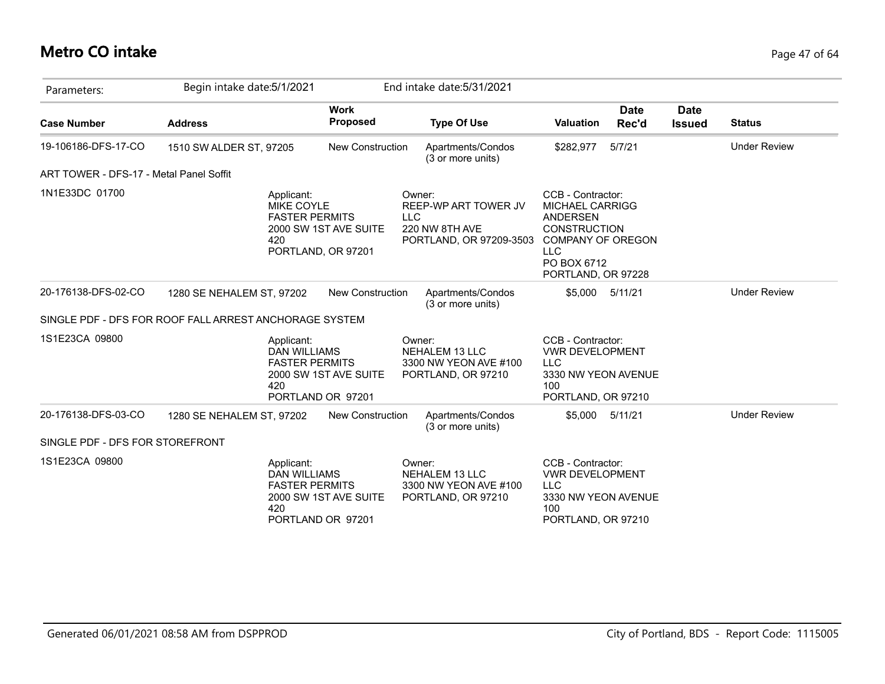# Metro CO intake

| Parameters: | Begin intake date:5/1/2021 | | End intake date:5/31/2021 | | | | |
|---|---|---|---|---|---|---|---|
| **Case Number** | **Address** | **Work Proposed** | **Type Of Use** | **Valuation** | **Date Rec'd** | **Date Issued** | **Status** |
| 19-106186-DFS-17-CO | 1510 SW ALDER ST, 97205 | New Construction | Apartments/Condos (3 or more units) | $282,977 | 5/7/21 | | Under Review |

ART TOWER - DFS-17 - Metal Panel Soffit

1N1E33DC 01700

Applicant:
MIKE COYLE
FASTER PERMITS
2000 SW 1ST AVE SUITE 420
PORTLAND, OR 97201

Owner:
REEP-WP ART TOWER JV LLC
220 NW 8TH AVE
PORTLAND, OR 97209-3503

CCB - Contractor:
MICHAEL CARRIGG
ANDERSEN CONSTRUCTION COMPANY OF OREGON LLC
PO BOX 6712
PORTLAND, OR 97228

| Case Number | Address | Work Proposed | Type Of Use | Valuation | Date Rec'd | Date Issued | Status |
|---|---|---|---|---|---|---|---|
| 20-176138-DFS-02-CO | 1280 SE NEHALEM ST, 97202 | New Construction | Apartments/Condos (3 or more units) | $5,000 | 5/11/21 | | Under Review |

SINGLE PDF - DFS FOR ROOF FALL ARREST ANCHORAGE SYSTEM

1S1E23CA 09800

Applicant:
DAN WILLIAMS
FASTER PERMITS
2000 SW 1ST AVE SUITE 420
PORTLAND OR 97201

Owner:
NEHALEM 13 LLC
3300 NW YEON AVE #100
PORTLAND, OR 97210

CCB - Contractor:
VWR DEVELOPMENT LLC
3330 NW YEON AVENUE 100
PORTLAND, OR 97210

| Case Number | Address | Work Proposed | Type Of Use | Valuation | Date Rec'd | Date Issued | Status |
|---|---|---|---|---|---|---|---|
| 20-176138-DFS-03-CO | 1280 SE NEHALEM ST, 97202 | New Construction | Apartments/Condos (3 or more units) | $5,000 | 5/11/21 | | Under Review |

SINGLE PDF - DFS FOR STOREFRONT

1S1E23CA 09800

Applicant:
DAN WILLIAMS
FASTER PERMITS
2000 SW 1ST AVE SUITE 420
PORTLAND OR 97201

Owner:
NEHALEM 13 LLC
3300 NW YEON AVE #100
PORTLAND, OR 97210

CCB - Contractor:
VWR DEVELOPMENT LLC
3330 NW YEON AVENUE 100
PORTLAND, OR 97210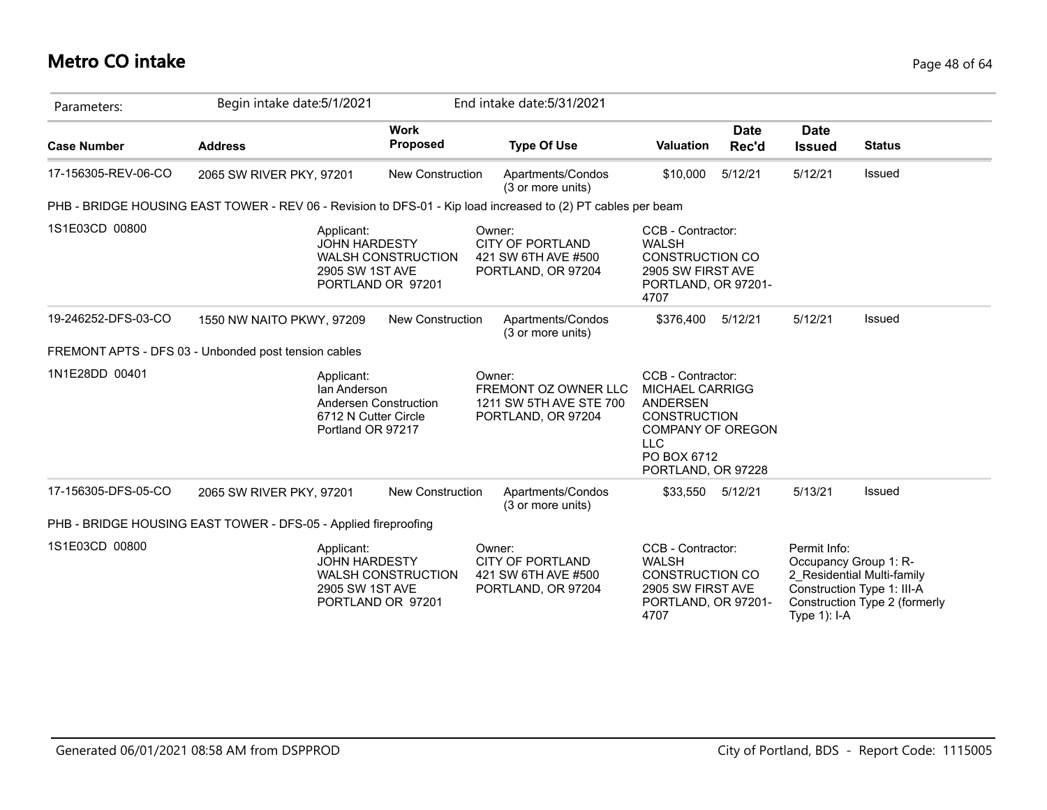# Metro CO intake

Parameters: Begin intake date:5/1/2021 End intake date:5/31/2021

| Case Number | Address | Work Proposed | Type Of Use | Valuation | Date Rec'd | Date Issued | Status |
|---|---|---|---|---|---|---|---|
| 17-156305-REV-06-CO | 2065 SW RIVER PKY, 97201 | New Construction | Apartments/Condos (3 or more units) | $10,000 | 5/12/21 | 5/12/21 | Issued |

PHB - BRIDGE HOUSING EAST TOWER - REV 06 - Revision to DFS-01 - Kip load increased to (2) PT cables per beam

1S1E03CD 00800

Applicant:
JOHN HARDESTY
WALSH CONSTRUCTION
2905 SW 1ST AVE
PORTLAND OR 97201

Owner:
CITY OF PORTLAND
421 SW 6TH AVE #500
PORTLAND, OR 97204

CCB - Contractor:
WALSH
CONSTRUCTION CO
2905 SW FIRST AVE
PORTLAND, OR 97201-4707

| Case Number | Address | Work Proposed | Type Of Use | Valuation | Date Rec'd | Date Issued | Status |
|---|---|---|---|---|---|---|---|
| 19-246252-DFS-03-CO | 1550 NW NAITO PKWY, 97209 | New Construction | Apartments/Condos (3 or more units) | $376,400 | 5/12/21 | 5/12/21 | Issued |

FREMONT APTS - DFS 03 - Unbonded post tension cables

1N1E28DD 00401

Applicant:
Ian Anderson
Andersen Construction
6712 N Cutter Circle
Portland OR 97217

Owner:
FREMONT OZ OWNER LLC
1211 SW 5TH AVE STE 700
PORTLAND, OR 97204

CCB - Contractor:
MICHAEL CARRIGG
ANDERSEN
CONSTRUCTION
COMPANY OF OREGON
LLC
PO BOX 6712
PORTLAND, OR 97228

| Case Number | Address | Work Proposed | Type Of Use | Valuation | Date Rec'd | Date Issued | Status |
|---|---|---|---|---|---|---|---|
| 17-156305-DFS-05-CO | 2065 SW RIVER PKY, 97201 | New Construction | Apartments/Condos (3 or more units) | $33,550 | 5/12/21 | 5/13/21 | Issued |

PHB - BRIDGE HOUSING EAST TOWER - DFS-05 - Applied fireproofing

1S1E03CD 00800

Applicant:
JOHN HARDESTY
WALSH CONSTRUCTION
2905 SW 1ST AVE
PORTLAND OR 97201

Owner:
CITY OF PORTLAND
421 SW 6TH AVE #500
PORTLAND, OR 97204

CCB - Contractor:
WALSH
CONSTRUCTION CO
2905 SW FIRST AVE
PORTLAND, OR 97201-4707

Permit Info:
Occupancy Group 1: R-2_Residential Multi-family
Construction Type 1: III-A
Construction Type 2 (formerly Type 1): I-A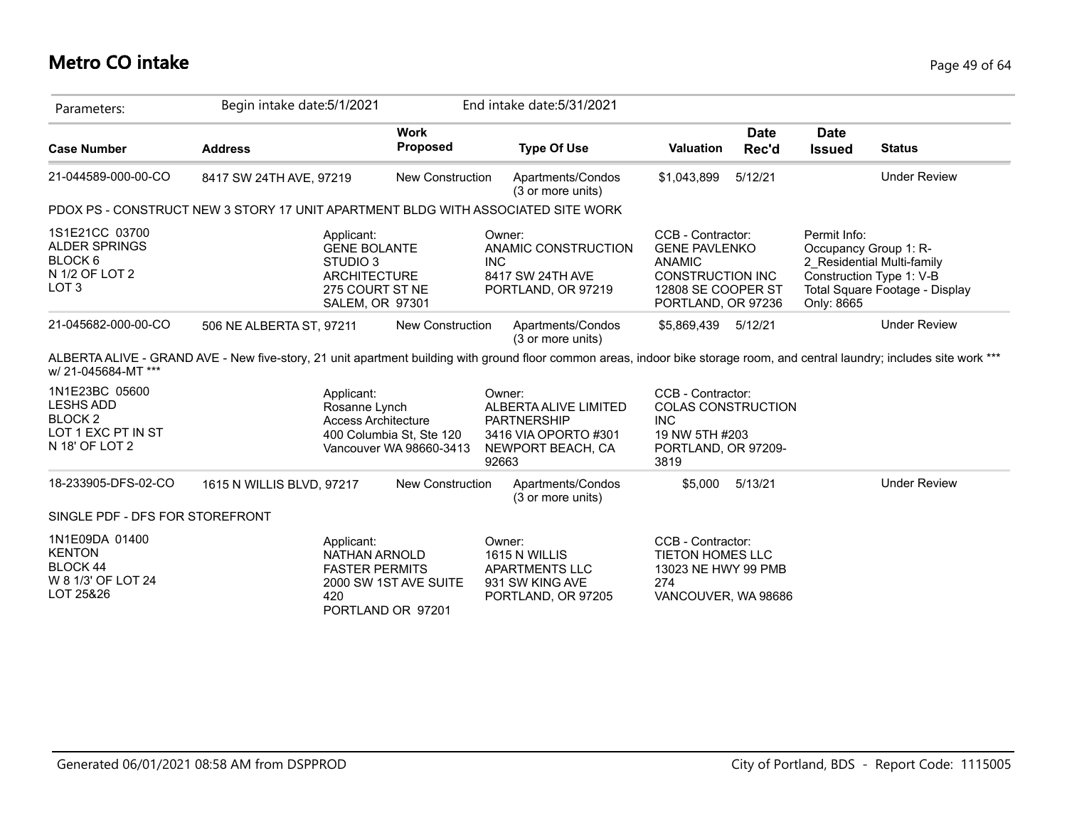# Metro CO intake

Parameters: Begin intake date:5/1/2021 End intake date:5/31/2021

| Case Number | Address | Work Proposed | Type Of Use | Valuation | Date Rec'd | Date Issued | Status |
|---|---|---|---|---|---|---|---|
| 21-044589-000-00-CO | 8417 SW 24TH AVE, 97219 | New Construction | Apartments/Condos (3 or more units) | $1,043,899 | 5/12/21 | | Under Review |

PDOX PS - CONSTRUCT NEW 3 STORY 17 UNIT APARTMENT BLDG WITH ASSOCIATED SITE WORK

1S1E21CC 03700
ALDER SPRINGS
BLOCK 6
N 1/2 OF LOT 2
LOT 3

Applicant:
GENE BOLANTE
STUDIO 3
ARCHITECTURE
275 COURT ST NE
SALEM, OR 97301

Owner:
ANAMIC CONSTRUCTION INC
8417 SW 24TH AVE
PORTLAND, OR 97219

CCB - Contractor:
GENE PAVLENKO
ANAMIC
CONSTRUCTION INC
12808 SE COOPER ST
PORTLAND, OR 97236

Permit Info:
Occupancy Group 1: R-2_Residential Multi-family
Construction Type 1: V-B
Total Square Footage - Display Only: 8665

| Case Number | Address | Work Proposed | Type Of Use | Valuation | Date Rec'd | Date Issued | Status |
|---|---|---|---|---|---|---|---|
| 21-045682-000-00-CO | 506 NE ALBERTA ST, 97211 | New Construction | Apartments/Condos (3 or more units) | $5,869,439 | 5/12/21 | | Under Review |

ALBERTA ALIVE - GRAND AVE - New five-story, 21 unit apartment building with ground floor common areas, indoor bike storage room, and central laundry; includes site work *** w/ 21-045684-MT ***

1N1E23BC 05600
LESHS ADD
BLOCK 2
LOT 1 EXC PT IN ST
N 18' OF LOT 2

Applicant:
Rosanne Lynch
Access Architecture
400 Columbia St, Ste 120
Vancouver WA 98660-3413

Owner:
ALBERTA ALIVE LIMITED PARTNERSHIP
3416 VIA OPORTO #301
NEWPORT BEACH, CA 92663

CCB - Contractor:
COLAS CONSTRUCTION INC
19 NW 5TH #203
PORTLAND, OR 97209-3819

| Case Number | Address | Work Proposed | Type Of Use | Valuation | Date Rec'd | Date Issued | Status |
|---|---|---|---|---|---|---|---|
| 18-233905-DFS-02-CO | 1615 N WILLIS BLVD, 97217 | New Construction | Apartments/Condos (3 or more units) | $5,000 | 5/13/21 | | Under Review |

SINGLE PDF - DFS FOR STOREFRONT

1N1E09DA 01400
KENTON
BLOCK 44
W 8 1/3' OF LOT 24
LOT 25&26

Applicant:
NATHAN ARNOLD
FASTER PERMITS
2000 SW 1ST AVE SUITE 420
PORTLAND OR 97201

Owner:
1615 N WILLIS APARTMENTS LLC
931 SW KING AVE
PORTLAND, OR 97205

CCB - Contractor:
TIETON HOMES LLC
13023 NE HWY 99 PMB 274
VANCOUVER, WA 98686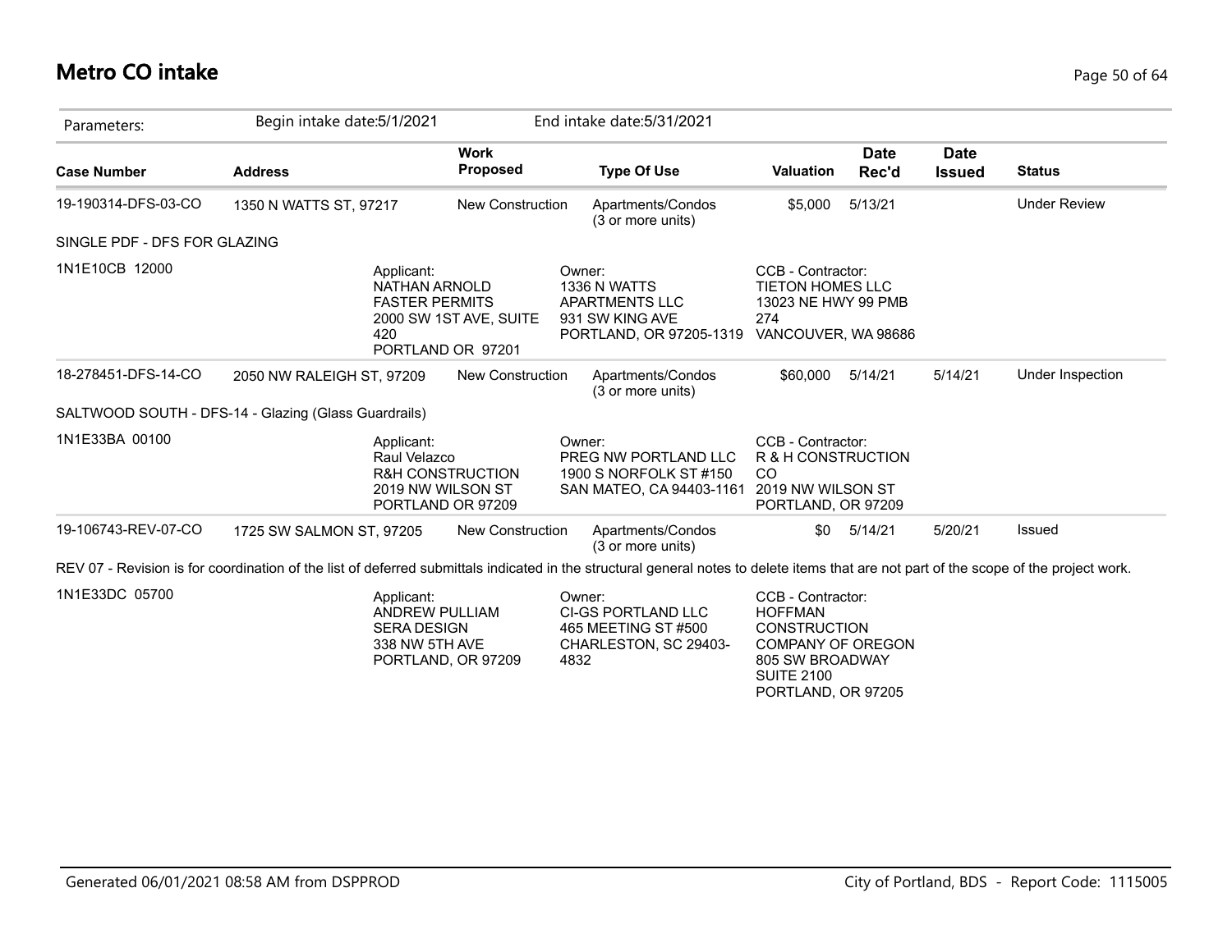# Metro CO intake

Parameters: Begin intake date:5/1/2021 End intake date:5/31/2021

| Case Number | Address | Work Proposed | Type Of Use | Valuation | Date Rec'd | Date Issued | Status |
|---|---|---|---|---|---|---|---|
| 19-190314-DFS-03-CO | 1350 N WATTS ST, 97217 | New Construction | Apartments/Condos (3 or more units) | $5,000 | 5/13/21 | | Under Review |

SINGLE PDF - DFS FOR GLAZING

1N1E10CB 12000

Applicant: NATHAN ARNOLD, FASTER PERMITS, 2000 SW 1ST AVE, SUITE 420, PORTLAND OR 97201

Owner: 1336 N WATTS APARTMENTS LLC, 931 SW KING AVE, PORTLAND, OR 97205-1319

CCB - Contractor: TIETON HOMES LLC, 13023 NE HWY 99 PMB 274, VANCOUVER, WA 98686

| Case Number | Address | Work Proposed | Type Of Use | Valuation | Date Rec'd | Date Issued | Status |
|---|---|---|---|---|---|---|---|
| 18-278451-DFS-14-CO | 2050 NW RALEIGH ST, 97209 | New Construction | Apartments/Condos (3 or more units) | $60,000 | 5/14/21 | 5/14/21 | Under Inspection |

SALTWOOD SOUTH - DFS-14 - Glazing (Glass Guardrails)

1N1E33BA 00100

Applicant: Raul Velazco, R&H CONSTRUCTION, 2019 NW WILSON ST, PORTLAND OR 97209

Owner: PREG NW PORTLAND LLC, 1900 S NORFOLK ST #150, SAN MATEO, CA 94403-1161

CCB - Contractor: R & H CONSTRUCTION CO, 2019 NW WILSON ST, PORTLAND, OR 97209

| Case Number | Address | Work Proposed | Type Of Use | Valuation | Date Rec'd | Date Issued | Status |
|---|---|---|---|---|---|---|---|
| 19-106743-REV-07-CO | 1725 SW SALMON ST, 97205 | New Construction | Apartments/Condos (3 or more units) | $0 | 5/14/21 | 5/20/21 | Issued |

REV 07 - Revision is for coordination of the list of deferred submittals indicated in the structural general notes to delete items that are not part of the scope of the project work.

1N1E33DC 05700

Applicant: ANDREW PULLIAM, SERA DESIGN, 338 NW 5TH AVE, PORTLAND, OR 97209

Owner: CI-GS PORTLAND LLC, 465 MEETING ST #500, CHARLESTON, SC 29403-4832

CCB - Contractor: HOFFMAN CONSTRUCTION COMPANY OF OREGON, 805 SW BROADWAY SUITE 2100, PORTLAND, OR 97205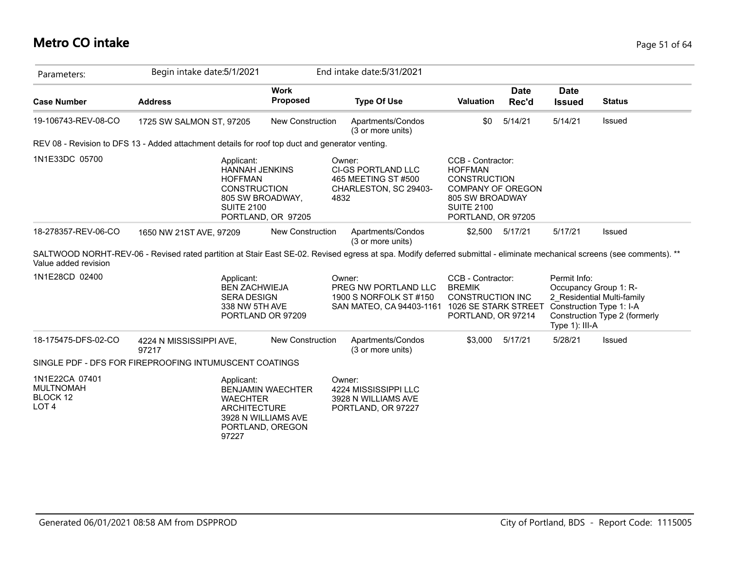# Metro CO intake

Parameters: Begin intake date:5/1/2021 End intake date:5/31/2021

| Case Number | Address | Work Proposed | Type Of Use | Valuation | Date Rec'd | Date Issued | Status |
|---|---|---|---|---|---|---|---|
| 19-106743-REV-08-CO | 1725 SW SALMON ST, 97205 | New Construction | Apartments/Condos (3 or more units) | $0 | 5/14/21 | 5/14/21 | Issued |

REV 08 - Revision to DFS 13 - Added attachment details for roof top duct and generator venting.

1N1E33DC 05700

Applicant: HANNAH JENKINS HOFFMAN CONSTRUCTION 805 SW BROADWAY, SUITE 2100 PORTLAND, OR 97205

Owner: CI-GS PORTLAND LLC 465 MEETING ST #500 CHARLESTON, SC 29403-4832

CCB - Contractor: HOFFMAN CONSTRUCTION COMPANY OF OREGON 805 SW BROADWAY SUITE 2100 PORTLAND, OR 97205

| Case Number | Address | Work Proposed | Type Of Use | Valuation | Date Rec'd | Date Issued | Status |
|---|---|---|---|---|---|---|---|
| 18-278357-REV-06-CO | 1650 NW 21ST AVE, 97209 | New Construction | Apartments/Condos (3 or more units) | $2,500 | 5/17/21 | 5/17/21 | Issued |

SALTWOOD NORHT-REV-06 - Revised rated partition at Stair East SE-02. Revised egress at spa. Modify deferred submittal - eliminate mechanical screens (see comments). ** Value added revision

1N1E28CD 02400

Applicant: BEN ZACHWIEJA SERA DESIGN 338 NW 5TH AVE PORTLAND OR 97209

Owner: PREG NW PORTLAND LLC 1900 S NORFOLK ST #150 SAN MATEO, CA 94403-1161

CCB - Contractor: BREMIK CONSTRUCTION INC 1026 SE STARK STREET PORTLAND, OR 97214

Permit Info: Occupancy Group 1: R-2_Residential Multi-family Construction Type 1: I-A Construction Type 2 (formerly Type 1): III-A

| Case Number | Address | Work Proposed | Type Of Use | Valuation | Date Rec'd | Date Issued | Status |
|---|---|---|---|---|---|---|---|
| 18-175475-DFS-02-CO | 4224 N MISSISSIPPI AVE, 97217 | New Construction | Apartments/Condos (3 or more units) | $3,000 | 5/17/21 | 5/28/21 | Issued |

SINGLE PDF - DFS FOR FIREPROOFING INTUMUSCENT COATINGS

1N1E22CA 07401 MULTNOMAH BLOCK 12 LOT 4

Applicant: BENJAMIN WAECHTER WAECHTER ARCHITECTURE 3928 N WILLIAMS AVE PORTLAND, OREGON 97227

Owner: 4224 MISSISSIPPI LLC 3928 N WILLIAMS AVE PORTLAND, OR 97227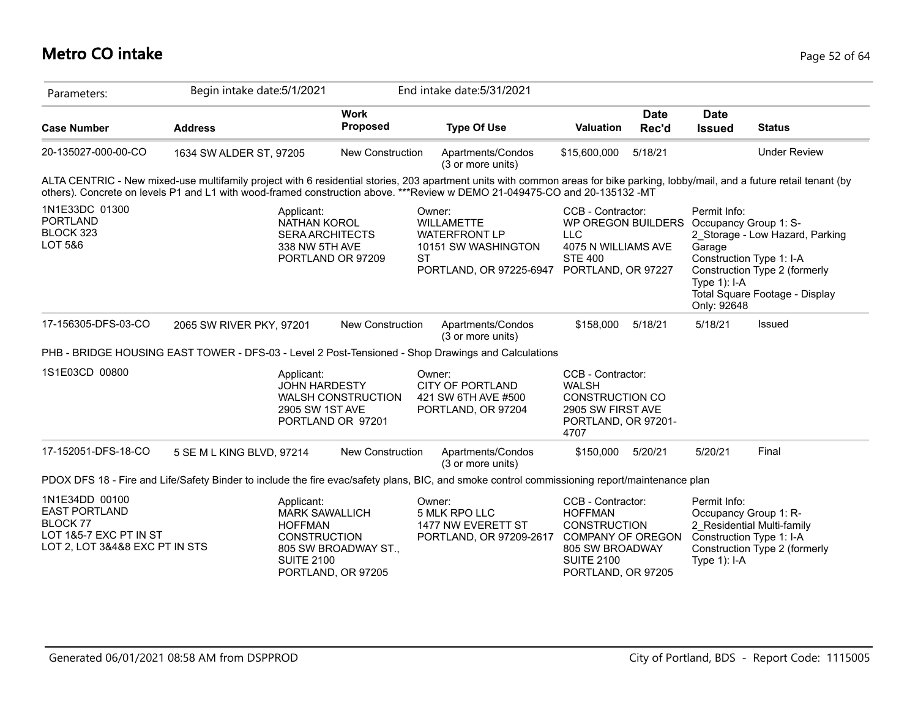# Metro CO intake

| Parameters: | Begin intake date:5/1/2021 | | End intake date:5/31/2021 | | | | |
|---|---|---|---|---|---|---|---|
| **Case Number** | **Address** | **Work Proposed** | **Type Of Use** | **Valuation** | **Date Rec'd** | **Date Issued** | **Status** |
| 20-135027-000-00-CO | 1634 SW ALDER ST, 97205 | New Construction | Apartments/Condos (3 or more units) | $15,600,000 | 5/18/21 | | Under Review |

ALTA CENTRIC - New mixed-use multifamily project with 6 residential stories, 203 apartment units with common areas for bike parking, lobby/mail, and a future retail tenant (by others). Concrete on levels P1 and L1 with wood-framed construction above. ***Review w DEMO 21-049475-CO and 20-135132 -MT

| | | | | |
|---|---|---|---|---|
| 1N1E33DC 01300<br>PORTLAND<br>BLOCK 323<br>LOT 5&6 | Applicant:<br>NATHAN KOROL<br>SERA ARCHITECTS<br>338 NW 5TH AVE<br>PORTLAND OR 97209 | Owner:<br>WILLAMETTE WATERFRONT LP<br>10151 SW WASHINGTON ST<br>PORTLAND, OR 97225-6947 | CCB - Contractor:<br>WP OREGON BUILDERS LLC<br>4075 N WILLIAMS AVE STE 400<br>PORTLAND, OR 97227 | Permit Info:<br>Occupancy Group 1: S-2_Storage - Low Hazard, Parking Garage<br>Construction Type 1: I-A<br>Construction Type 2 (formerly Type 1): I-A<br>Total Square Footage - Display Only: 92648 |

| **Case Number** | **Address** | **Work Proposed** | **Type Of Use** | **Valuation** | **Date Rec'd** | **Date Issued** | **Status** |
|---|---|---|---|---|---|---|---|
| 17-156305-DFS-03-CO | 2065 SW RIVER PKY, 97201 | New Construction | Apartments/Condos (3 or more units) | $158,000 | 5/18/21 | 5/18/21 | Issued |

PHB - BRIDGE HOUSING EAST TOWER - DFS-03 - Level 2 Post-Tensioned - Shop Drawings and Calculations

| | | | | |
|---|---|---|---|---|
| 1S1E03CD 00800 | Applicant:<br>JOHN HARDESTY<br>WALSH CONSTRUCTION<br>2905 SW 1ST AVE<br>PORTLAND OR 97201 | Owner:<br>CITY OF PORTLAND<br>421 SW 6TH AVE #500<br>PORTLAND, OR 97204 | CCB - Contractor:<br>WALSH CONSTRUCTION CO<br>2905 SW FIRST AVE<br>PORTLAND, OR 97201-4707 | |

| **Case Number** | **Address** | **Work Proposed** | **Type Of Use** | **Valuation** | **Date Rec'd** | **Date Issued** | **Status** |
|---|---|---|---|---|---|---|---|
| 17-152051-DFS-18-CO | 5 SE M L KING BLVD, 97214 | New Construction | Apartments/Condos (3 or more units) | $150,000 | 5/20/21 | 5/20/21 | Final |

PDOX DFS 18 - Fire and Life/Safety Binder to include the fire evac/safety plans, BIC, and smoke control commissioning report/maintenance plan

| | | | | |
|---|---|---|---|---|
| 1N1E34DD 00100<br>EAST PORTLAND<br>BLOCK 77<br>LOT 1&5-7 EXC PT IN ST<br>LOT 2, LOT 3&4&8 EXC PT IN STS | Applicant:<br>MARK SAWALLICH<br>HOFFMAN CONSTRUCTION<br>805 SW BROADWAY ST., SUITE 2100<br>PORTLAND, OR 97205 | Owner:<br>5 MLK RPO LLC<br>1477 NW EVERETT ST<br>PORTLAND, OR 97209-2617 | CCB - Contractor:<br>HOFFMAN CONSTRUCTION COMPANY OF OREGON<br>805 SW BROADWAY SUITE 2100<br>PORTLAND, OR 97205 | Permit Info:<br>Occupancy Group 1: R-2_Residential Multi-family<br>Construction Type 1: I-A<br>Construction Type 2 (formerly Type 1): I-A |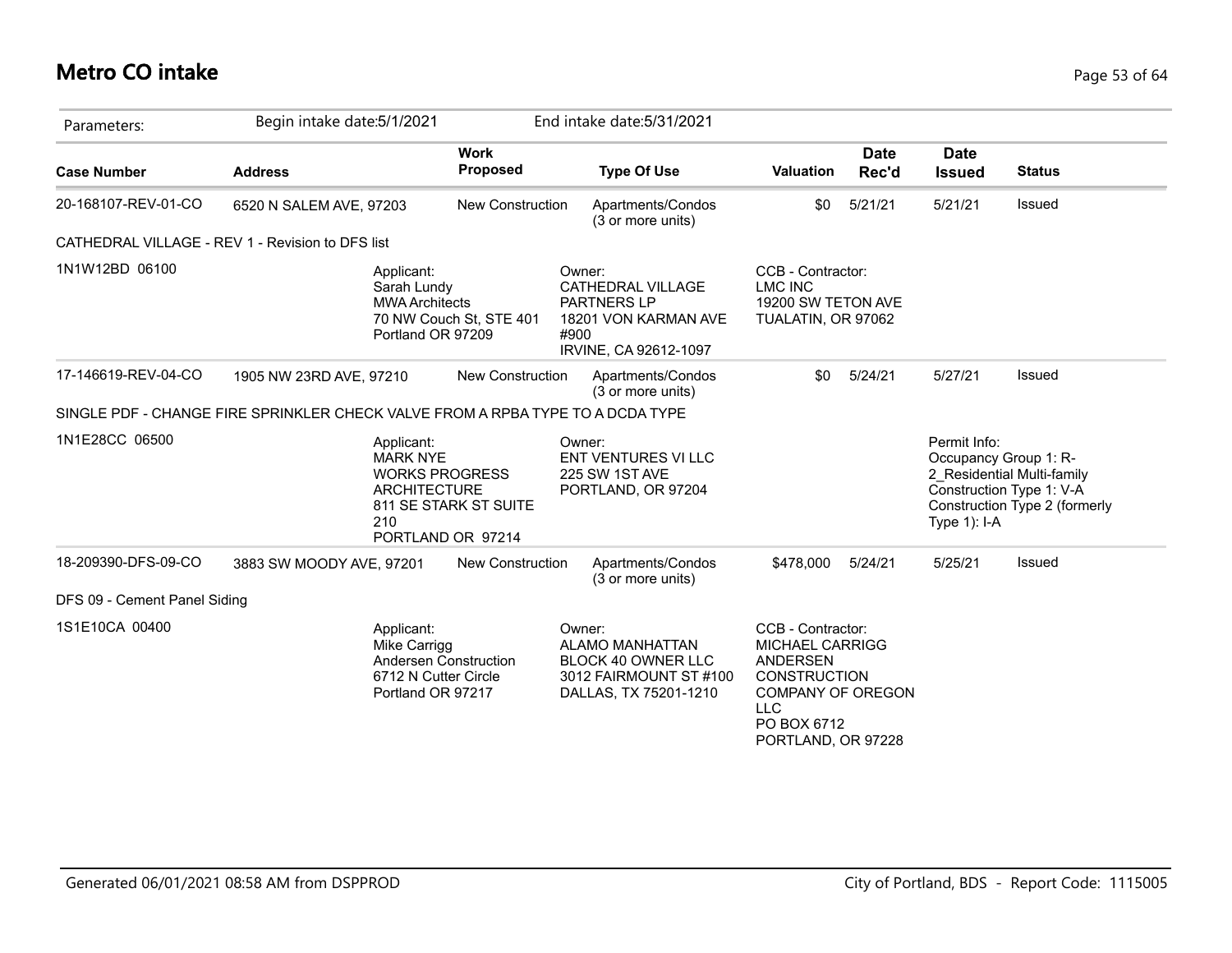## Metro CO intake

Parameters: Begin intake date:5/1/2021 End intake date:5/31/2021

| Case Number | Address | Work Proposed | Type Of Use | Valuation | Date Rec'd | Date Issued | Status |
|---|---|---|---|---|---|---|---|
| 20-168107-REV-01-CO | 6520 N SALEM AVE, 97203 | New Construction | Apartments/Condos (3 or more units) | $0 | 5/21/21 | 5/21/21 | Issued |

CATHEDRAL VILLAGE - REV 1 - Revision to DFS list

1N1W12BD 06100

Applicant:
Sarah Lundy
MWA Architects
70 NW Couch St, STE 401
Portland OR 97209

Owner:
CATHEDRAL VILLAGE PARTNERS LP
18201 VON KARMAN AVE #900
IRVINE, CA 92612-1097

CCB - Contractor:
LMC INC
19200 SW TETON AVE
TUALATIN, OR 97062

| Case Number | Address | Work Proposed | Type Of Use | Valuation | Date Rec'd | Date Issued | Status |
|---|---|---|---|---|---|---|---|
| 17-146619-REV-04-CO | 1905 NW 23RD AVE, 97210 | New Construction | Apartments/Condos (3 or more units) | $0 | 5/24/21 | 5/27/21 | Issued |

SINGLE PDF - CHANGE FIRE SPRINKLER CHECK VALVE FROM A RPBA TYPE TO A DCDA TYPE

1N1E28CC 06500

Applicant:
MARK NYE
WORKS PROGRESS ARCHITECTURE
811 SE STARK ST SUITE 210
PORTLAND OR 97214

Owner:
ENT VENTURES VI LLC
225 SW 1ST AVE
PORTLAND, OR 97204

Permit Info:
Occupancy Group 1: R-2_Residential Multi-family
Construction Type 1: V-A
Construction Type 2 (formerly Type 1): I-A

| Case Number | Address | Work Proposed | Type Of Use | Valuation | Date Rec'd | Date Issued | Status |
|---|---|---|---|---|---|---|---|
| 18-209390-DFS-09-CO | 3883 SW MOODY AVE, 97201 | New Construction | Apartments/Condos (3 or more units) | $478,000 | 5/24/21 | 5/25/21 | Issued |

DFS 09 - Cement Panel Siding

1S1E10CA 00400

Applicant:
Mike Carrigg
Andersen Construction
6712 N Cutter Circle
Portland OR 97217

Owner:
ALAMO MANHATTAN BLOCK 40 OWNER LLC
3012 FAIRMOUNT ST #100
DALLAS, TX 75201-1210

CCB - Contractor:
MICHAEL CARRIGG
ANDERSEN CONSTRUCTION COMPANY OF OREGON LLC
PO BOX 6712
PORTLAND, OR 97228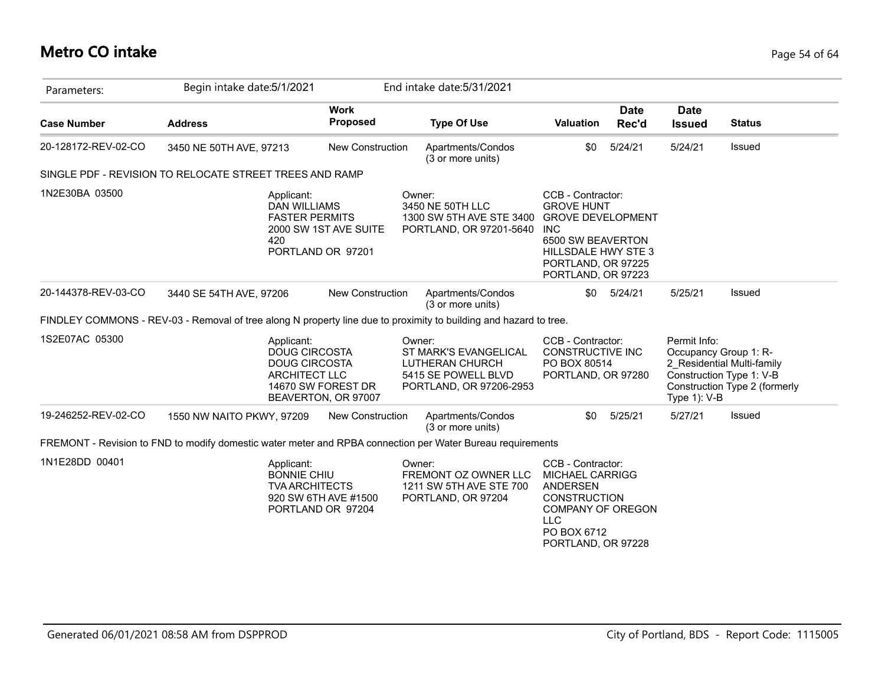# Metro CO intake

Parameters: Begin intake date:5/1/2021 End intake date:5/31/2021

| Case Number | Address | Work Proposed | Type Of Use | Valuation | Date Rec'd | Date Issued | Status |
|---|---|---|---|---|---|---|---|
| 20-128172-REV-02-CO | 3450 NE 50TH AVE, 97213 | New Construction | Apartments/Condos (3 or more units) | $0 | 5/24/21 | 5/24/21 | Issued |

SINGLE PDF - REVISION TO RELOCATE STREET TREES AND RAMP

1N2E30BA 03500

Applicant:
DAN WILLIAMS
FASTER PERMITS
2000 SW 1ST AVE SUITE 420
PORTLAND OR 97201

Owner:
3450 NE 50TH LLC
1300 SW 5TH AVE STE 3400
PORTLAND, OR 97201-5640

CCB - Contractor:
GROVE HUNT
GROVE DEVELOPMENT INC
6500 SW BEAVERTON HILLSDALE HWY STE 3
PORTLAND, OR 97225
PORTLAND, OR 97223

| Case Number | Address | Work Proposed | Type Of Use | Valuation | Date Rec'd | Date Issued | Status |
|---|---|---|---|---|---|---|---|
| 20-144378-REV-03-CO | 3440 SE 54TH AVE, 97206 | New Construction | Apartments/Condos (3 or more units) | $0 | 5/24/21 | 5/25/21 | Issued |

FINDLEY COMMONS - REV-03 - Removal of tree along N property line due to proximity to building and hazard to tree.

1S2E07AC 05300

Applicant:
DOUG CIRCOSTA
DOUG CIRCOSTA ARCHITECT LLC
14670 SW FOREST DR
BEAVERTON, OR 97007

Owner:
ST MARK'S EVANGELICAL LUTHERAN CHURCH
5415 SE POWELL BLVD
PORTLAND, OR 97206-2953

CCB - Contractor:
CONSTRUCTIVE INC
PO BOX 80514
PORTLAND, OR 97280

Permit Info:
Occupancy Group 1: R-2_Residential Multi-family
Construction Type 1: V-B
Construction Type 2 (formerly Type 1): V-B

| Case Number | Address | Work Proposed | Type Of Use | Valuation | Date Rec'd | Date Issued | Status |
|---|---|---|---|---|---|---|---|
| 19-246252-REV-02-CO | 1550 NW NAITO PKWY, 97209 | New Construction | Apartments/Condos (3 or more units) | $0 | 5/25/21 | 5/27/21 | Issued |

FREMONT - Revision to FND to modify domestic water meter and RPBA connection per Water Bureau requirements

1N1E28DD 00401

Applicant:
BONNIE CHIU
TVA ARCHITECTS
920 SW 6TH AVE #1500
PORTLAND OR 97204

Owner:
FREMONT OZ OWNER LLC
1211 SW 5TH AVE STE 700
PORTLAND, OR 97204

CCB - Contractor:
MICHAEL CARRIGG
ANDERSEN CONSTRUCTION COMPANY OF OREGON LLC
PO BOX 6712
PORTLAND, OR 97228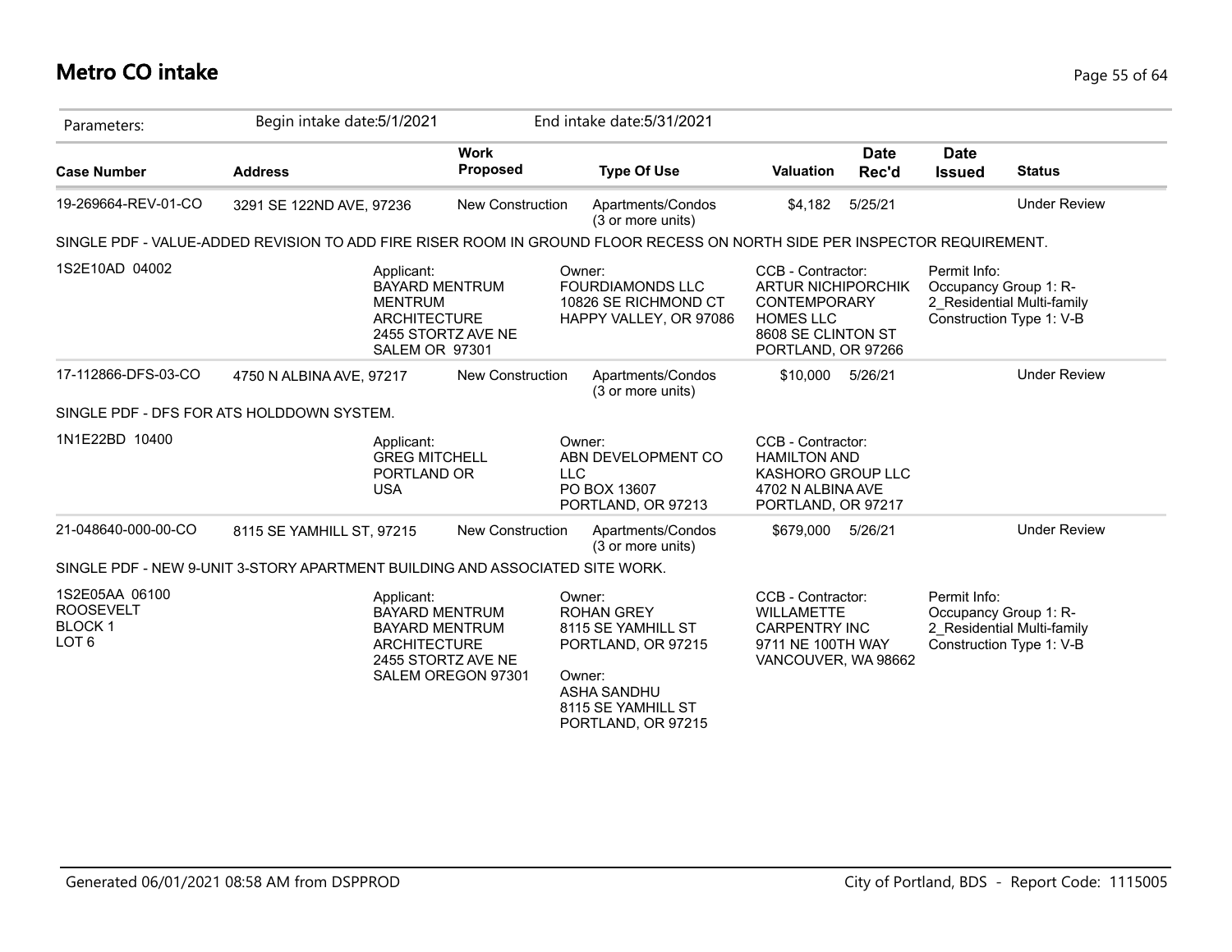# Metro CO intake

| Parameters: | Begin intake date:5/1/2021 | | End intake date:5/31/2021 | | | | |
|---|---|---|---|---|---|---|---|
| **Case Number** | **Address** | **Work Proposed** | **Type Of Use** | **Valuation** | **Date Rec'd** | **Date Issued** | **Status** |
| 19-269664-REV-01-CO | 3291 SE 122ND AVE, 97236 | New Construction | Apartments/Condos (3 or more units) | $4,182 | 5/25/21 | | Under Review |

SINGLE PDF - VALUE-ADDED REVISION TO ADD FIRE RISER ROOM IN GROUND FLOOR RECESS ON NORTH SIDE PER INSPECTOR REQUIREMENT.

1S2E10AD 04002

Applicant:
BAYARD MENTRUM
MENTRUM
ARCHITECTURE
2455 STORTZ AVE NE
SALEM OR 97301

Owner:
FOURDIAMONDS LLC
10826 SE RICHMOND CT
HAPPY VALLEY, OR 97086

CCB - Contractor:
ARTUR NICHIPORCHIK
CONTEMPORARY
HOMES LLC
8608 SE CLINTON ST
PORTLAND, OR 97266

Permit Info:
Occupancy Group 1: R-2_Residential Multi-family
Construction Type 1: V-B

| Case Number | Address | Work Proposed | Type Of Use | Valuation | Date Rec'd | Date Issued | Status |
|---|---|---|---|---|---|---|---|
| 17-112866-DFS-03-CO | 4750 N ALBINA AVE, 97217 | New Construction | Apartments/Condos (3 or more units) | $10,000 | 5/26/21 | | Under Review |

SINGLE PDF - DFS FOR ATS HOLDDOWN SYSTEM.

1N1E22BD 10400

Applicant:
GREG MITCHELL
PORTLAND OR
USA

Owner:
ABN DEVELOPMENT CO
LLC
PO BOX 13607
PORTLAND, OR 97213

CCB - Contractor:
HAMILTON AND
KASHORO GROUP LLC
4702 N ALBINA AVE
PORTLAND, OR 97217

| Case Number | Address | Work Proposed | Type Of Use | Valuation | Date Rec'd | Date Issued | Status |
|---|---|---|---|---|---|---|---|
| 21-048640-000-00-CO | 8115 SE YAMHILL ST, 97215 | New Construction | Apartments/Condos (3 or more units) | $679,000 | 5/26/21 | | Under Review |

SINGLE PDF - NEW 9-UNIT 3-STORY APARTMENT BUILDING AND ASSOCIATED SITE WORK.

1S2E05AA 06100
ROOSEVELT
BLOCK 1
LOT 6

Applicant:
BAYARD MENTRUM
BAYARD MENTRUM
ARCHITECTURE
2455 STORTZ AVE NE
SALEM OREGON 97301

Owner:
ROHAN GREY
8115 SE YAMHILL ST
PORTLAND, OR 97215

Owner:
ASHA SANDHU
8115 SE YAMHILL ST
PORTLAND, OR 97215

CCB - Contractor:
WILLAMETTE
CARPENTRY INC
9711 NE 100TH WAY
VANCOUVER, WA 98662

Permit Info:
Occupancy Group 1: R-2_Residential Multi-family
Construction Type 1: V-B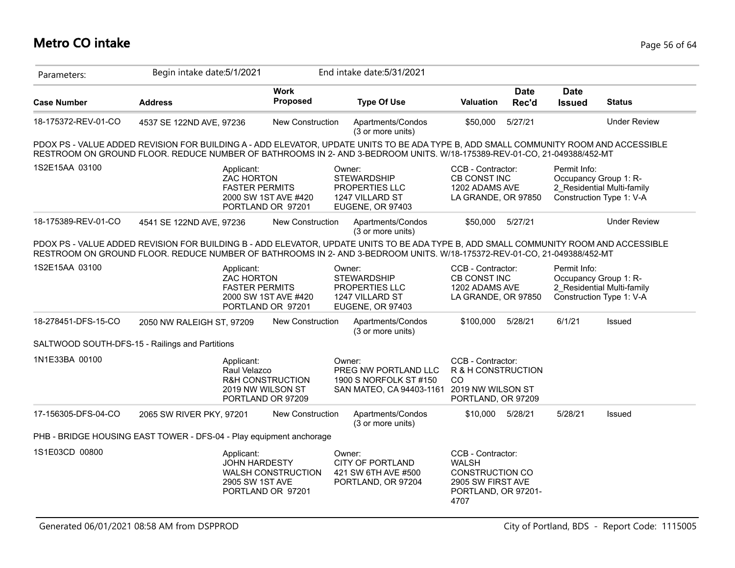# Metro CO intake

Parameters: Begin intake date:5/1/2021 End intake date:5/31/2021

| Case Number | Address | Work Proposed | Type Of Use | Valuation | Date Rec'd | Date Issued | Status |
|---|---|---|---|---|---|---|---|
| 18-175372-REV-01-CO | 4537 SE 122ND AVE, 97236 | New Construction | Apartments/Condos (3 or more units) | $50,000 | 5/27/21 | | Under Review |

PDOX PS - VALUE ADDED REVISION FOR BUILDING A - ADD ELEVATOR, UPDATE UNITS TO BE ADA TYPE B, ADD SMALL COMMUNITY ROOM AND ACCESSIBLE RESTROOM ON GROUND FLOOR. REDUCE NUMBER OF BATHROOMS IN 2- AND 3-BEDROOM UNITS. W/18-175389-REV-01-CO, 21-049388/452-MT

1S2E15AA 03100

Applicant: ZAC HORTON, FASTER PERMITS, 2000 SW 1ST AVE #420, PORTLAND OR 97201

Owner: STEWARDSHIP PROPERTIES LLC, 1247 VILLARD ST, EUGENE, OR 97403

CCB - Contractor: CB CONST INC, 1202 ADAMS AVE, LA GRANDE, OR 97850

Permit Info: Occupancy Group 1: R-2_Residential Multi-family, Construction Type 1: V-A

| Case Number | Address | Work Proposed | Type Of Use | Valuation | Date Rec'd | Date Issued | Status |
|---|---|---|---|---|---|---|---|
| 18-175389-REV-01-CO | 4541 SE 122ND AVE, 97236 | New Construction | Apartments/Condos (3 or more units) | $50,000 | 5/27/21 | | Under Review |

PDOX PS - VALUE ADDED REVISION FOR BUILDING B - ADD ELEVATOR, UPDATE UNITS TO BE ADA TYPE B, ADD SMALL COMMUNITY ROOM AND ACCESSIBLE RESTROOM ON GROUND FLOOR. REDUCE NUMBER OF BATHROOMS IN 2- AND 3-BEDROOM UNITS. W/18-175372-REV-01-CO, 21-049388/452-MT

1S2E15AA 03100

Applicant: ZAC HORTON, FASTER PERMITS, 2000 SW 1ST AVE #420, PORTLAND OR 97201

Owner: STEWARDSHIP PROPERTIES LLC, 1247 VILLARD ST, EUGENE, OR 97403

CCB - Contractor: CB CONST INC, 1202 ADAMS AVE, LA GRANDE, OR 97850

Permit Info: Occupancy Group 1: R-2_Residential Multi-family, Construction Type 1: V-A

| Case Number | Address | Work Proposed | Type Of Use | Valuation | Date Rec'd | Date Issued | Status |
|---|---|---|---|---|---|---|---|
| 18-278451-DFS-15-CO | 2050 NW RALEIGH ST, 97209 | New Construction | Apartments/Condos (3 or more units) | $100,000 | 5/28/21 | 6/1/21 | Issued |

SALTWOOD SOUTH-DFS-15 - Railings and Partitions

1N1E33BA 00100

Applicant: Raul Velazco, R&H CONSTRUCTION, 2019 NW WILSON ST, PORTLAND OR 97209

Owner: PREG NW PORTLAND LLC, 1900 S NORFOLK ST #150, SAN MATEO, CA 94403-1161

CCB - Contractor: R & H CONSTRUCTION CO, 2019 NW WILSON ST, PORTLAND, OR 97209

| Case Number | Address | Work Proposed | Type Of Use | Valuation | Date Rec'd | Date Issued | Status |
|---|---|---|---|---|---|---|---|
| 17-156305-DFS-04-CO | 2065 SW RIVER PKY, 97201 | New Construction | Apartments/Condos (3 or more units) | $10,000 | 5/28/21 | 5/28/21 | Issued |

PHB - BRIDGE HOUSING EAST TOWER - DFS-04 - Play equipment anchorage

1S1E03CD 00800

Applicant: JOHN HARDESTY, WALSH CONSTRUCTION, 2905 SW 1ST AVE, PORTLAND OR 97201

Owner: CITY OF PORTLAND, 421 SW 6TH AVE #500, PORTLAND, OR 97204

CCB - Contractor: WALSH CONSTRUCTION CO, 2905 SW FIRST AVE, PORTLAND, OR 97201-4707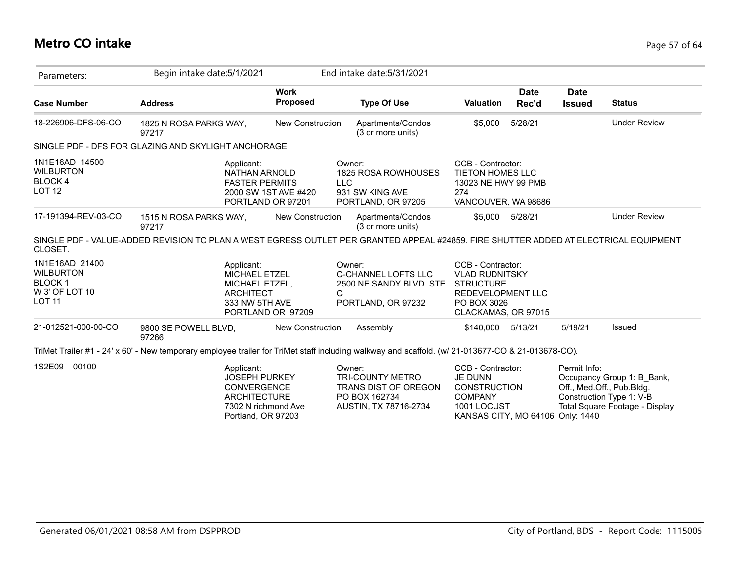# Metro CO intake

Parameters: Begin intake date:5/1/2021 End intake date:5/31/2021

| Case Number | Address | Work Proposed | Type Of Use | Valuation | Date Rec'd | Date Issued | Status |
|---|---|---|---|---|---|---|---|
| 18-226906-DFS-06-CO | 1825 N ROSA PARKS WAY, 97217 | New Construction | Apartments/Condos (3 or more units) | $5,000 | 5/28/21 | | Under Review |

SINGLE PDF - DFS FOR GLAZING AND SKYLIGHT ANCHORAGE

1N1E16AD 14500
WILBURTON
BLOCK 4
LOT 12

Applicant:
NATHAN ARNOLD
FASTER PERMITS
2000 SW 1ST AVE #420
PORTLAND OR 97201

Owner:
1825 ROSA ROWHOUSES LLC
931 SW KING AVE
PORTLAND, OR 97205

CCB - Contractor:
TIETON HOMES LLC
13023 NE HWY 99 PMB 274
VANCOUVER, WA 98686

| Case Number | Address | Work Proposed | Type Of Use | Valuation | Date Rec'd | Date Issued | Status |
|---|---|---|---|---|---|---|---|
| 17-191394-REV-03-CO | 1515 N ROSA PARKS WAY, 97217 | New Construction | Apartments/Condos (3 or more units) | $5,000 | 5/28/21 | | Under Review |

SINGLE PDF - VALUE-ADDED REVISION TO PLAN A WEST EGRESS OUTLET PER GRANTED APPEAL #24859. FIRE SHUTTER ADDED AT ELECTRICAL EQUIPMENT CLOSET.

1N1E16AD 21400
WILBURTON
BLOCK 1
W 3' OF LOT 10
LOT 11

Applicant:
MICHAEL ETZEL
MICHAEL ETZEL, ARCHITECT
333 NW 5TH AVE
PORTLAND OR 97209

Owner:
C-CHANNEL LOFTS LLC
2500 NE SANDY BLVD STE C
PORTLAND, OR 97232

CCB - Contractor:
VLAD RUDNITSKY
STRUCTURE REDEVELOPMENT LLC
PO BOX 3026
CLACKAMAS, OR 97015

| Case Number | Address | Work Proposed | Type Of Use | Valuation | Date Rec'd | Date Issued | Status |
|---|---|---|---|---|---|---|---|
| 21-012521-000-00-CO | 9800 SE POWELL BLVD, 97266 | New Construction | Assembly | $140,000 | 5/13/21 | 5/19/21 | Issued |

TriMet Trailer #1 - 24' x 60' - New temporary employee trailer for TriMet staff including walkway and scaffold. (w/ 21-013677-CO & 21-013678-CO).

1S2E09 00100

Applicant:
JOSEPH PURKEY
CONVERGENCE ARCHITECTURE
7302 N richmond Ave
Portland, OR 97203

Owner:
TRI-COUNTY METRO TRANS DIST OF OREGON
PO BOX 162734
AUSTIN, TX 78716-2734

CCB - Contractor:
JE DUNN CONSTRUCTION COMPANY
1001 LOCUST
KANSAS CITY, MO 64106

Permit Info:
Occupancy Group 1: B_Bank, Off., Med.Off., Pub.Bldg.
Construction Type 1: V-B
Total Square Footage - Display Only: 1440

Generated 06/01/2021 08:58 AM from DSPPROD

City of Portland, BDS - Report Code: 1115005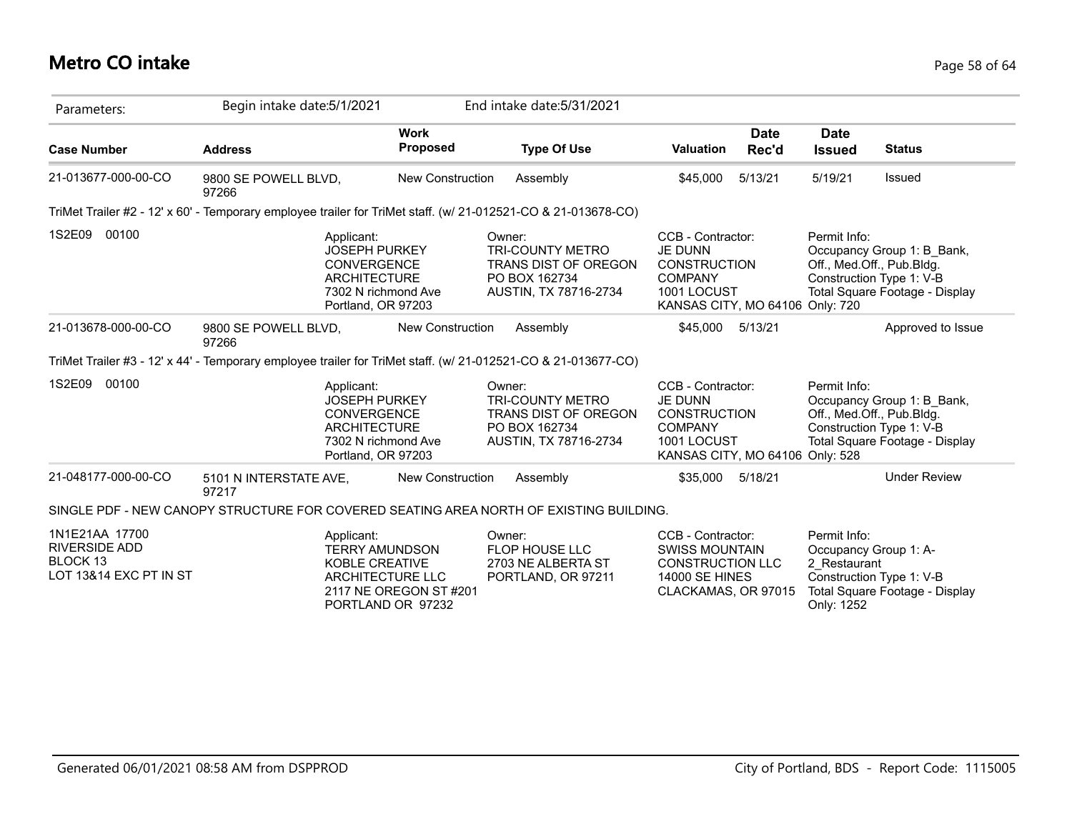# Metro CO intake

| Parameters: | Begin intake date:5/1/2021 | | End intake date:5/31/2021 | | | | |
|---|---|---|---|---|---|---|---|
| **Case Number** | **Address** | **Work Proposed** | **Type Of Use** | **Valuation** | **Date Rec'd** | **Date Issued** | **Status** |
| 21-013677-000-00-CO | 9800 SE POWELL BLVD, 97266 | New Construction | Assembly | $45,000 | 5/13/21 | 5/19/21 | Issued |

TriMet Trailer #2 - 12' x 60' - Temporary employee trailer for TriMet staff. (w/ 21-012521-CO & 21-013678-CO)

| | | | | |
|---|---|---|---|---|
| 1S2E09 00100 | Applicant:<br>JOSEPH PURKEY<br>CONVERGENCE ARCHITECTURE<br>7302 N richmond Ave<br>Portland, OR 97203 | Owner:<br>TRI-COUNTY METRO TRANS DIST OF OREGON<br>PO BOX 162734<br>AUSTIN, TX 78716-2734 | CCB - Contractor:<br>JE DUNN CONSTRUCTION COMPANY<br>1001 LOCUST<br>KANSAS CITY, MO 64106 | Permit Info:<br>Occupancy Group 1: B_Bank, Off., Med.Off., Pub.Bldg.<br>Construction Type 1: V-B<br>Total Square Footage - Display Only: 720 |

| Case Number | Address | Work Proposed | Type Of Use | Valuation | Date Rec'd | Date Issued | Status |
|---|---|---|---|---|---|---|---|
| 21-013678-000-00-CO | 9800 SE POWELL BLVD, 97266 | New Construction | Assembly | $45,000 | 5/13/21 | | Approved to Issue |

TriMet Trailer #3 - 12' x 44' - Temporary employee trailer for TriMet staff. (w/ 21-012521-CO & 21-013677-CO)

| | | | | |
|---|---|---|---|---|
| 1S2E09 00100 | Applicant:<br>JOSEPH PURKEY<br>CONVERGENCE ARCHITECTURE<br>7302 N richmond Ave<br>Portland, OR 97203 | Owner:<br>TRI-COUNTY METRO TRANS DIST OF OREGON<br>PO BOX 162734<br>AUSTIN, TX 78716-2734 | CCB - Contractor:<br>JE DUNN CONSTRUCTION COMPANY<br>1001 LOCUST<br>KANSAS CITY, MO 64106 | Permit Info:<br>Occupancy Group 1: B_Bank, Off., Med.Off., Pub.Bldg.<br>Construction Type 1: V-B<br>Total Square Footage - Display Only: 528 |

| Case Number | Address | Work Proposed | Type Of Use | Valuation | Date Rec'd | Date Issued | Status |
|---|---|---|---|---|---|---|---|
| 21-048177-000-00-CO | 5101 N INTERSTATE AVE, 97217 | New Construction | Assembly | $35,000 | 5/18/21 | | Under Review |

SINGLE PDF - NEW CANOPY STRUCTURE FOR COVERED SEATING AREA NORTH OF EXISTING BUILDING.

| | | | | |
|---|---|---|---|---|
| 1N1E21AA 17700<br>RIVERSIDE ADD<br>BLOCK 13<br>LOT 13&14 EXC PT IN ST | Applicant:<br>TERRY AMUNDSON<br>KOBLE CREATIVE ARCHITECTURE LLC<br>2117 NE OREGON ST #201<br>PORTLAND OR 97232 | Owner:<br>FLOP HOUSE LLC<br>2703 NE ALBERTA ST<br>PORTLAND, OR 97211 | CCB - Contractor:<br>SWISS MOUNTAIN CONSTRUCTION LLC<br>14000 SE HINES<br>CLACKAMAS, OR 97015 | Permit Info:<br>Occupancy Group 1: A-2_Restaurant<br>Construction Type 1: V-B<br>Total Square Footage - Display Only: 1252 |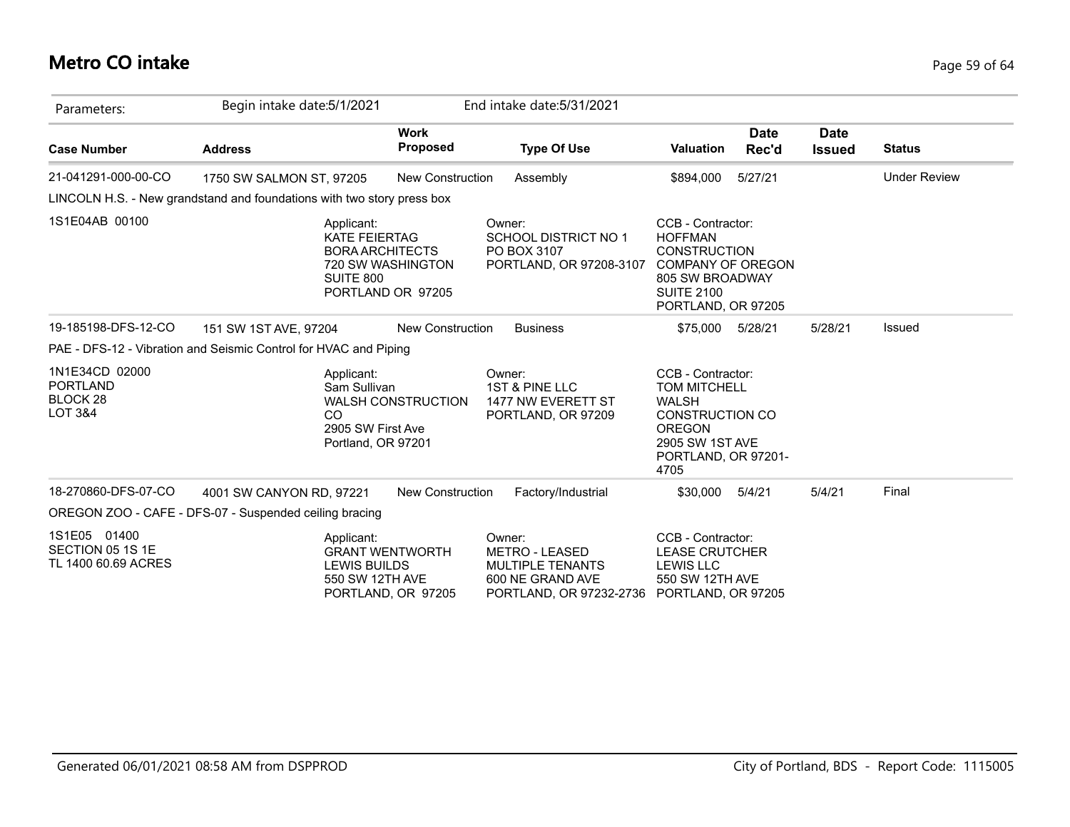# Metro CO intake

Parameters: Begin intake date:5/1/2021 End intake date:5/31/2021

| Case Number | Address | Work Proposed | Type Of Use | Valuation | Date Rec'd | Date Issued | Status |
|---|---|---|---|---|---|---|---|
| 21-041291-000-00-CO | 1750 SW SALMON ST, 97205 | New Construction | Assembly | $894,000 | 5/27/21 | | Under Review |
| LINCOLN H.S. - New grandstand and foundations with two story press box | | | | | | | |
| 1S1E04AB 00100 | Applicant: KATE FEIERTAG BORA ARCHITECTS 720 SW WASHINGTON SUITE 800 PORTLAND OR 97205 | | Owner: SCHOOL DISTRICT NO 1 PO BOX 3107 PORTLAND, OR 97208-3107 | CCB - Contractor: HOFFMAN CONSTRUCTION COMPANY OF OREGON 805 SW BROADWAY SUITE 2100 PORTLAND, OR 97205 | | | |
| 19-185198-DFS-12-CO | 151 SW 1ST AVE, 97204 | New Construction | Business | $75,000 | 5/28/21 | 5/28/21 | Issued |
| PAE - DFS-12 - Vibration and Seismic Control for HVAC and Piping | | | | | | | |
| 1N1E34CD 02000 PORTLAND BLOCK 28 LOT 3&4 | Applicant: Sam Sullivan WALSH CONSTRUCTION CO 2905 SW First Ave Portland, OR 97201 | | Owner: 1ST & PINE LLC 1477 NW EVERETT ST PORTLAND, OR 97209 | CCB - Contractor: TOM MITCHELL WALSH CONSTRUCTION CO OREGON 2905 SW 1ST AVE PORTLAND, OR 97201-4705 | | | |
| 18-270860-DFS-07-CO | 4001 SW CANYON RD, 97221 | New Construction | Factory/Industrial | $30,000 | 5/4/21 | 5/4/21 | Final |
| OREGON ZOO - CAFE - DFS-07 - Suspended ceiling bracing | | | | | | | |
| 1S1E05 01400 SECTION 05 1S 1E TL 1400 60.69 ACRES | Applicant: GRANT WENTWORTH LEWIS BUILDS 550 SW 12TH AVE PORTLAND, OR 97205 | | Owner: METRO - LEASED MULTIPLE TENANTS 600 NE GRAND AVE PORTLAND, OR 97232-2736 | CCB - Contractor: LEASE CRUTCHER LEWIS LLC 550 SW 12TH AVE PORTLAND, OR 97205 | | | |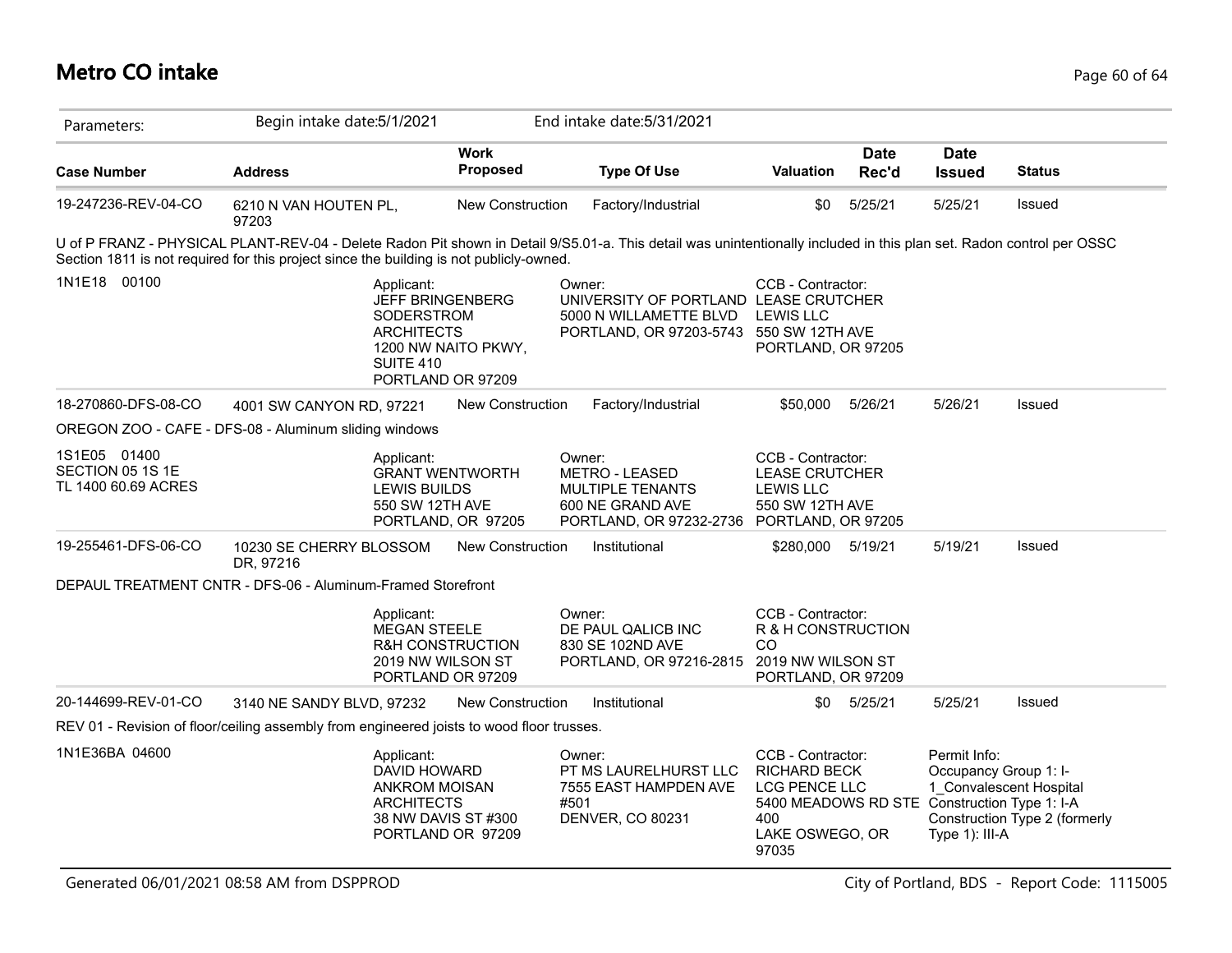# Metro CO intake

Parameters: Begin intake date:5/1/2021 End intake date:5/31/2021

| Case Number | Address | Work Proposed | Type Of Use | Valuation | Date Rec'd | Date Issued | Status |
|---|---|---|---|---|---|---|---|
| 19-247236-REV-04-CO | 6210 N VAN HOUTEN PL, 97203 | New Construction | Factory/Industrial | $0 | 5/25/21 | 5/25/21 | Issued |

U of P FRANZ - PHYSICAL PLANT-REV-04 - Delete Radon Pit shown in Detail 9/S5.01-a. This detail was unintentionally included in this plan set. Radon control per OSSC Section 1811 is not required for this project since the building is not publicly-owned.

1N1E18 00100

Applicant: JEFF BRINGENBERG, SODERSTROM ARCHITECTS, 1200 NW NAITO PKWY, SUITE 410, PORTLAND OR 97209

Owner: UNIVERSITY OF PORTLAND, 5000 N WILLAMETTE BLVD, PORTLAND, OR 97203-5743

CCB - Contractor: LEASE CRUTCHER LEWIS LLC, 550 SW 12TH AVE, PORTLAND, OR 97205

| Case Number | Address | Work Proposed | Type Of Use | Valuation | Date Rec'd | Date Issued | Status |
|---|---|---|---|---|---|---|---|
| 18-270860-DFS-08-CO | 4001 SW CANYON RD, 97221 | New Construction | Factory/Industrial | $50,000 | 5/26/21 | 5/26/21 | Issued |

OREGON ZOO - CAFE - DFS-08 - Aluminum sliding windows

1S1E05 01400
SECTION 05 1S 1E
TL 1400 60.69 ACRES

Applicant: GRANT WENTWORTH, LEWIS BUILDS, 550 SW 12TH AVE, PORTLAND, OR 97205

Owner: METRO - LEASED MULTIPLE TENANTS, 600 NE GRAND AVE, PORTLAND, OR 97232-2736

CCB - Contractor: LEASE CRUTCHER LEWIS LLC, 550 SW 12TH AVE, PORTLAND, OR 97205

| Case Number | Address | Work Proposed | Type Of Use | Valuation | Date Rec'd | Date Issued | Status |
|---|---|---|---|---|---|---|---|
| 19-255461-DFS-06-CO | 10230 SE CHERRY BLOSSOM DR, 97216 | New Construction | Institutional | $280,000 | 5/19/21 | 5/19/21 | Issued |

DEPAUL TREATMENT CNTR - DFS-06 - Aluminum-Framed Storefront

Applicant: MEGAN STEELE, R&H CONSTRUCTION, 2019 NW WILSON ST, PORTLAND OR 97209

Owner: DE PAUL QALICB INC, 830 SE 102ND AVE, PORTLAND, OR 97216-2815

CCB - Contractor: R & H CONSTRUCTION CO, 2019 NW WILSON ST, PORTLAND, OR 97209

| Case Number | Address | Work Proposed | Type Of Use | Valuation | Date Rec'd | Date Issued | Status |
|---|---|---|---|---|---|---|---|
| 20-144699-REV-01-CO | 3140 NE SANDY BLVD, 97232 | New Construction | Institutional | $0 | 5/25/21 | 5/25/21 | Issued |

REV 01 - Revision of floor/ceiling assembly from engineered joists to wood floor trusses.

1N1E36BA 04600

Applicant: DAVID HOWARD, ANKROM MOISAN ARCHITECTS, 38 NW DAVIS ST #300, PORTLAND OR 97209

Owner: PT MS LAURELHURST LLC, 7555 EAST HAMPDEN AVE #501, DENVER, CO 80231

CCB - Contractor: RICHARD BECK, LCG PENCE LLC, 5400 MEADOWS RD STE 400, LAKE OSWEGO, OR 97035

Permit Info:
Occupancy Group 1: I-1_Convalescent Hospital
Construction Type 1: I-A
Construction Type 2 (formerly Type 1): III-A

Generated 06/01/2021 08:58 AM from DSPPROD — City of Portland, BDS - Report Code: 1115005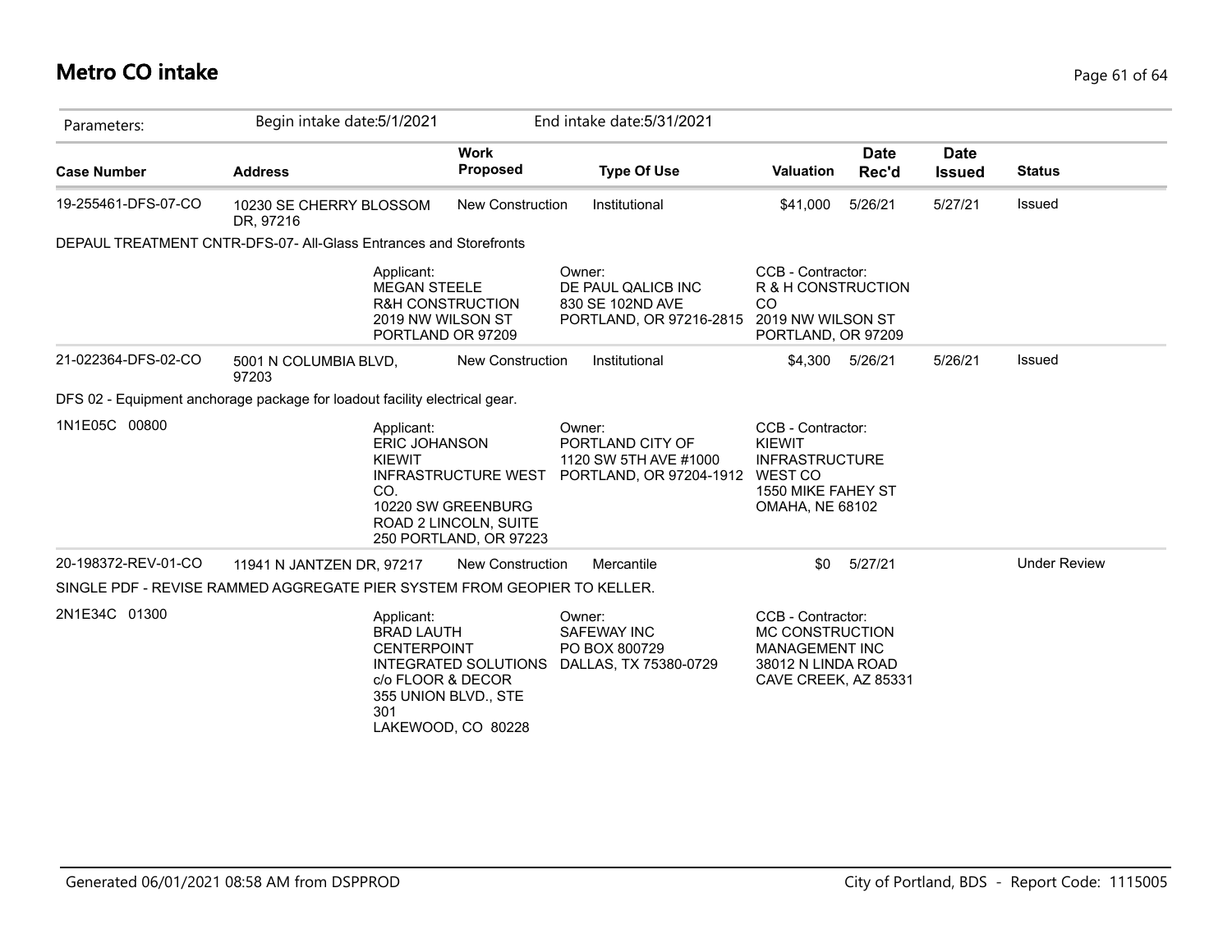# Metro CO intake

Parameters: Begin intake date:5/1/2021 End intake date:5/31/2021

| Case Number | Address | Work Proposed | Type Of Use | Valuation | Date Rec'd | Date Issued | Status |
|---|---|---|---|---|---|---|---|
| 19-255461-DFS-07-CO | 10230 SE CHERRY BLOSSOM DR, 97216 | New Construction | Institutional | $41,000 | 5/26/21 | 5/27/21 | Issued |
| DEPAUL TREATMENT CNTR-DFS-07- All-Glass Entrances and Storefronts | | | | | | | |
| | Applicant: MEGAN STEELE R&H CONSTRUCTION 2019 NW WILSON ST PORTLAND OR 97209 | | Owner: DE PAUL QALICB INC 830 SE 102ND AVE PORTLAND, OR 97216-2815 | CCB - Contractor: R & H CONSTRUCTION CO 2019 NW WILSON ST PORTLAND, OR 97209 | | | |
| 21-022364-DFS-02-CO | 5001 N COLUMBIA BLVD, 97203 | New Construction | Institutional | $4,300 | 5/26/21 | 5/26/21 | Issued |
| DFS 02 - Equipment anchorage package for loadout facility electrical gear. | | | | | | | |
| 1N1E05C 00800 | Applicant: ERIC JOHANSON KIEWIT INFRASTRUCTURE WEST CO. 10220 SW GREENBURG ROAD 2 LINCOLN, SUITE 250 PORTLAND, OR 97223 | | Owner: PORTLAND CITY OF 1120 SW 5TH AVE #1000 PORTLAND, OR 97204-1912 | CCB - Contractor: KIEWIT INFRASTRUCTURE WEST CO 1550 MIKE FAHEY ST OMAHA, NE 68102 | | | |
| 20-198372-REV-01-CO | 11941 N JANTZEN DR, 97217 | New Construction | Mercantile | $0 | 5/27/21 | | Under Review |
| SINGLE PDF - REVISE RAMMED AGGREGATE PIER SYSTEM FROM GEOPIER TO KELLER. | | | | | | | |
| 2N1E34C 01300 | Applicant: BRAD LAUTH CENTERPOINT INTEGRATED SOLUTIONS c/o FLOOR & DECOR 355 UNION BLVD., STE 301 LAKEWOOD, CO 80228 | | Owner: SAFEWAY INC PO BOX 800729 DALLAS, TX 75380-0729 | CCB - Contractor: MC CONSTRUCTION MANAGEMENT INC 38012 N LINDA ROAD CAVE CREEK, AZ 85331 | | | |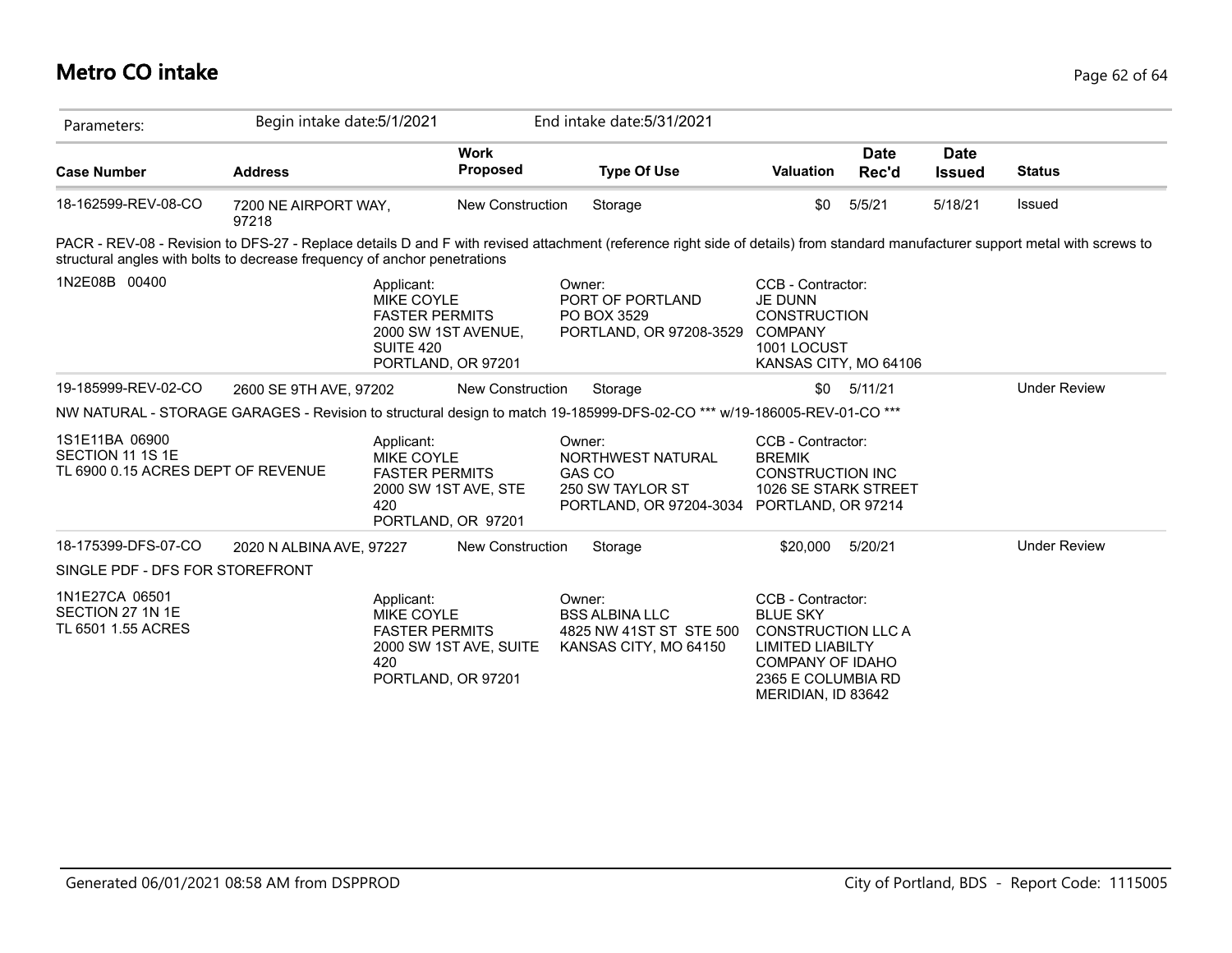# Metro CO intake

| Parameters: | Begin intake date:5/1/2021 | | End intake date:5/31/2021 | | | | |
|---|---|---|---|---|---|---|---|
| **Case Number** | **Address** | **Work Proposed** | **Type Of Use** | **Valuation** | **Date Rec'd** | **Date Issued** | **Status** |
| 18-162599-REV-08-CO | 7200 NE AIRPORT WAY, 97218 | New Construction | Storage | $0 | 5/5/21 | 5/18/21 | Issued |

PACR - REV-08 - Revision to DFS-27 - Replace details D and F with revised attachment (reference right side of details) from standard manufacturer support metal with screws to structural angles with bolts to decrease frequency of anchor penetrations

1N2E08B 00400

Applicant:
MIKE COYLE
FASTER PERMITS
2000 SW 1ST AVENUE, SUITE 420
PORTLAND, OR 97201

Owner:
PORT OF PORTLAND
PO BOX 3529
PORTLAND, OR 97208-3529

CCB - Contractor:
JE DUNN CONSTRUCTION COMPANY
1001 LOCUST
KANSAS CITY, MO 64106

| Case Number | Address | Work Proposed | Type Of Use | Valuation | Date Rec'd | Date Issued | Status |
|---|---|---|---|---|---|---|---|
| 19-185999-REV-02-CO | 2600 SE 9TH AVE, 97202 | New Construction | Storage | $0 | 5/11/21 | | Under Review |

NW NATURAL - STORAGE GARAGES - Revision to structural design to match 19-185999-DFS-02-CO *** w/19-186005-REV-01-CO ***

1S1E11BA 06900
SECTION 11 1S 1E
TL 6900 0.15 ACRES DEPT OF REVENUE

Applicant:
MIKE COYLE
FASTER PERMITS
2000 SW 1ST AVE, STE 420
PORTLAND, OR 97201

Owner:
NORTHWEST NATURAL GAS CO
250 SW TAYLOR ST
PORTLAND, OR 97204-3034

CCB - Contractor:
BREMIK CONSTRUCTION INC
1026 SE STARK STREET
PORTLAND, OR 97214

| Case Number | Address | Work Proposed | Type Of Use | Valuation | Date Rec'd | Date Issued | Status |
|---|---|---|---|---|---|---|---|
| 18-175399-DFS-07-CO | 2020 N ALBINA AVE, 97227 | New Construction | Storage | $20,000 | 5/20/21 | | Under Review |

SINGLE PDF - DFS FOR STOREFRONT

1N1E27CA 06501
SECTION 27 1N 1E
TL 6501 1.55 ACRES

Applicant:
MIKE COYLE
FASTER PERMITS
2000 SW 1ST AVE, SUITE 420
PORTLAND, OR 97201

Owner:
BSS ALBINA LLC
4825 NW 41ST ST STE 500
KANSAS CITY, MO 64150

CCB - Contractor:
BLUE SKY CONSTRUCTION LLC A LIMITED LIABILTY COMPANY OF IDAHO
2365 E COLUMBIA RD
MERIDIAN, ID 83642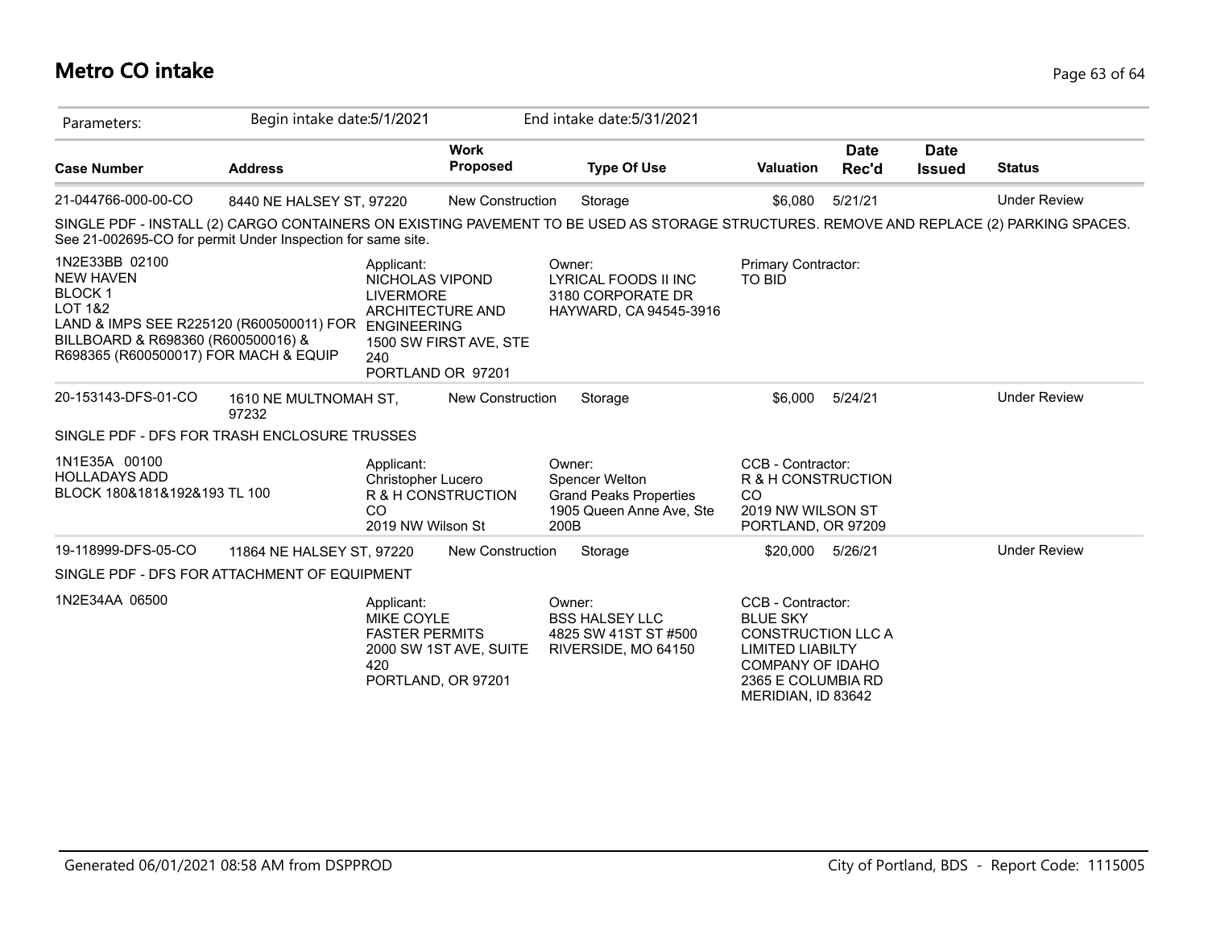# Metro CO intake

Parameters: Begin intake date:5/1/2021 End intake date:5/31/2021

| Case Number | Address | Work Proposed | Type Of Use | Valuation | Date Rec'd | Date Issued | Status |
|---|---|---|---|---|---|---|---|
| 21-044766-000-00-CO | 8440 NE HALSEY ST, 97220 | New Construction | Storage | $6,080 | 5/21/21 | | Under Review |

SINGLE PDF - INSTALL (2) CARGO CONTAINERS ON EXISTING PAVEMENT TO BE USED AS STORAGE STRUCTURES. REMOVE AND REPLACE (2) PARKING SPACES. See 21-002695-CO for permit Under Inspection for same site.

1N2E33BB 02100
NEW HAVEN
BLOCK 1
LOT 1&2
LAND & IMPS SEE R225120 (R600500011) FOR BILLBOARD & R698360 (R600500016) & R698365 (R600500017) FOR MACH & EQUIP

Applicant:
NICHOLAS VIPOND
LIVERMORE ARCHITECTURE AND ENGINEERING
1500 SW FIRST AVE, STE 240
PORTLAND OR 97201

Owner:
LYRICAL FOODS II INC
3180 CORPORATE DR
HAYWARD, CA 94545-3916

Primary Contractor:
TO BID

| Case Number | Address | Work Proposed | Type Of Use | Valuation | Date Rec'd | Date Issued | Status |
|---|---|---|---|---|---|---|---|
| 20-153143-DFS-01-CO | 1610 NE MULTNOMAH ST, 97232 | New Construction | Storage | $6,000 | 5/24/21 | | Under Review |

SINGLE PDF - DFS FOR TRASH ENCLOSURE TRUSSES

1N1E35A 00100
HOLLADAYS ADD
BLOCK 180&181&192&193 TL 100

Applicant:
Christopher Lucero
R & H CONSTRUCTION CO
2019 NW Wilson St

Owner:
Spencer Welton
Grand Peaks Properties
1905 Queen Anne Ave, Ste 200B

CCB - Contractor:
R & H CONSTRUCTION CO
2019 NW WILSON ST
PORTLAND, OR 97209

| Case Number | Address | Work Proposed | Type Of Use | Valuation | Date Rec'd | Date Issued | Status |
|---|---|---|---|---|---|---|---|
| 19-118999-DFS-05-CO | 11864 NE HALSEY ST, 97220 | New Construction | Storage | $20,000 | 5/26/21 | | Under Review |

SINGLE PDF - DFS FOR ATTACHMENT OF EQUIPMENT

1N2E34AA 06500

Applicant:
MIKE COYLE
FASTER PERMITS
2000 SW 1ST AVE, SUITE 420
PORTLAND, OR 97201

Owner:
BSS HALSEY LLC
4825 SW 41ST ST #500
RIVERSIDE, MO 64150

CCB - Contractor:
BLUE SKY CONSTRUCTION LLC A LIMITED LIABILTY COMPANY OF IDAHO
2365 E COLUMBIA RD
MERIDIAN, ID 83642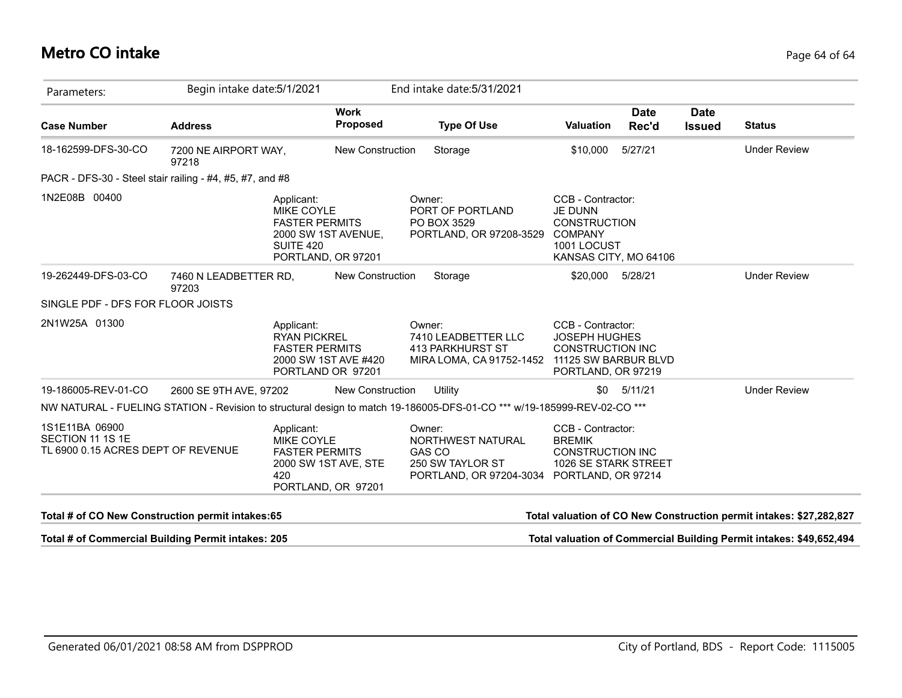# Metro CO intake

Parameters: Begin intake date:5/1/2021 End intake date:5/31/2021

| Case Number | Address | Work Proposed | Type Of Use | Valuation | Date Rec'd | Date Issued | Status |
|---|---|---|---|---|---|---|---|
| 18-162599-DFS-30-CO | 7200 NE AIRPORT WAY, 97218 | New Construction | Storage | $10,000 | 5/27/21 | | Under Review |
| PACR - DFS-30 - Steel stair railing - #4, #5, #7, and #8 | | | | | | | |
| 1N2E08B 00400 | | Applicant: MIKE COYLE FASTER PERMITS 2000 SW 1ST AVENUE, SUITE 420 PORTLAND, OR 97201 | Owner: PORT OF PORTLAND PO BOX 3529 PORTLAND, OR 97208-3529 | CCB - Contractor: JE DUNN CONSTRUCTION COMPANY 1001 LOCUST KANSAS CITY, MO 64106 | | | |
| 19-262449-DFS-03-CO | 7460 N LEADBETTER RD, 97203 | New Construction | Storage | $20,000 | 5/28/21 | | Under Review |
| SINGLE PDF - DFS FOR FLOOR JOISTS | | | | | | | |
| 2N1W25A 01300 | | Applicant: RYAN PICKREL FASTER PERMITS 2000 SW 1ST AVE #420 PORTLAND OR 97201 | Owner: 7410 LEADBETTER LLC 413 PARKHURST ST MIRA LOMA, CA 91752-1452 | CCB - Contractor: JOSEPH HUGHES CONSTRUCTION INC 11125 SW BARBUR BLVD PORTLAND, OR 97219 | | | |
| 19-186005-REV-01-CO | 2600 SE 9TH AVE, 97202 | New Construction | Utility | $0 | 5/11/21 | | Under Review |
| NW NATURAL - FUELING STATION - Revision to structural design to match 19-186005-DFS-01-CO *** w/19-185999-REV-02-CO *** | | | | | | | |
| 1S1E11BA 06900 SECTION 11 1S 1E TL 6900 0.15 ACRES DEPT OF REVENUE | | Applicant: MIKE COYLE FASTER PERMITS 2000 SW 1ST AVE, STE 420 PORTLAND, OR 97201 | Owner: NORTHWEST NATURAL GAS CO 250 SW TAYLOR ST PORTLAND, OR 97204-3034 | CCB - Contractor: BREMIK CONSTRUCTION INC 1026 SE STARK STREET PORTLAND, OR 97214 | | | |

**Total # of CO New Construction permit intakes:65** — **Total valuation of CO New Construction permit intakes: $27,282,827**

**Total # of Commercial Building Permit intakes: 205** — **Total valuation of Commercial Building Permit intakes: $49,652,494**

Generated 06/01/2021 08:58 AM from DSPPROD — City of Portland, BDS - Report Code: 1115005